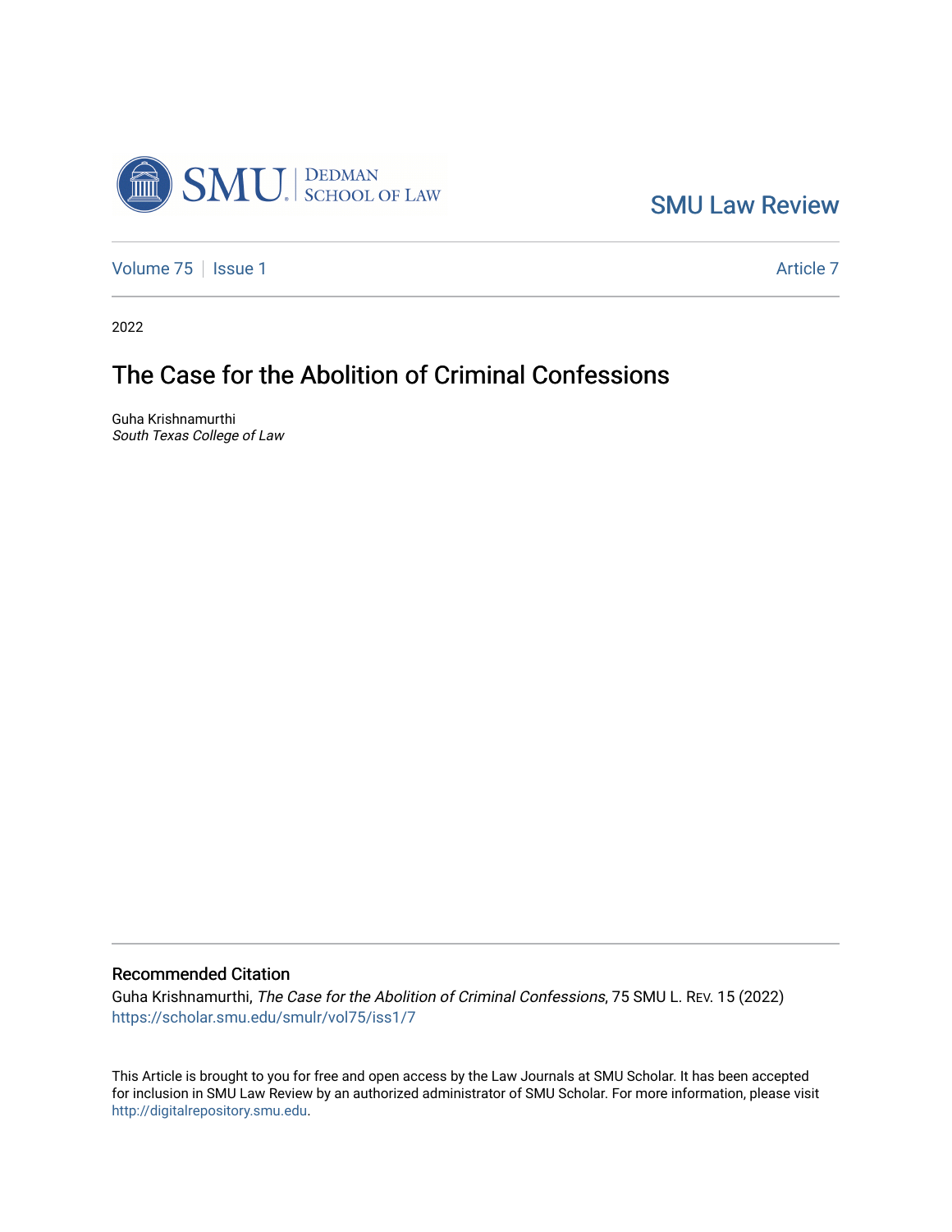SMU Law Review

Volume 75 | Issue 1 | Article 7

2022

# The Case for the Abolition of Criminal Confessions

Guha Krishnamurthi
*South Texas College of Law*

## Recommended Citation

Guha Krishnamurthi, *The Case for the Abolition of Criminal Confessions*, 75 SMU L. Rev. 15 (2022)
https://scholar.smu.edu/smulr/vol75/iss1/7

This Article is brought to you for free and open access by the Law Journals at SMU Scholar. It has been accepted for inclusion in SMU Law Review by an authorized administrator of SMU Scholar. For more information, please visit http://digitalrepository.smu.edu.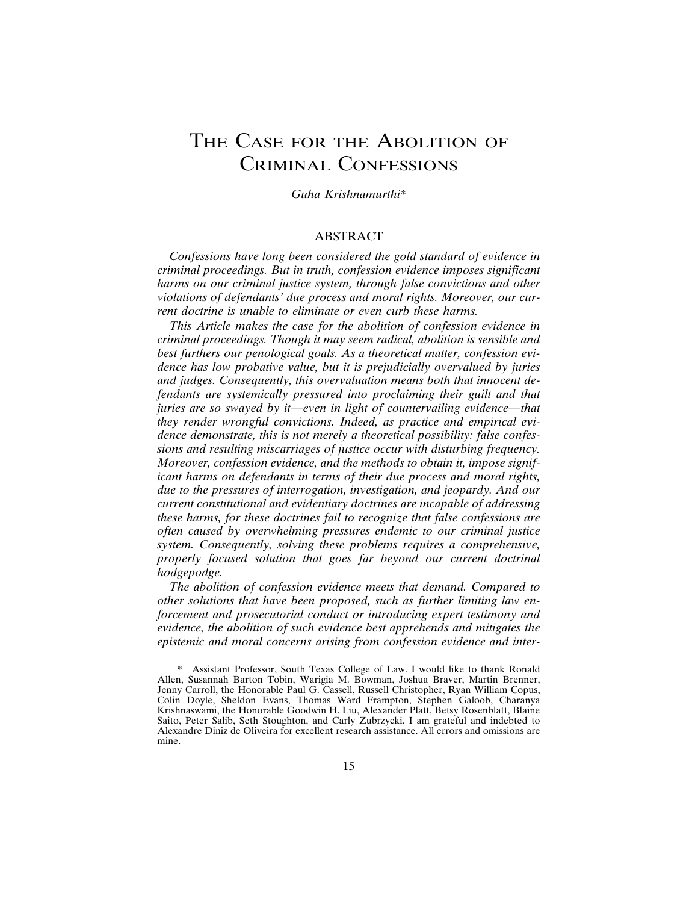# The Case for the Abolition of Criminal Confessions

*Guha Krishnamurthi**

## ABSTRACT

*Confessions have long been considered the gold standard of evidence in criminal proceedings. But in truth, confession evidence imposes significant harms on our criminal justice system, through false convictions and other violations of defendants' due process and moral rights. Moreover, our current doctrine is unable to eliminate or even curb these harms.*

*This Article makes the case for the abolition of confession evidence in criminal proceedings. Though it may seem radical, abolition is sensible and best furthers our penological goals. As a theoretical matter, confession evidence has low probative value, but it is prejudicially overvalued by juries and judges. Consequently, this overvaluation means both that innocent defendants are systemically pressured into proclaiming their guilt and that juries are so swayed by it—even in light of countervailing evidence—that they render wrongful convictions. Indeed, as practice and empirical evidence demonstrate, this is not merely a theoretical possibility: false confessions and resulting miscarriages of justice occur with disturbing frequency. Moreover, confession evidence, and the methods to obtain it, impose significant harms on defendants in terms of their due process and moral rights, due to the pressures of interrogation, investigation, and jeopardy. And our current constitutional and evidentiary doctrines are incapable of addressing these harms, for these doctrines fail to recognize that false confessions are often caused by overwhelming pressures endemic to our criminal justice system. Consequently, solving these problems requires a comprehensive, properly focused solution that goes far beyond our current doctrinal hodgepodge.*

*The abolition of confession evidence meets that demand. Compared to other solutions that have been proposed, such as further limiting law enforcement and prosecutorial conduct or introducing expert testimony and evidence, the abolition of such evidence best apprehends and mitigates the epistemic and moral concerns arising from confession evidence and inter-*

---

\* Assistant Professor, South Texas College of Law. I would like to thank Ronald Allen, Susannah Barton Tobin, Warigia M. Bowman, Joshua Braver, Martin Brenner, Jenny Carroll, the Honorable Paul G. Cassell, Russell Christopher, Ryan William Copus, Colin Doyle, Sheldon Evans, Thomas Ward Frampton, Stephen Galoob, Charanya Krishnaswami, the Honorable Goodwin H. Liu, Alexander Platt, Betsy Rosenblatt, Blaine Saito, Peter Salib, Seth Stoughton, and Carly Zubrzycki. I am grateful and indebted to Alexandre Diniz de Oliveira for excellent research assistance. All errors and omissions are mine.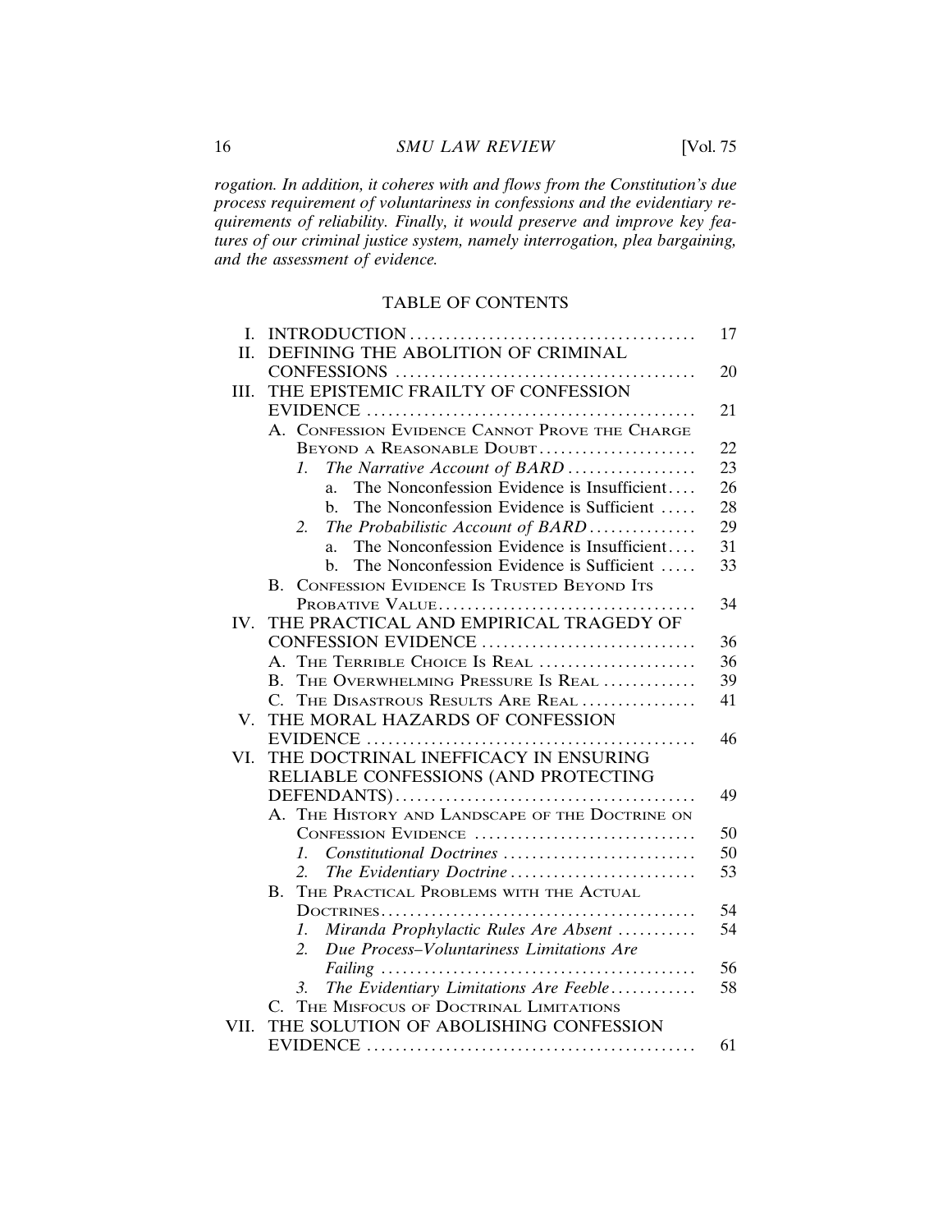*rogation. In addition, it coheres with and flows from the Constitution's due process requirement of voluntariness in confessions and the evidentiary requirements of reliability. Finally, it would preserve and improve key features of our criminal justice system, namely interrogation, plea bargaining, and the assessment of evidence.*

## TABLE OF CONTENTS

| | | |
|---|---|---|
| I. | INTRODUCTION | 17 |
| II. | DEFINING THE ABOLITION OF CRIMINAL CONFESSIONS | 20 |
| III. | THE EPISTEMIC FRAILTY OF CONFESSION EVIDENCE | 21 |
| | A. CONFESSION EVIDENCE CANNOT PROVE THE CHARGE BEYOND A REASONABLE DOUBT | 22 |
| | 1. *The Narrative Account of BARD* | 23 |
| | a. The Nonconfession Evidence is Insufficient | 26 |
| | b. The Nonconfession Evidence is Sufficient | 28 |
| | 2. *The Probabilistic Account of BARD* | 29 |
| | a. The Nonconfession Evidence is Insufficient | 31 |
| | b. The Nonconfession Evidence is Sufficient | 33 |
| | B. CONFESSION EVIDENCE IS TRUSTED BEYOND ITS PROBATIVE VALUE | 34 |
| IV. | THE PRACTICAL AND EMPIRICAL TRAGEDY OF CONFESSION EVIDENCE | 36 |
| | A. THE TERRIBLE CHOICE IS REAL | 36 |
| | B. THE OVERWHELMING PRESSURE IS REAL | 39 |
| | C. THE DISASTROUS RESULTS ARE REAL | 41 |
| V. | THE MORAL HAZARDS OF CONFESSION EVIDENCE | 46 |
| VI. | THE DOCTRINAL INEFFICACY IN ENSURING RELIABLE CONFESSIONS (AND PROTECTING DEFENDANTS) | 49 |
| | A. THE HISTORY AND LANDSCAPE OF THE DOCTRINE ON CONFESSION EVIDENCE | 50 |
| | 1. *Constitutional Doctrines* | 50 |
| | 2. *The Evidentiary Doctrine* | 53 |
| | B. THE PRACTICAL PROBLEMS WITH THE ACTUAL DOCTRINES | 54 |
| | 1. *Miranda Prophylactic Rules Are Absent* | 54 |
| | 2. *Due Process–Voluntariness Limitations Are Failing* | 56 |
| | 3. *The Evidentiary Limitations Are Feeble* | 58 |
| | C. THE MISFOCUS OF DOCTRINAL LIMITATIONS | |
| VII. | THE SOLUTION OF ABOLISHING CONFESSION EVIDENCE | 61 |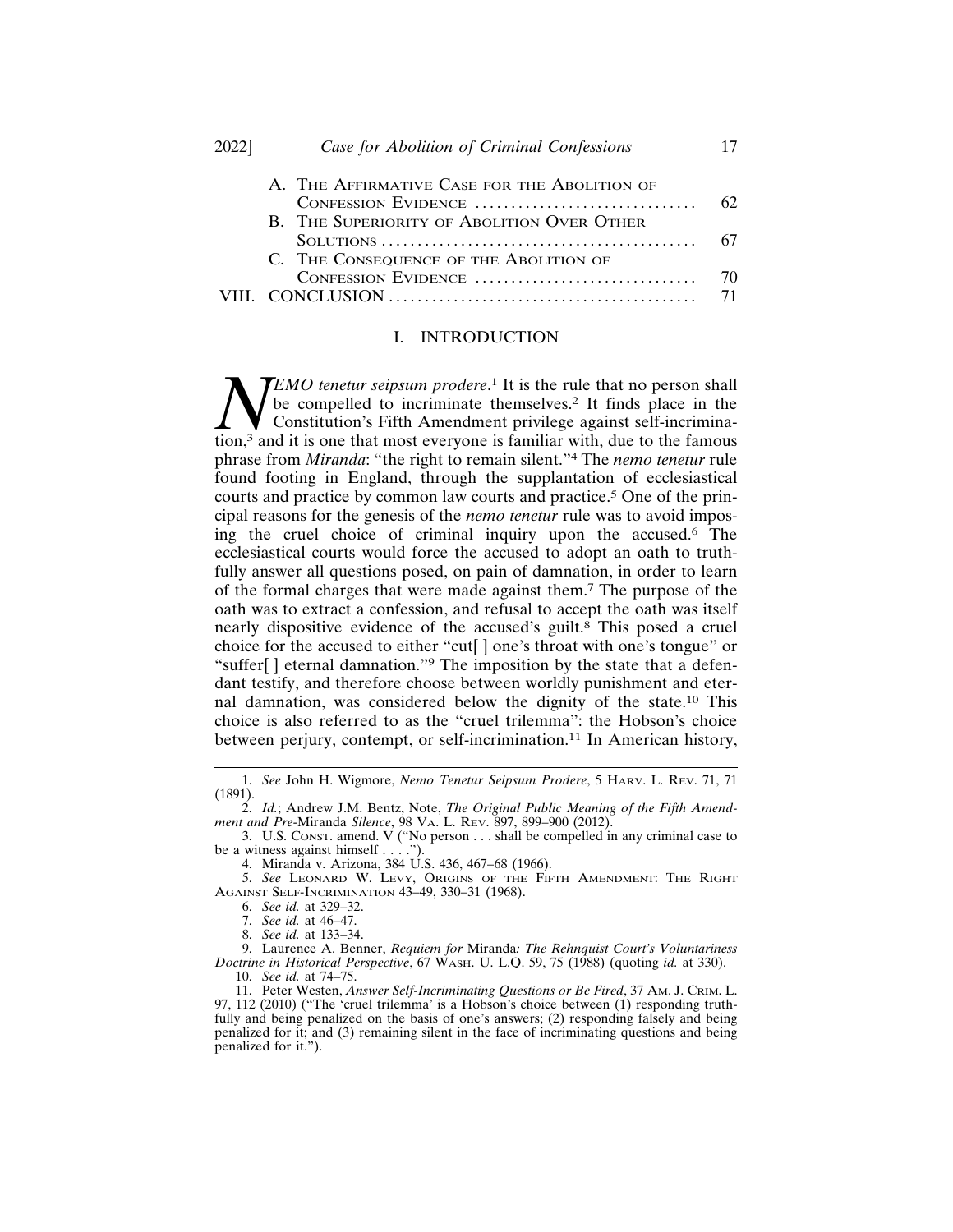A. The Affirmative Case for the Abolition of Confession Evidence ............................... 62
B. The Superiority of Abolition Over Other Solutions ........................................... 67
C. The Consequence of the Abolition of Confession Evidence ............................... 70

VIII. Conclusion ........................................... 71

## I. INTRODUCTION

*Nemo tenetur seipsum prodere*.[1] It is the rule that no person shall be compelled to incriminate themselves.[2] It finds place in the Constitution's Fifth Amendment privilege against self-incrimination,[3] and it is one that most everyone is familiar with, due to the famous phrase from *Miranda*: "the right to remain silent."[4] The *nemo tenetur* rule found footing in England, through the supplantation of ecclesiastical courts and practice by common law courts and practice.[5] One of the principal reasons for the genesis of the *nemo tenetur* rule was to avoid imposing the cruel choice of criminal inquiry upon the accused.[6] The ecclesiastical courts would force the accused to adopt an oath to truthfully answer all questions posed, on pain of damnation, in order to learn of the formal charges that were made against them.[7] The purpose of the oath was to extract a confession, and refusal to accept the oath was itself nearly dispositive evidence of the accused's guilt.[8] This posed a cruel choice for the accused to either "cut[ ] one's throat with one's tongue" or "suffer[ ] eternal damnation."[9] The imposition by the state that a defendant testify, and therefore choose between worldly punishment and eternal damnation, was considered below the dignity of the state.[10] This choice is also referred to as the "cruel trilemma": the Hobson's choice between perjury, contempt, or self-incrimination.[11] In American history,

---

1. *See* John H. Wigmore, *Nemo Tenetur Seipsum Prodere*, 5 Harv. L. Rev. 71, 71 (1891).
2. *Id.*; Andrew J.M. Bentz, Note, *The Original Public Meaning of the Fifth Amendment and Pre-*Miranda *Silence*, 98 Va. L. Rev. 897, 899–900 (2012).
3. U.S. Const. amend. V ("No person . . . shall be compelled in any criminal case to be a witness against himself . . . .").
4. Miranda v. Arizona, 384 U.S. 436, 467–68 (1966).
5. *See* Leonard W. Levy, Origins of the Fifth Amendment: The Right Against Self-Incrimination 43–49, 330–31 (1968).
6. *See id.* at 329–32.
7. *See id.* at 46–47.
8. *See id.* at 133–34.
9. Laurence A. Benner, *Requiem for* Miranda*: The Rehnquist Court's Voluntariness Doctrine in Historical Perspective*, 67 Wash. U. L.Q. 59, 75 (1988) (quoting *id.* at 330).
10. *See id.* at 74–75.
11. Peter Westen, *Answer Self-Incriminating Questions or Be Fired*, 37 Am. J. Crim. L. 97, 112 (2010) ("The 'cruel trilemma' is a Hobson's choice between (1) responding truthfully and being penalized on the basis of one's answers; (2) responding falsely and being penalized for it; and (3) remaining silent in the face of incriminating questions and being penalized for it.").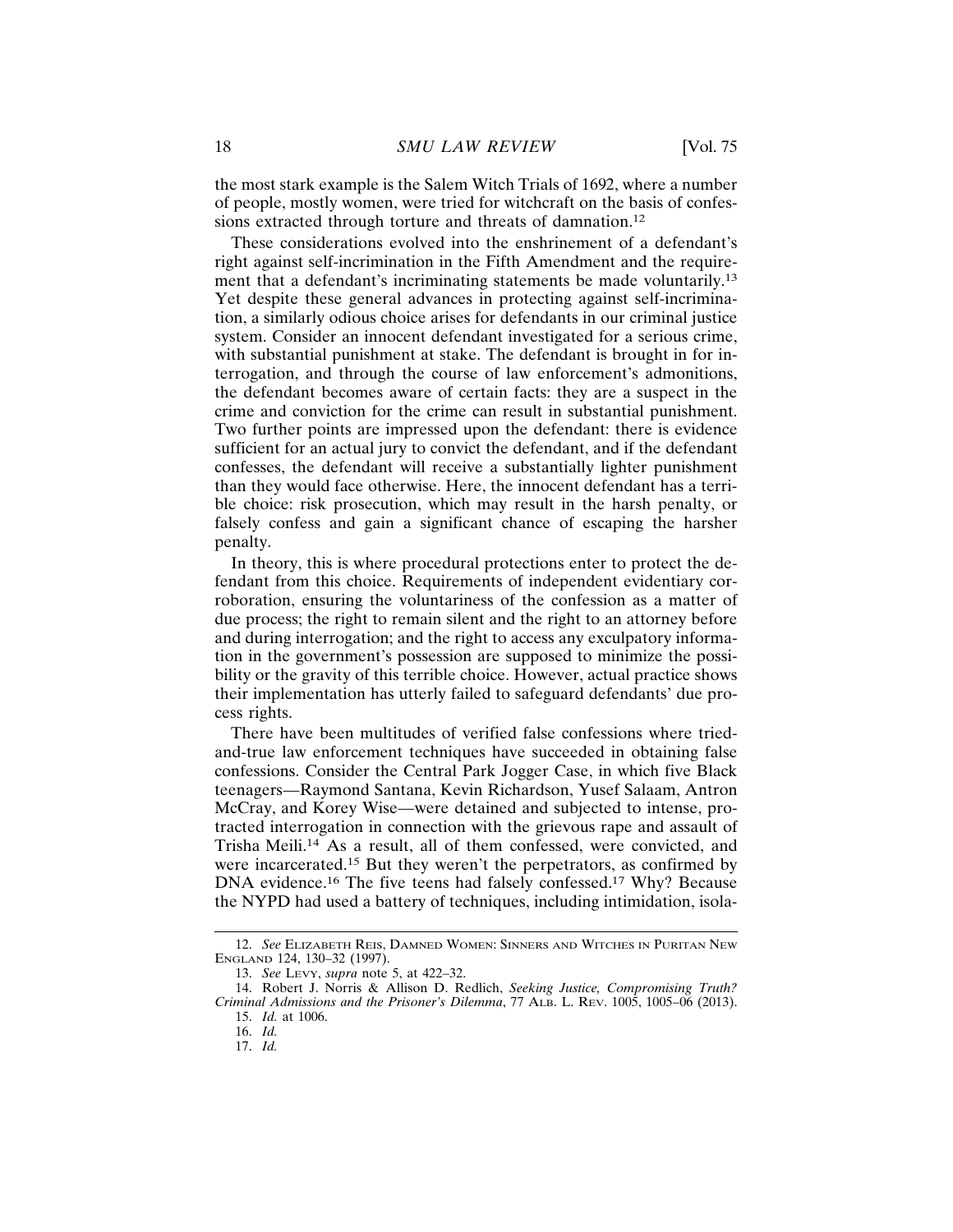the most stark example is the Salem Witch Trials of 1692, where a number of people, mostly women, were tried for witchcraft on the basis of confessions extracted through torture and threats of damnation.[12]

These considerations evolved into the enshrinement of a defendant's right against self-incrimination in the Fifth Amendment and the requirement that a defendant's incriminating statements be made voluntarily.[13] Yet despite these general advances in protecting against self-incrimination, a similarly odious choice arises for defendants in our criminal justice system. Consider an innocent defendant investigated for a serious crime, with substantial punishment at stake. The defendant is brought in for interrogation, and through the course of law enforcement's admonitions, the defendant becomes aware of certain facts: they are a suspect in the crime and conviction for the crime can result in substantial punishment. Two further points are impressed upon the defendant: there is evidence sufficient for an actual jury to convict the defendant, and if the defendant confesses, the defendant will receive a substantially lighter punishment than they would face otherwise. Here, the innocent defendant has a terrible choice: risk prosecution, which may result in the harsh penalty, or falsely confess and gain a significant chance of escaping the harsher penalty.

In theory, this is where procedural protections enter to protect the defendant from this choice. Requirements of independent evidentiary corroboration, ensuring the voluntariness of the confession as a matter of due process; the right to remain silent and the right to an attorney before and during interrogation; and the right to access any exculpatory information in the government's possession are supposed to minimize the possibility or the gravity of this terrible choice. However, actual practice shows their implementation has utterly failed to safeguard defendants' due process rights.

There have been multitudes of verified false confessions where tried-and-true law enforcement techniques have succeeded in obtaining false confessions. Consider the Central Park Jogger Case, in which five Black teenagers—Raymond Santana, Kevin Richardson, Yusef Salaam, Antron McCray, and Korey Wise—were detained and subjected to intense, protracted interrogation in connection with the grievous rape and assault of Trisha Meili.[14] As a result, all of them confessed, were convicted, and were incarcerated.[15] But they weren't the perpetrators, as confirmed by DNA evidence.[16] The five teens had falsely confessed.[17] Why? Because the NYPD had used a battery of techniques, including intimidation, isola-

---

12. *See* Elizabeth Reis, Damned Women: Sinners and Witches in Puritan New England 124, 130–32 (1997).

13. *See* Levy, *supra* note 5, at 422–32.

14. Robert J. Norris & Allison D. Redlich, *Seeking Justice, Compromising Truth? Criminal Admissions and the Prisoner's Dilemma*, 77 Alb. L. Rev. 1005, 1005–06 (2013).

15. *Id.* at 1006.

16. *Id.*

17. *Id.*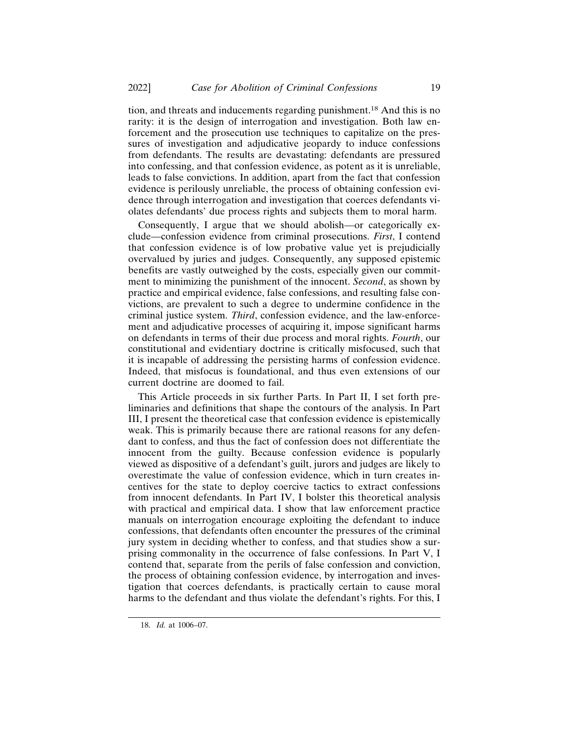tion, and threats and inducements regarding punishment.[18] And this is no rarity: it is the design of interrogation and investigation. Both law enforcement and the prosecution use techniques to capitalize on the pressures of investigation and adjudicative jeopardy to induce confessions from defendants. The results are devastating: defendants are pressured into confessing, and that confession evidence, as potent as it is unreliable, leads to false convictions. In addition, apart from the fact that confession evidence is perilously unreliable, the process of obtaining confession evidence through interrogation and investigation that coerces defendants violates defendants' due process rights and subjects them to moral harm.

Consequently, I argue that we should abolish—or categorically exclude—confession evidence from criminal prosecutions. *First*, I contend that confession evidence is of low probative value yet is prejudicially overvalued by juries and judges. Consequently, any supposed epistemic benefits are vastly outweighed by the costs, especially given our commitment to minimizing the punishment of the innocent. *Second*, as shown by practice and empirical evidence, false confessions, and resulting false convictions, are prevalent to such a degree to undermine confidence in the criminal justice system. *Third*, confession evidence, and the law-enforcement and adjudicative processes of acquiring it, impose significant harms on defendants in terms of their due process and moral rights. *Fourth*, our constitutional and evidentiary doctrine is critically misfocused, such that it is incapable of addressing the persisting harms of confession evidence. Indeed, that misfocus is foundational, and thus even extensions of our current doctrine are doomed to fail.

This Article proceeds in six further Parts. In Part II, I set forth preliminaries and definitions that shape the contours of the analysis. In Part III, I present the theoretical case that confession evidence is epistemically weak. This is primarily because there are rational reasons for any defendant to confess, and thus the fact of confession does not differentiate the innocent from the guilty. Because confession evidence is popularly viewed as dispositive of a defendant's guilt, jurors and judges are likely to overestimate the value of confession evidence, which in turn creates incentives for the state to deploy coercive tactics to extract confessions from innocent defendants. In Part IV, I bolster this theoretical analysis with practical and empirical data. I show that law enforcement practice manuals on interrogation encourage exploiting the defendant to induce confessions, that defendants often encounter the pressures of the criminal jury system in deciding whether to confess, and that studies show a surprising commonality in the occurrence of false confessions. In Part V, I contend that, separate from the perils of false confession and conviction, the process of obtaining confession evidence, by interrogation and investigation that coerces defendants, is practically certain to cause moral harms to the defendant and thus violate the defendant's rights. For this, I

18. *Id.* at 1006–07.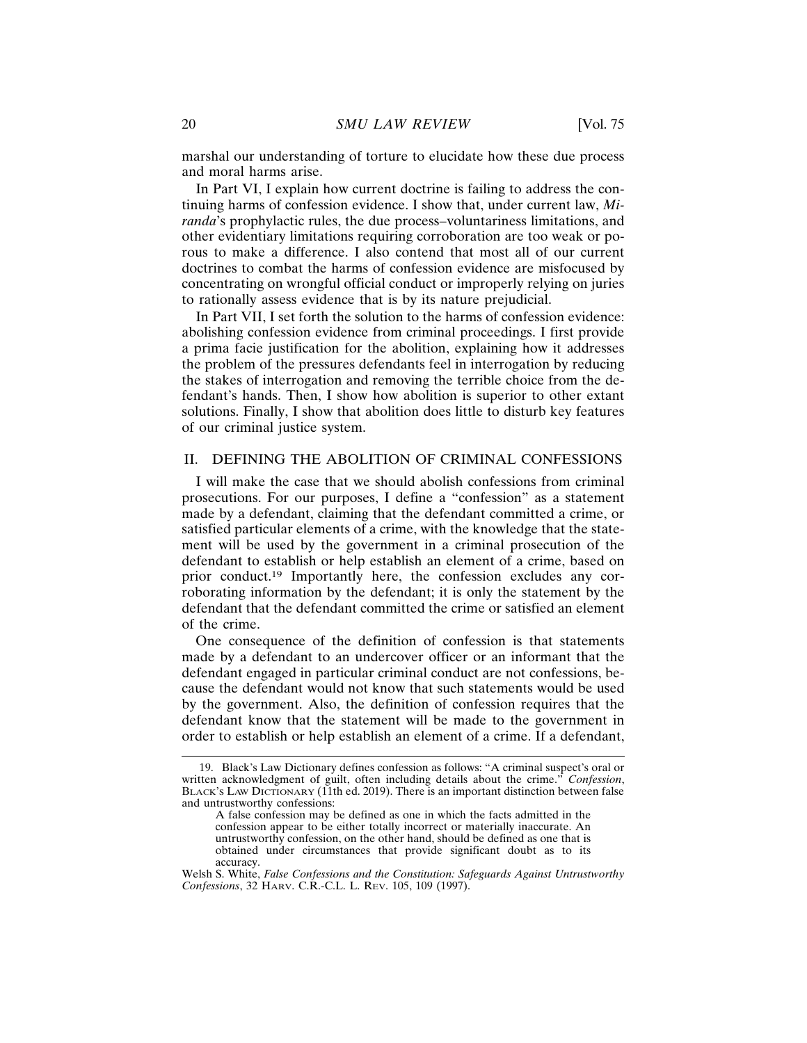marshal our understanding of torture to elucidate how these due process and moral harms arise.

In Part VI, I explain how current doctrine is failing to address the continuing harms of confession evidence. I show that, under current law, *Miranda*'s prophylactic rules, the due process–voluntariness limitations, and other evidentiary limitations requiring corroboration are too weak or porous to make a difference. I also contend that most all of our current doctrines to combat the harms of confession evidence are misfocused by concentrating on wrongful official conduct or improperly relying on juries to rationally assess evidence that is by its nature prejudicial.

In Part VII, I set forth the solution to the harms of confession evidence: abolishing confession evidence from criminal proceedings. I first provide a prima facie justification for the abolition, explaining how it addresses the problem of the pressures defendants feel in interrogation by reducing the stakes of interrogation and removing the terrible choice from the defendant's hands. Then, I show how abolition is superior to other extant solutions. Finally, I show that abolition does little to disturb key features of our criminal justice system.

## II. DEFINING THE ABOLITION OF CRIMINAL CONFESSIONS

I will make the case that we should abolish confessions from criminal prosecutions. For our purposes, I define a "confession" as a statement made by a defendant, claiming that the defendant committed a crime, or satisfied particular elements of a crime, with the knowledge that the statement will be used by the government in a criminal prosecution of the defendant to establish or help establish an element of a crime, based on prior conduct.[19] Importantly here, the confession excludes any corroborating information by the defendant; it is only the statement by the defendant that the defendant committed the crime or satisfied an element of the crime.

One consequence of the definition of confession is that statements made by a defendant to an undercover officer or an informant that the defendant engaged in particular criminal conduct are not confessions, because the defendant would not know that such statements would be used by the government. Also, the definition of confession requires that the defendant know that the statement will be made to the government in order to establish or help establish an element of a crime. If a defendant,

---

19. Black's Law Dictionary defines confession as follows: "A criminal suspect's oral or written acknowledgment of guilt, often including details about the crime." *Confession*, BLACK'S LAW DICTIONARY (11th ed. 2019). There is an important distinction between false and untrustworthy confessions:

> A false confession may be defined as one in which the facts admitted in the confession appear to be either totally incorrect or materially inaccurate. An untrustworthy confession, on the other hand, should be defined as one that is obtained under circumstances that provide significant doubt as to its accuracy.

Welsh S. White, *False Confessions and the Constitution: Safeguards Against Untrustworthy Confessions*, 32 HARV. C.R.-C.L. L. REV. 105, 109 (1997).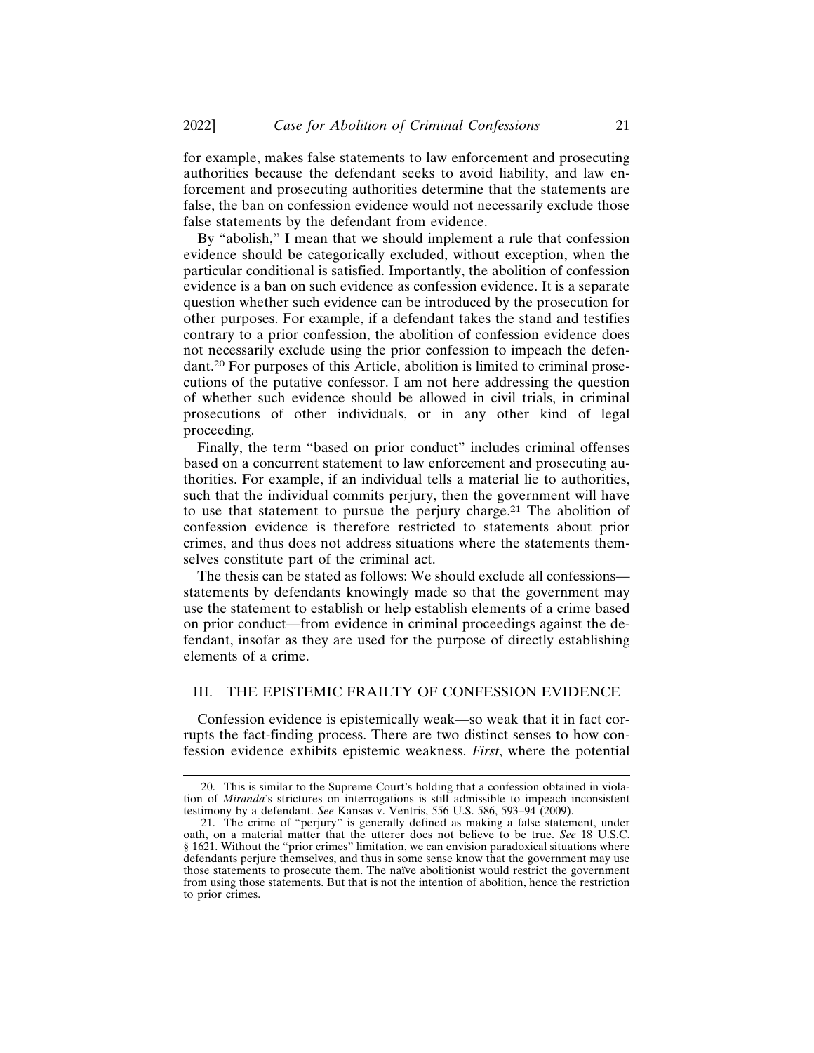for example, makes false statements to law enforcement and prosecuting authorities because the defendant seeks to avoid liability, and law enforcement and prosecuting authorities determine that the statements are false, the ban on confession evidence would not necessarily exclude those false statements by the defendant from evidence.

By "abolish," I mean that we should implement a rule that confession evidence should be categorically excluded, without exception, when the particular conditional is satisfied. Importantly, the abolition of confession evidence is a ban on such evidence as confession evidence. It is a separate question whether such evidence can be introduced by the prosecution for other purposes. For example, if a defendant takes the stand and testifies contrary to a prior confession, the abolition of confession evidence does not necessarily exclude using the prior confession to impeach the defendant.[20] For purposes of this Article, abolition is limited to criminal prosecutions of the putative confessor. I am not here addressing the question of whether such evidence should be allowed in civil trials, in criminal prosecutions of other individuals, or in any other kind of legal proceeding.

Finally, the term "based on prior conduct" includes criminal offenses based on a concurrent statement to law enforcement and prosecuting authorities. For example, if an individual tells a material lie to authorities, such that the individual commits perjury, then the government will have to use that statement to pursue the perjury charge.[21] The abolition of confession evidence is therefore restricted to statements about prior crimes, and thus does not address situations where the statements themselves constitute part of the criminal act.

The thesis can be stated as follows: We should exclude all confessions—statements by defendants knowingly made so that the government may use the statement to establish or help establish elements of a crime based on prior conduct—from evidence in criminal proceedings against the defendant, insofar as they are used for the purpose of directly establishing elements of a crime.

## III. THE EPISTEMIC FRAILTY OF CONFESSION EVIDENCE

Confession evidence is epistemically weak—so weak that it in fact corrupts the fact-finding process. There are two distinct senses to how confession evidence exhibits epistemic weakness. *First*, where the potential

---

20. This is similar to the Supreme Court's holding that a confession obtained in violation of *Miranda*'s strictures on interrogations is still admissible to impeach inconsistent testimony by a defendant. *See* Kansas v. Ventris, 556 U.S. 586, 593–94 (2009).

21. The crime of "perjury" is generally defined as making a false statement, under oath, on a material matter that the utterer does not believe to be true. *See* 18 U.S.C. § 1621. Without the "prior crimes" limitation, we can envision paradoxical situations where defendants perjure themselves, and thus in some sense know that the government may use those statements to prosecute them. The naïve abolitionist would restrict the government from using those statements. But that is not the intention of abolition, hence the restriction to prior crimes.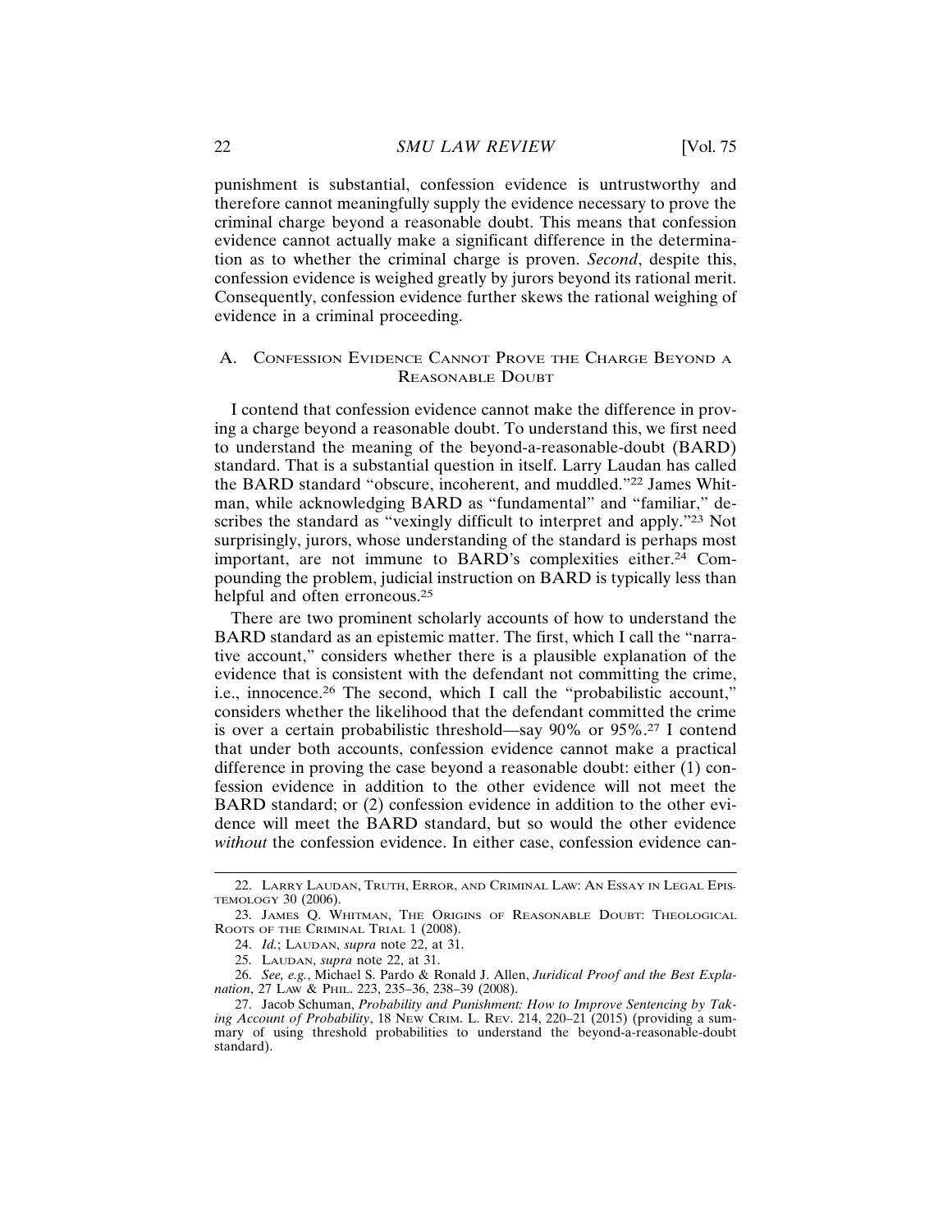punishment is substantial, confession evidence is untrustworthy and therefore cannot meaningfully supply the evidence necessary to prove the criminal charge beyond a reasonable doubt. This means that confession evidence cannot actually make a significant difference in the determination as to whether the criminal charge is proven. *Second*, despite this, confession evidence is weighed greatly by jurors beyond its rational merit. Consequently, confession evidence further skews the rational weighing of evidence in a criminal proceeding.

### A. Confession Evidence Cannot Prove the Charge Beyond a Reasonable Doubt

I contend that confession evidence cannot make the difference in proving a charge beyond a reasonable doubt. To understand this, we first need to understand the meaning of the beyond-a-reasonable-doubt (BARD) standard. That is a substantial question in itself. Larry Laudan has called the BARD standard "obscure, incoherent, and muddled."[22] James Whitman, while acknowledging BARD as "fundamental" and "familiar," describes the standard as "vexingly difficult to interpret and apply."[23] Not surprisingly, jurors, whose understanding of the standard is perhaps most important, are not immune to BARD's complexities either.[24] Compounding the problem, judicial instruction on BARD is typically less than helpful and often erroneous.[25]

There are two prominent scholarly accounts of how to understand the BARD standard as an epistemic matter. The first, which I call the "narrative account," considers whether there is a plausible explanation of the evidence that is consistent with the defendant not committing the crime, i.e., innocence.[26] The second, which I call the "probabilistic account," considers whether the likelihood that the defendant committed the crime is over a certain probabilistic threshold—say 90% or 95%.[27] I contend that under both accounts, confession evidence cannot make a practical difference in proving the case beyond a reasonable doubt: either (1) confession evidence in addition to the other evidence will not meet the BARD standard; or (2) confession evidence in addition to the other evidence will meet the BARD standard, but so would the other evidence *without* the confession evidence. In either case, confession evidence can-

---

22. Larry Laudan, Truth, Error, and Criminal Law: An Essay in Legal Epistemology 30 (2006).

23. James Q. Whitman, The Origins of Reasonable Doubt: Theological Roots of the Criminal Trial 1 (2008).

24. *Id.*; Laudan, *supra* note 22, at 31.

25. Laudan, *supra* note 22, at 31.

26. *See, e.g.*, Michael S. Pardo & Ronald J. Allen, *Juridical Proof and the Best Explanation*, 27 Law & Phil. 223, 235–36, 238–39 (2008).

27. Jacob Schuman, *Probability and Punishment: How to Improve Sentencing by Taking Account of Probability*, 18 New Crim. L. Rev. 214, 220–21 (2015) (providing a summary of using threshold probabilities to understand the beyond-a-reasonable-doubt standard).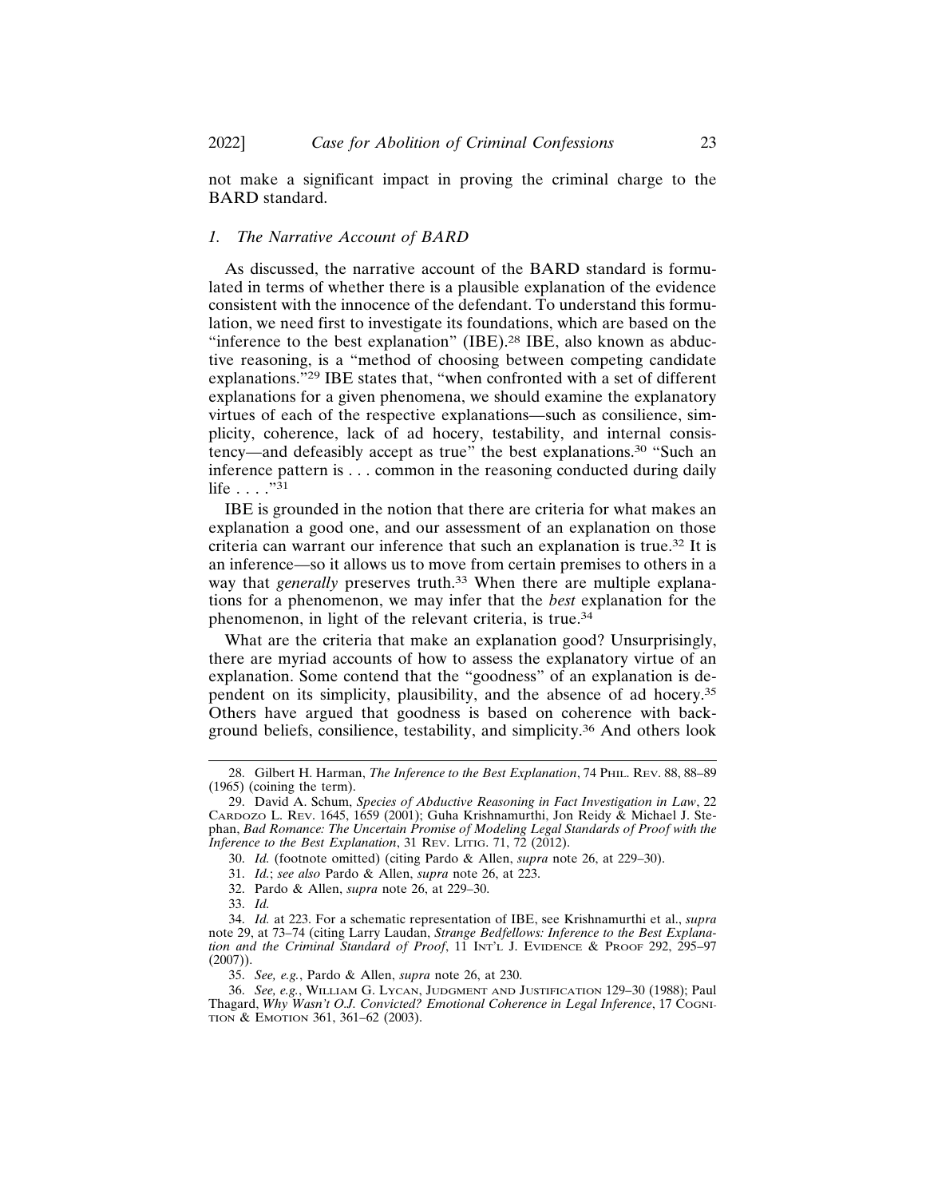not make a significant impact in proving the criminal charge to the BARD standard.

### *1. The Narrative Account of BARD*

As discussed, the narrative account of the BARD standard is formulated in terms of whether there is a plausible explanation of the evidence consistent with the innocence of the defendant. To understand this formulation, we need first to investigate its foundations, which are based on the "inference to the best explanation" (IBE).[28] IBE, also known as abductive reasoning, is a "method of choosing between competing candidate explanations."[29] IBE states that, "when confronted with a set of different explanations for a given phenomena, we should examine the explanatory virtues of each of the respective explanations—such as consilience, simplicity, coherence, lack of ad hocery, testability, and internal consistency—and defeasibly accept as true" the best explanations.[30] "Such an inference pattern is . . . common in the reasoning conducted during daily life . . . ."[31]

IBE is grounded in the notion that there are criteria for what makes an explanation a good one, and our assessment of an explanation on those criteria can warrant our inference that such an explanation is true.[32] It is an inference—so it allows us to move from certain premises to others in a way that *generally* preserves truth.[33] When there are multiple explanations for a phenomenon, we may infer that the *best* explanation for the phenomenon, in light of the relevant criteria, is true.[34]

What are the criteria that make an explanation good? Unsurprisingly, there are myriad accounts of how to assess the explanatory virtue of an explanation. Some contend that the "goodness" of an explanation is dependent on its simplicity, plausibility, and the absence of ad hocery.[35] Others have argued that goodness is based on coherence with background beliefs, consilience, testability, and simplicity.[36] And others look

---

28. Gilbert H. Harman, *The Inference to the Best Explanation*, 74 PHIL. REV. 88, 88–89 (1965) (coining the term).

29. David A. Schum, *Species of Abductive Reasoning in Fact Investigation in Law*, 22 CARDOZO L. REV. 1645, 1659 (2001); Guha Krishnamurthi, Jon Reidy & Michael J. Stephan, *Bad Romance: The Uncertain Promise of Modeling Legal Standards of Proof with the Inference to the Best Explanation*, 31 REV. LITIG. 71, 72 (2012).

30. *Id.* (footnote omitted) (citing Pardo & Allen, *supra* note 26, at 229–30).

31. *Id.*; *see also* Pardo & Allen, *supra* note 26, at 223.

32. Pardo & Allen, *supra* note 26, at 229–30.

33. *Id.*

34. *Id.* at 223. For a schematic representation of IBE, see Krishnamurthi et al., *supra* note 29, at 73–74 (citing Larry Laudan, *Strange Bedfellows: Inference to the Best Explanation and the Criminal Standard of Proof*, 11 INT'L J. EVIDENCE & PROOF 292, 295–97 (2007)).

35. *See, e.g.*, Pardo & Allen, *supra* note 26, at 230.

36. *See, e.g.*, WILLIAM G. LYCAN, JUDGMENT AND JUSTIFICATION 129–30 (1988); Paul Thagard, *Why Wasn't O.J. Convicted? Emotional Coherence in Legal Inference*, 17 COGNITION & EMOTION 361, 361–62 (2003).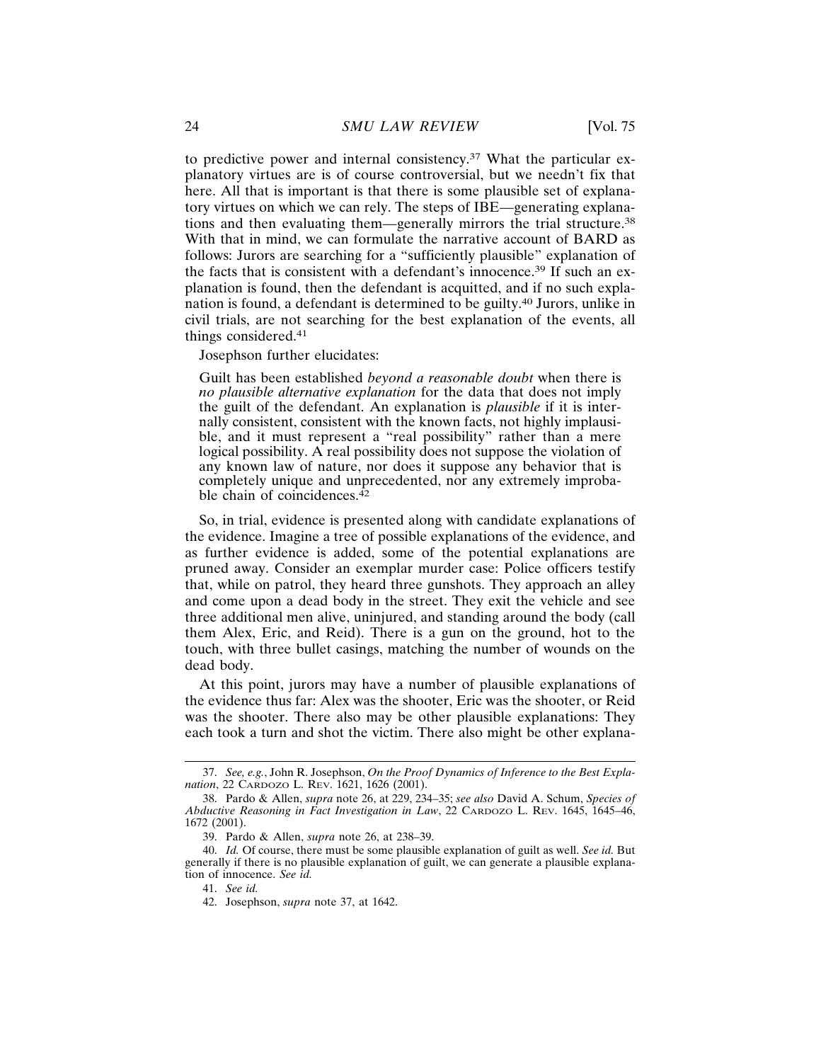to predictive power and internal consistency.[37] What the particular explanatory virtues are is of course controversial, but we needn't fix that here. All that is important is that there is some plausible set of explanatory virtues on which we can rely. The steps of IBE—generating explanations and then evaluating them—generally mirrors the trial structure.[38] With that in mind, we can formulate the narrative account of BARD as follows: Jurors are searching for a "sufficiently plausible" explanation of the facts that is consistent with a defendant's innocence.[39] If such an explanation is found, then the defendant is acquitted, and if no such explanation is found, a defendant is determined to be guilty.[40] Jurors, unlike in civil trials, are not searching for the best explanation of the events, all things considered.[41]

Josephson further elucidates:

> Guilt has been established *beyond a reasonable doubt* when there is *no plausible alternative explanation* for the data that does not imply the guilt of the defendant. An explanation is *plausible* if it is internally consistent, consistent with the known facts, not highly implausible, and it must represent a "real possibility" rather than a mere logical possibility. A real possibility does not suppose the violation of any known law of nature, nor does it suppose any behavior that is completely unique and unprecedented, nor any extremely improbable chain of coincidences.[42]

So, in trial, evidence is presented along with candidate explanations of the evidence. Imagine a tree of possible explanations of the evidence, and as further evidence is added, some of the potential explanations are pruned away. Consider an exemplar murder case: Police officers testify that, while on patrol, they heard three gunshots. They approach an alley and come upon a dead body in the street. They exit the vehicle and see three additional men alive, uninjured, and standing around the body (call them Alex, Eric, and Reid). There is a gun on the ground, hot to the touch, with three bullet casings, matching the number of wounds on the dead body.

At this point, jurors may have a number of plausible explanations of the evidence thus far: Alex was the shooter, Eric was the shooter, or Reid was the shooter. There also may be other plausible explanations: They each took a turn and shot the victim. There also might be other explana-

---

37. *See, e.g.*, John R. Josephson, *On the Proof Dynamics of Inference to the Best Explanation*, 22 CARDOZO L. REV. 1621, 1626 (2001).

38. Pardo & Allen, *supra* note 26, at 229, 234–35; *see also* David A. Schum, *Species of Abductive Reasoning in Fact Investigation in Law*, 22 CARDOZO L. REV. 1645, 1645–46, 1672 (2001).

39. Pardo & Allen, *supra* note 26, at 238–39.

40. *Id.* Of course, there must be some plausible explanation of guilt as well. *See id.* But generally if there is no plausible explanation of guilt, we can generate a plausible explanation of innocence. *See id.*

41. *See id.*

42. Josephson, *supra* note 37, at 1642.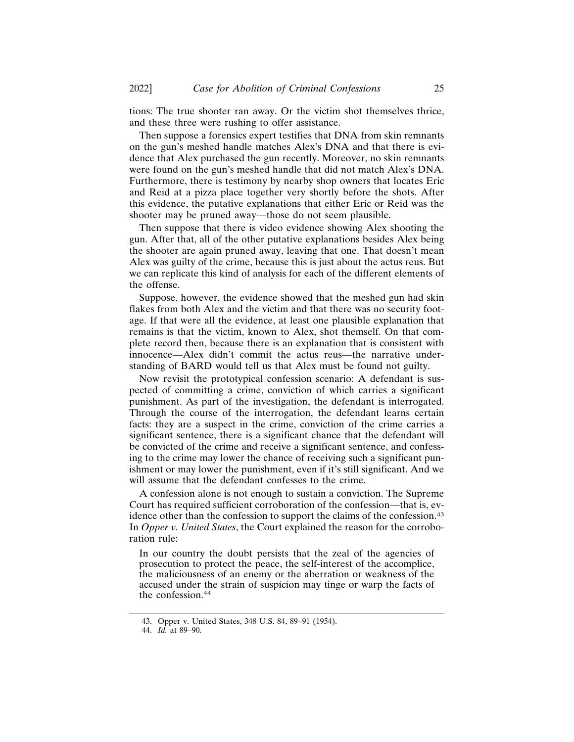tions: The true shooter ran away. Or the victim shot themselves thrice, and these three were rushing to offer assistance.

Then suppose a forensics expert testifies that DNA from skin remnants on the gun's meshed handle matches Alex's DNA and that there is evidence that Alex purchased the gun recently. Moreover, no skin remnants were found on the gun's meshed handle that did not match Alex's DNA. Furthermore, there is testimony by nearby shop owners that locates Eric and Reid at a pizza place together very shortly before the shots. After this evidence, the putative explanations that either Eric or Reid was the shooter may be pruned away—those do not seem plausible.

Then suppose that there is video evidence showing Alex shooting the gun. After that, all of the other putative explanations besides Alex being the shooter are again pruned away, leaving that one. That doesn't mean Alex was guilty of the crime, because this is just about the actus reus. But we can replicate this kind of analysis for each of the different elements of the offense.

Suppose, however, the evidence showed that the meshed gun had skin flakes from both Alex and the victim and that there was no security footage. If that were all the evidence, at least one plausible explanation that remains is that the victim, known to Alex, shot themself. On that complete record then, because there is an explanation that is consistent with innocence—Alex didn't commit the actus reus—the narrative understanding of BARD would tell us that Alex must be found not guilty.

Now revisit the prototypical confession scenario: A defendant is suspected of committing a crime, conviction of which carries a significant punishment. As part of the investigation, the defendant is interrogated. Through the course of the interrogation, the defendant learns certain facts: they are a suspect in the crime, conviction of the crime carries a significant sentence, there is a significant chance that the defendant will be convicted of the crime and receive a significant sentence, and confessing to the crime may lower the chance of receiving such a significant punishment or may lower the punishment, even if it's still significant. And we will assume that the defendant confesses to the crime.

A confession alone is not enough to sustain a conviction. The Supreme Court has required sufficient corroboration of the confession—that is, evidence other than the confession to support the claims of the confession.[43] In *Opper v. United States*, the Court explained the reason for the corroboration rule:

> In our country the doubt persists that the zeal of the agencies of prosecution to protect the peace, the self-interest of the accomplice, the maliciousness of an enemy or the aberration or weakness of the accused under the strain of suspicion may tinge or warp the facts of the confession.[44]

---

43. Opper v. United States, 348 U.S. 84, 89–91 (1954).

44. *Id.* at 89–90.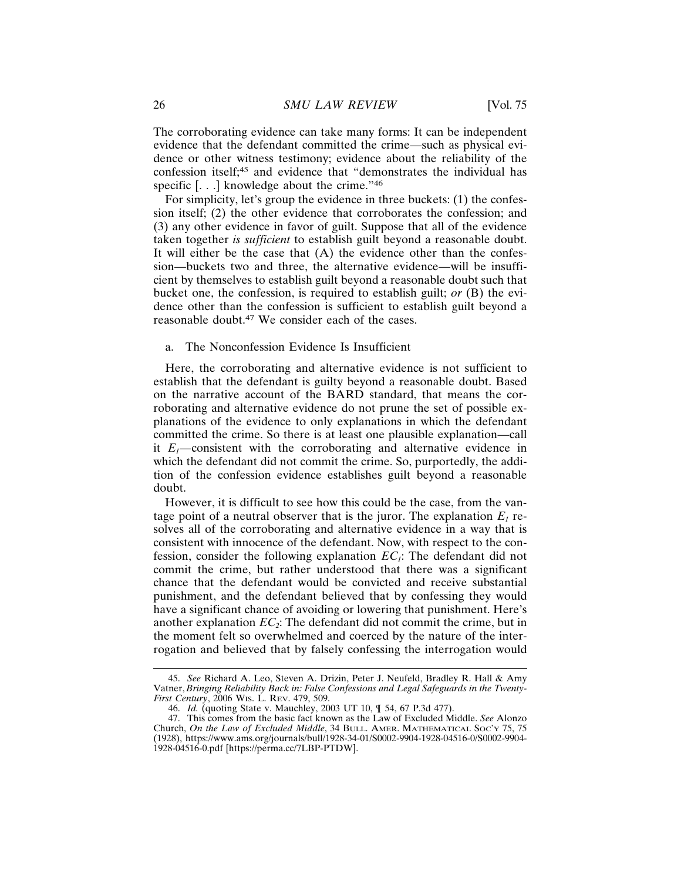The corroborating evidence can take many forms: It can be independent evidence that the defendant committed the crime—such as physical evidence or other witness testimony; evidence about the reliability of the confession itself;[45] and evidence that "demonstrates the individual has specific [. . .] knowledge about the crime."[46]

For simplicity, let's group the evidence in three buckets: (1) the confession itself; (2) the other evidence that corroborates the confession; and (3) any other evidence in favor of guilt. Suppose that all of the evidence taken together *is sufficient* to establish guilt beyond a reasonable doubt. It will either be the case that (A) the evidence other than the confession—buckets two and three, the alternative evidence—will be insufficient by themselves to establish guilt beyond a reasonable doubt such that bucket one, the confession, is required to establish guilt; *or* (B) the evidence other than the confession is sufficient to establish guilt beyond a reasonable doubt.[47] We consider each of the cases.

a. The Nonconfession Evidence Is Insufficient

Here, the corroborating and alternative evidence is not sufficient to establish that the defendant is guilty beyond a reasonable doubt. Based on the narrative account of the BARD standard, that means the corroborating and alternative evidence do not prune the set of possible explanations of the evidence to only explanations in which the defendant committed the crime. So there is at least one plausible explanation—call it $E_1$—consistent with the corroborating and alternative evidence in which the defendant did not commit the crime. So, purportedly, the addition of the confession evidence establishes guilt beyond a reasonable doubt.

However, it is difficult to see how this could be the case, from the vantage point of a neutral observer that is the juror. The explanation $E_1$ resolves all of the corroborating and alternative evidence in a way that is consistent with innocence of the defendant. Now, with respect to the confession, consider the following explanation $EC_1$: The defendant did not commit the crime, but rather understood that there was a significant chance that the defendant would be convicted and receive substantial punishment, and the defendant believed that by confessing they would have a significant chance of avoiding or lowering that punishment. Here's another explanation $EC_2$: The defendant did not commit the crime, but in the moment felt so overwhelmed and coerced by the nature of the interrogation and believed that by falsely confessing the interrogation would

---

45. *See* Richard A. Leo, Steven A. Drizin, Peter J. Neufeld, Bradley R. Hall & Amy Vatner, *Bringing Reliability Back in: False Confessions and Legal Safeguards in the Twenty-First Century*, 2006 WIS. L. REV. 479, 509.

46. *Id.* (quoting State v. Mauchley, 2003 UT 10, ¶ 54, 67 P.3d 477).

47. This comes from the basic fact known as the Law of Excluded Middle. *See* Alonzo Church, *On the Law of Excluded Middle*, 34 BULL. AMER. MATHEMATICAL SOC'Y 75, 75 (1928), https://www.ams.org/journals/bull/1928-34-01/S0002-9904-1928-04516-0/S0002-9904-1928-04516-0.pdf [https://perma.cc/7LBP-PTDW].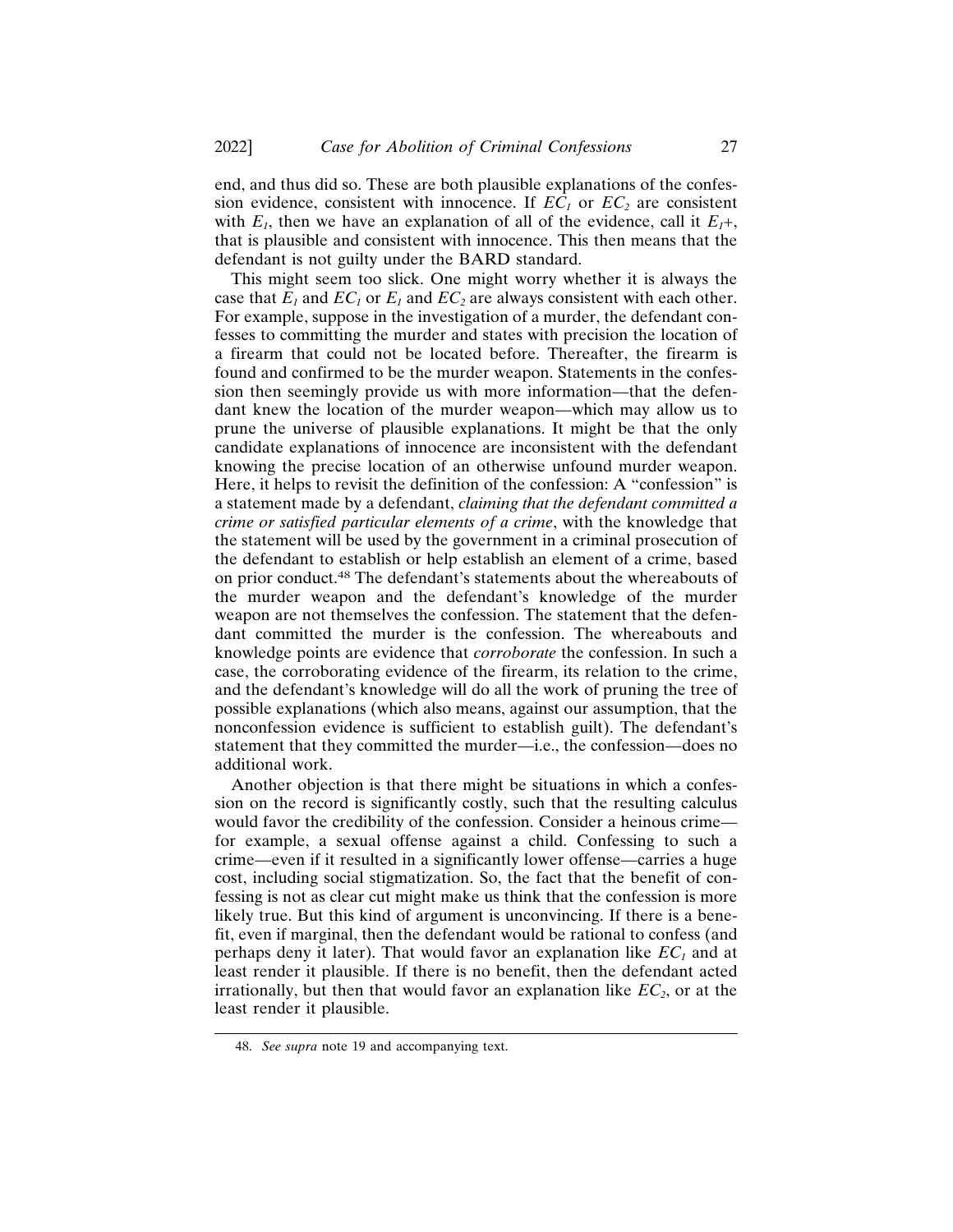end, and thus did so. These are both plausible explanations of the confession evidence, consistent with innocence. If $EC_1$ or $EC_2$ are consistent with $E_1$, then we have an explanation of all of the evidence, call it $E_1$+, that is plausible and consistent with innocence. This then means that the defendant is not guilty under the BARD standard.

This might seem too slick. One might worry whether it is always the case that $E_1$ and $EC_1$ or $E_1$ and $EC_2$ are always consistent with each other. For example, suppose in the investigation of a murder, the defendant confesses to committing the murder and states with precision the location of a firearm that could not be located before. Thereafter, the firearm is found and confirmed to be the murder weapon. Statements in the confession then seemingly provide us with more information—that the defendant knew the location of the murder weapon—which may allow us to prune the universe of plausible explanations. It might be that the only candidate explanations of innocence are inconsistent with the defendant knowing the precise location of an otherwise unfound murder weapon. Here, it helps to revisit the definition of the confession: A "confession" is a statement made by a defendant, *claiming that the defendant committed a crime or satisfied particular elements of a crime*, with the knowledge that the statement will be used by the government in a criminal prosecution of the defendant to establish or help establish an element of a crime, based on prior conduct.[48] The defendant's statements about the whereabouts of the murder weapon and the defendant's knowledge of the murder weapon are not themselves the confession. The statement that the defendant committed the murder is the confession. The whereabouts and knowledge points are evidence that *corroborate* the confession. In such a case, the corroborating evidence of the firearm, its relation to the crime, and the defendant's knowledge will do all the work of pruning the tree of possible explanations (which also means, against our assumption, that the nonconfession evidence is sufficient to establish guilt). The defendant's statement that they committed the murder—i.e., the confession—does no additional work.

Another objection is that there might be situations in which a confession on the record is significantly costly, such that the resulting calculus would favor the credibility of the confession. Consider a heinous crime—for example, a sexual offense against a child. Confessing to such a crime—even if it resulted in a significantly lower offense—carries a huge cost, including social stigmatization. So, the fact that the benefit of confessing is not as clear cut might make us think that the confession is more likely true. But this kind of argument is unconvincing. If there is a benefit, even if marginal, then the defendant would be rational to confess (and perhaps deny it later). That would favor an explanation like $EC_1$ and at least render it plausible. If there is no benefit, then the defendant acted irrationally, but then that would favor an explanation like $EC_2$, or at the least render it plausible.

48. *See supra* note 19 and accompanying text.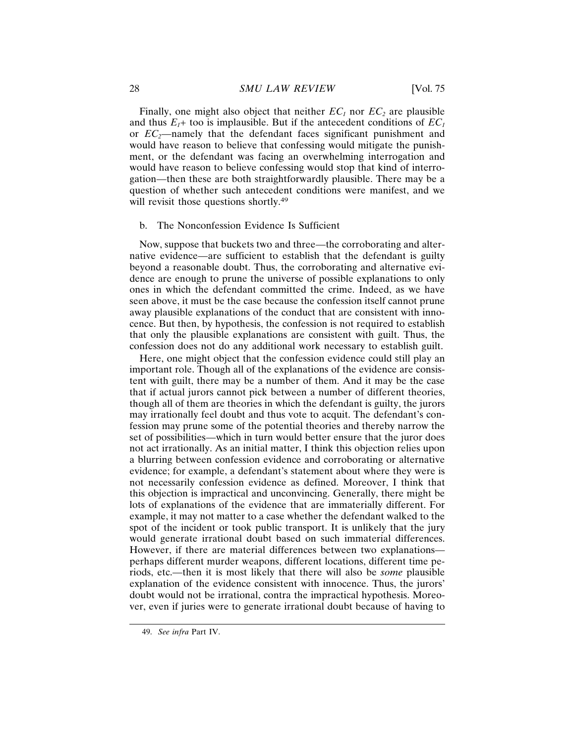Finally, one might also object that neither $EC_1$ nor $EC_2$ are plausible and thus $E_1$+ too is implausible. But if the antecedent conditions of $EC_1$ or $EC_2$—namely that the defendant faces significant punishment and would have reason to believe that confessing would mitigate the punishment, or the defendant was facing an overwhelming interrogation and would have reason to believe confessing would stop that kind of interrogation—then these are both straightforwardly plausible. There may be a question of whether such antecedent conditions were manifest, and we will revisit those questions shortly.[49]

b. The Nonconfession Evidence Is Sufficient

Now, suppose that buckets two and three—the corroborating and alternative evidence—are sufficient to establish that the defendant is guilty beyond a reasonable doubt. Thus, the corroborating and alternative evidence are enough to prune the universe of possible explanations to only ones in which the defendant committed the crime. Indeed, as we have seen above, it must be the case because the confession itself cannot prune away plausible explanations of the conduct that are consistent with innocence. But then, by hypothesis, the confession is not required to establish that only the plausible explanations are consistent with guilt. Thus, the confession does not do any additional work necessary to establish guilt.

Here, one might object that the confession evidence could still play an important role. Though all of the explanations of the evidence are consistent with guilt, there may be a number of them. And it may be the case that if actual jurors cannot pick between a number of different theories, though all of them are theories in which the defendant is guilty, the jurors may irrationally feel doubt and thus vote to acquit. The defendant's confession may prune some of the potential theories and thereby narrow the set of possibilities—which in turn would better ensure that the juror does not act irrationally. As an initial matter, I think this objection relies upon a blurring between confession evidence and corroborating or alternative evidence; for example, a defendant's statement about where they were is not necessarily confession evidence as defined. Moreover, I think that this objection is impractical and unconvincing. Generally, there might be lots of explanations of the evidence that are immaterially different. For example, it may not matter to a case whether the defendant walked to the spot of the incident or took public transport. It is unlikely that the jury would generate irrational doubt based on such immaterial differences. However, if there are material differences between two explanations—perhaps different murder weapons, different locations, different time periods, etc.—then it is most likely that there will also be *some* plausible explanation of the evidence consistent with innocence. Thus, the jurors' doubt would not be irrational, contra the impractical hypothesis. Moreover, even if juries were to generate irrational doubt because of having to

49. *See infra* Part IV.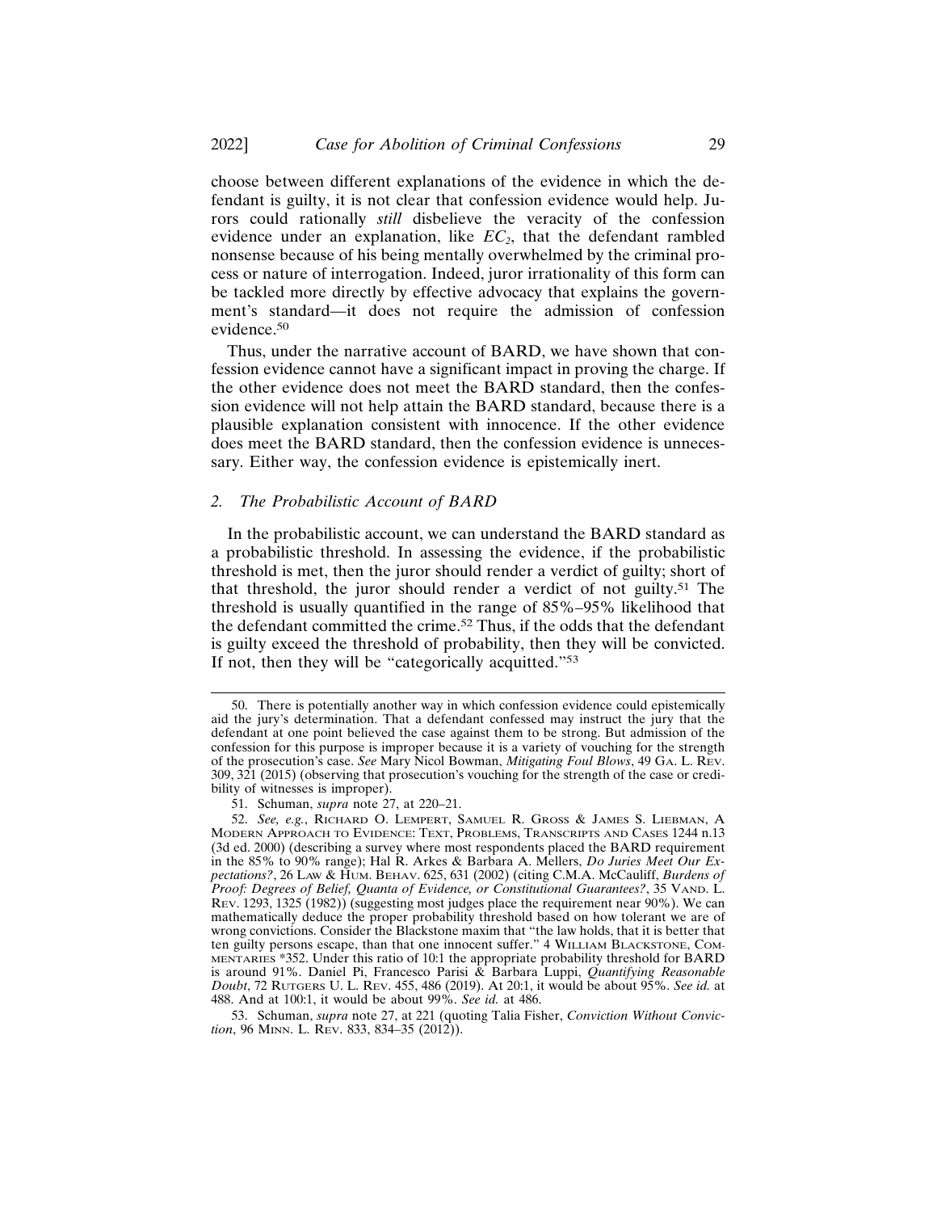choose between different explanations of the evidence in which the defendant is guilty, it is not clear that confession evidence would help. Jurors could rationally *still* disbelieve the veracity of the confession evidence under an explanation, like $EC_2$, that the defendant rambled nonsense because of his being mentally overwhelmed by the criminal process or nature of interrogation. Indeed, juror irrationality of this form can be tackled more directly by effective advocacy that explains the government's standard—it does not require the admission of confession evidence.[50]

Thus, under the narrative account of BARD, we have shown that confession evidence cannot have a significant impact in proving the charge. If the other evidence does not meet the BARD standard, then the confession evidence will not help attain the BARD standard, because there is a plausible explanation consistent with innocence. If the other evidence does meet the BARD standard, then the confession evidence is unnecessary. Either way, the confession evidence is epistemically inert.

### 2. *The Probabilistic Account of BARD*

In the probabilistic account, we can understand the BARD standard as a probabilistic threshold. In assessing the evidence, if the probabilistic threshold is met, then the juror should render a verdict of guilty; short of that threshold, the juror should render a verdict of not guilty.[51] The threshold is usually quantified in the range of 85%–95% likelihood that the defendant committed the crime.[52] Thus, if the odds that the defendant is guilty exceed the threshold of probability, then they will be convicted. If not, then they will be "categorically acquitted."[53]

---

50. There is potentially another way in which confession evidence could epistemically aid the jury's determination. That a defendant confessed may instruct the jury that the defendant at one point believed the case against them to be strong. But admission of the confession for this purpose is improper because it is a variety of vouching for the strength of the prosecution's case. *See* Mary Nicol Bowman, *Mitigating Foul Blows*, 49 GA. L. REV. 309, 321 (2015) (observing that prosecution's vouching for the strength of the case or credibility of witnesses is improper).

51. Schuman, *supra* note 27, at 220–21.

52. *See, e.g.*, RICHARD O. LEMPERT, SAMUEL R. GROSS & JAMES S. LIEBMAN, A MODERN APPROACH TO EVIDENCE: TEXT, PROBLEMS, TRANSCRIPTS AND CASES 1244 n.13 (3d ed. 2000) (describing a survey where most respondents placed the BARD requirement in the 85% to 90% range); Hal R. Arkes & Barbara A. Mellers, *Do Juries Meet Our Expectations?*, 26 LAW & HUM. BEHAV. 625, 631 (2002) (citing C.M.A. McCauliff, *Burdens of Proof: Degrees of Belief, Quanta of Evidence, or Constitutional Guarantees?*, 35 VAND. L. REV. 1293, 1325 (1982)) (suggesting most judges place the requirement near 90%). We can mathematically deduce the proper probability threshold based on how tolerant we are of wrong convictions. Consider the Blackstone maxim that "the law holds, that it is better that ten guilty persons escape, than that one innocent suffer." 4 WILLIAM BLACKSTONE, COMMENTARIES *352. Under this ratio of 10:1 the appropriate probability threshold for BARD is around 91%. Daniel Pi, Francesco Parisi & Barbara Luppi, *Quantifying Reasonable Doubt*, 72 RUTGERS U. L. REV. 455, 486 (2019). At 20:1, it would be about 95%. *See id.* at 488. And at 100:1, it would be about 99%. *See id.* at 486.

53. Schuman, *supra* note 27, at 221 (quoting Talia Fisher, *Conviction Without Conviction*, 96 MINN. L. REV. 833, 834–35 (2012)).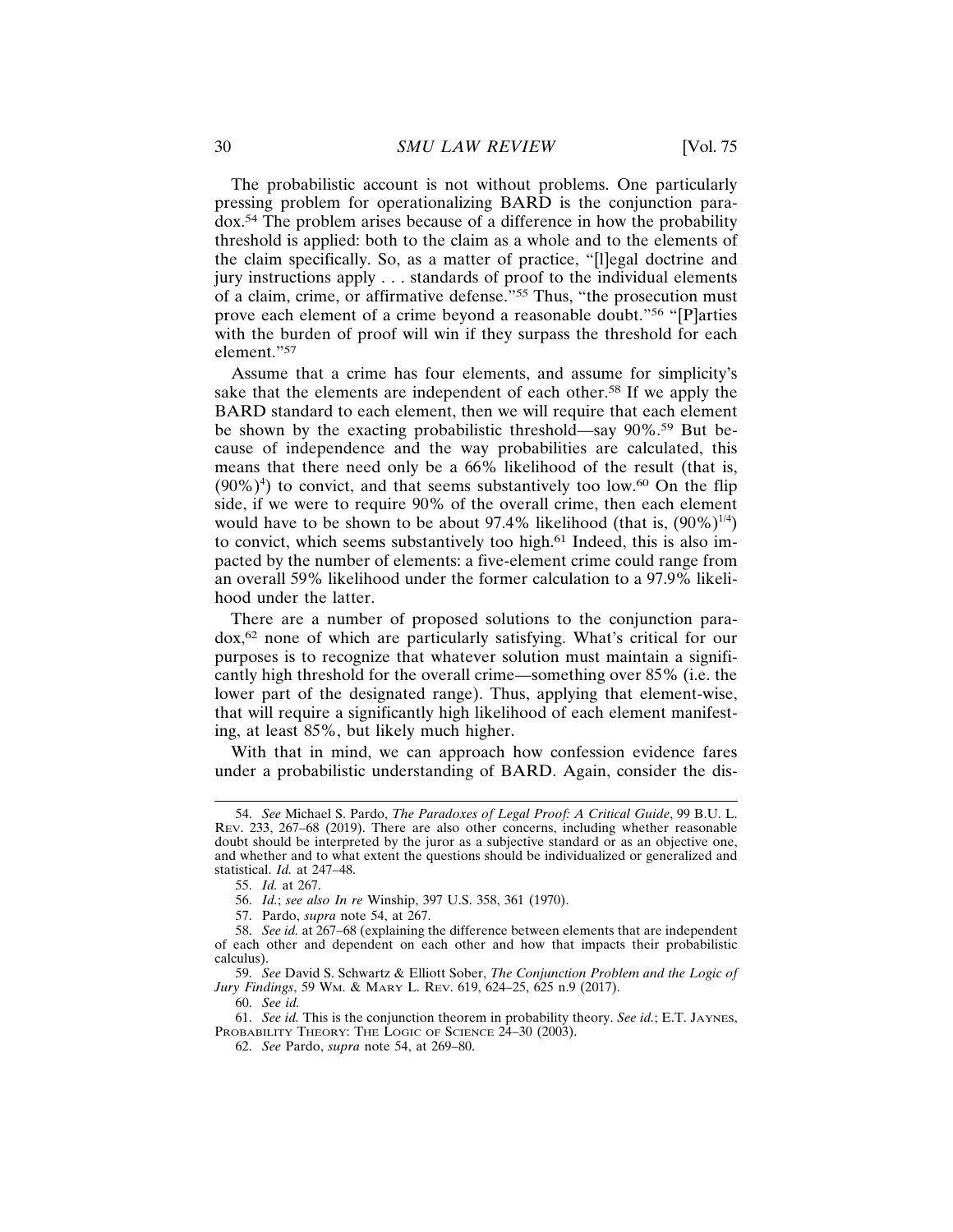The probabilistic account is not without problems. One particularly pressing problem for operationalizing BARD is the conjunction paradox.[54] The problem arises because of a difference in how the probability threshold is applied: both to the claim as a whole and to the elements of the claim specifically. So, as a matter of practice, "[l]egal doctrine and jury instructions apply . . . standards of proof to the individual elements of a claim, crime, or affirmative defense."[55] Thus, "the prosecution must prove each element of a crime beyond a reasonable doubt."[56] "[P]arties with the burden of proof will win if they surpass the threshold for each element."[57]

Assume that a crime has four elements, and assume for simplicity's sake that the elements are independent of each other.[58] If we apply the BARD standard to each element, then we will require that each element be shown by the exacting probabilistic threshold—say 90%.[59] But because of independence and the way probabilities are calculated, this means that there need only be a 66% likelihood of the result (that is, $(90\%)^4$) to convict, and that seems substantively too low.[60] On the flip side, if we were to require 90% of the overall crime, then each element would have to be shown to be about 97.4% likelihood (that is, $(90\%)^{1/4}$) to convict, which seems substantively too high.[61] Indeed, this is also impacted by the number of elements: a five-element crime could range from an overall 59% likelihood under the former calculation to a 97.9% likelihood under the latter.

There are a number of proposed solutions to the conjunction paradox,[62] none of which are particularly satisfying. What's critical for our purposes is to recognize that whatever solution must maintain a significantly high threshold for the overall crime—something over 85% (i.e. the lower part of the designated range). Thus, applying that element-wise, that will require a significantly high likelihood of each element manifesting, at least 85%, but likely much higher.

With that in mind, we can approach how confession evidence fares under a probabilistic understanding of BARD. Again, consider the dis-

---

54. *See* Michael S. Pardo, *The Paradoxes of Legal Proof: A Critical Guide*, 99 B.U. L. REV. 233, 267–68 (2019). There are also other concerns, including whether reasonable doubt should be interpreted by the juror as a subjective standard or as an objective one, and whether and to what extent the questions should be individualized or generalized and statistical. *Id.* at 247–48.

55. *Id.* at 267.

56. *Id.*; *see also In re* Winship, 397 U.S. 358, 361 (1970).

57. Pardo, *supra* note 54, at 267.

58. *See id.* at 267–68 (explaining the difference between elements that are independent of each other and dependent on each other and how that impacts their probabilistic calculus).

59. *See* David S. Schwartz & Elliott Sober, *The Conjunction Problem and the Logic of Jury Findings*, 59 WM. & MARY L. REV. 619, 624–25, 625 n.9 (2017).

60. *See id.*

61. *See id.* This is the conjunction theorem in probability theory. *See id.*; E.T. JAYNES, PROBABILITY THEORY: THE LOGIC OF SCIENCE 24–30 (2003).

62. *See* Pardo, *supra* note 54, at 269–80.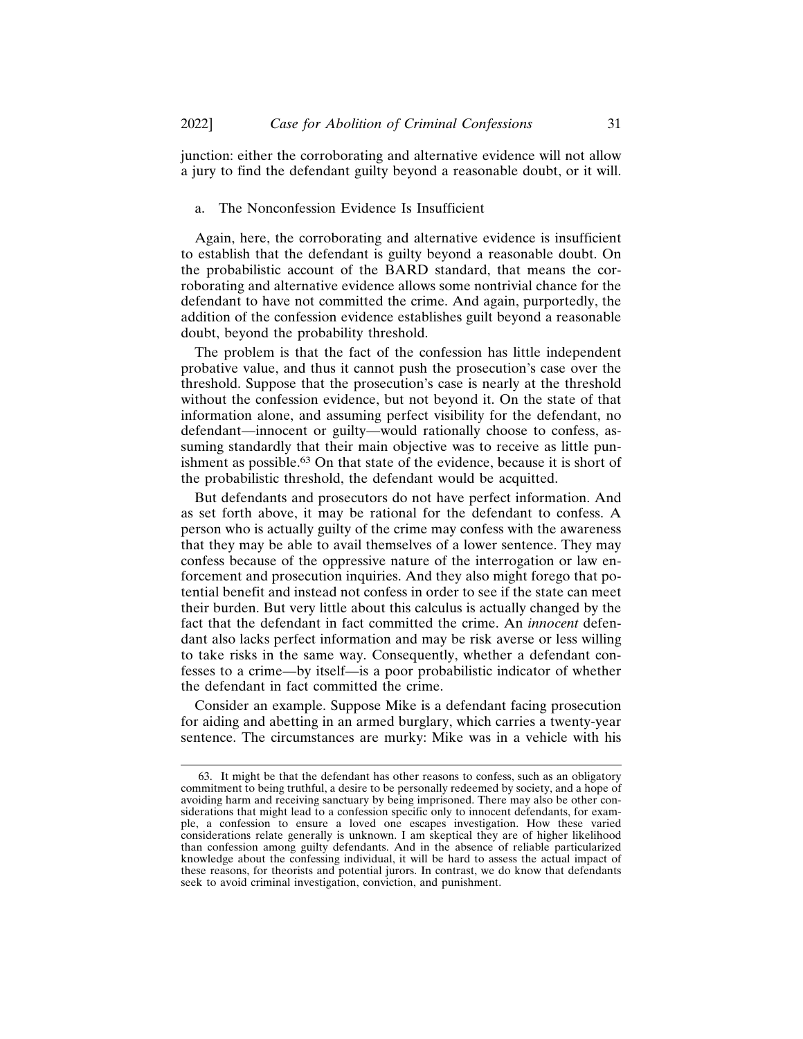junction: either the corroborating and alternative evidence will not allow a jury to find the defendant guilty beyond a reasonable doubt, or it will.

### a. The Nonconfession Evidence Is Insufficient

Again, here, the corroborating and alternative evidence is insufficient to establish that the defendant is guilty beyond a reasonable doubt. On the probabilistic account of the BARD standard, that means the corroborating and alternative evidence allows some nontrivial chance for the defendant to have not committed the crime. And again, purportedly, the addition of the confession evidence establishes guilt beyond a reasonable doubt, beyond the probability threshold.

The problem is that the fact of the confession has little independent probative value, and thus it cannot push the prosecution's case over the threshold. Suppose that the prosecution's case is nearly at the threshold without the confession evidence, but not beyond it. On the state of that information alone, and assuming perfect visibility for the defendant, no defendant—innocent or guilty—would rationally choose to confess, assuming standardly that their main objective was to receive as little punishment as possible.[63] On that state of the evidence, because it is short of the probabilistic threshold, the defendant would be acquitted.

But defendants and prosecutors do not have perfect information. And as set forth above, it may be rational for the defendant to confess. A person who is actually guilty of the crime may confess with the awareness that they may be able to avail themselves of a lower sentence. They may confess because of the oppressive nature of the interrogation or law enforcement and prosecution inquiries. And they also might forego that potential benefit and instead not confess in order to see if the state can meet their burden. But very little about this calculus is actually changed by the fact that the defendant in fact committed the crime. An *innocent* defendant also lacks perfect information and may be risk averse or less willing to take risks in the same way. Consequently, whether a defendant confesses to a crime—by itself—is a poor probabilistic indicator of whether the defendant in fact committed the crime.

Consider an example. Suppose Mike is a defendant facing prosecution for aiding and abetting in an armed burglary, which carries a twenty-year sentence. The circumstances are murky: Mike was in a vehicle with his

---

63. It might be that the defendant has other reasons to confess, such as an obligatory commitment to being truthful, a desire to be personally redeemed by society, and a hope of avoiding harm and receiving sanctuary by being imprisoned. There may also be other considerations that might lead to a confession specific only to innocent defendants, for example, a confession to ensure a loved one escapes investigation. How these varied considerations relate generally is unknown. I am skeptical they are of higher likelihood than confession among guilty defendants. And in the absence of reliable particularized knowledge about the confessing individual, it will be hard to assess the actual impact of these reasons, for theorists and potential jurors. In contrast, we do know that defendants seek to avoid criminal investigation, conviction, and punishment.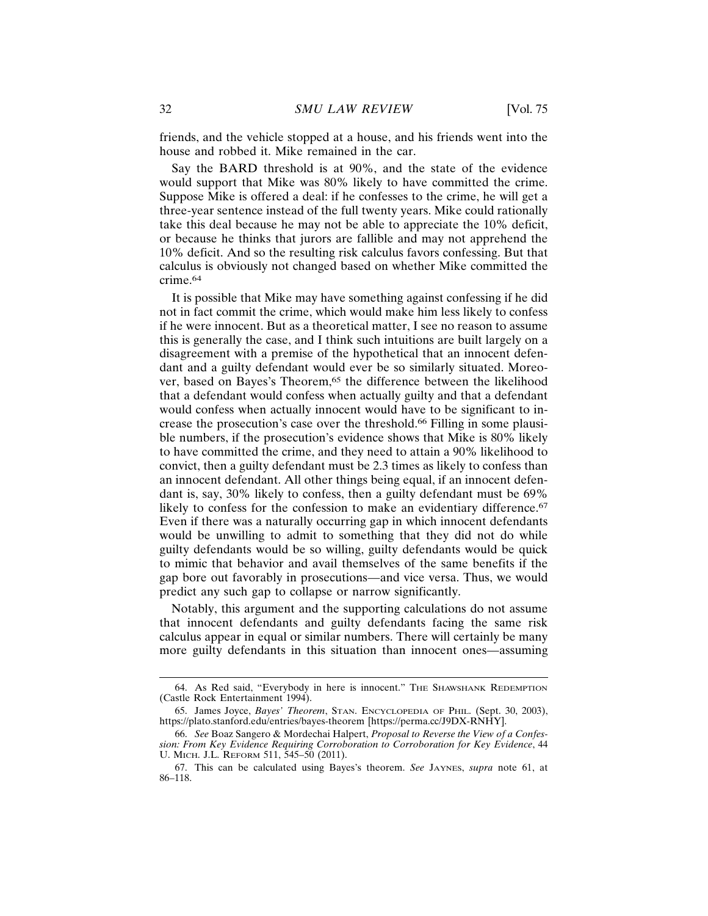friends, and the vehicle stopped at a house, and his friends went into the house and robbed it. Mike remained in the car.

Say the BARD threshold is at 90%, and the state of the evidence would support that Mike was 80% likely to have committed the crime. Suppose Mike is offered a deal: if he confesses to the crime, he will get a three-year sentence instead of the full twenty years. Mike could rationally take this deal because he may not be able to appreciate the 10% deficit, or because he thinks that jurors are fallible and may not apprehend the 10% deficit. And so the resulting risk calculus favors confessing. But that calculus is obviously not changed based on whether Mike committed the crime.[64]

It is possible that Mike may have something against confessing if he did not in fact commit the crime, which would make him less likely to confess if he were innocent. But as a theoretical matter, I see no reason to assume this is generally the case, and I think such intuitions are built largely on a disagreement with a premise of the hypothetical that an innocent defendant and a guilty defendant would ever be so similarly situated. Moreover, based on Bayes's Theorem,[65] the difference between the likelihood that a defendant would confess when actually guilty and that a defendant would confess when actually innocent would have to be significant to increase the prosecution's case over the threshold.[66] Filling in some plausible numbers, if the prosecution's evidence shows that Mike is 80% likely to have committed the crime, and they need to attain a 90% likelihood to convict, then a guilty defendant must be 2.3 times as likely to confess than an innocent defendant. All other things being equal, if an innocent defendant is, say, 30% likely to confess, then a guilty defendant must be 69% likely to confess for the confession to make an evidentiary difference.[67] Even if there was a naturally occurring gap in which innocent defendants would be unwilling to admit to something that they did not do while guilty defendants would be so willing, guilty defendants would be quick to mimic that behavior and avail themselves of the same benefits if the gap bore out favorably in prosecutions—and vice versa. Thus, we would predict any such gap to collapse or narrow significantly.

Notably, this argument and the supporting calculations do not assume that innocent defendants and guilty defendants facing the same risk calculus appear in equal or similar numbers. There will certainly be many more guilty defendants in this situation than innocent ones—assuming

---

64. As Red said, "Everybody in here is innocent." THE SHAWSHANK REDEMPTION (Castle Rock Entertainment 1994).

65. James Joyce, *Bayes' Theorem*, STAN. ENCYCLOPEDIA OF PHIL. (Sept. 30, 2003), https://plato.stanford.edu/entries/bayes-theorem [https://perma.cc/J9DX-RNHY].

66. *See* Boaz Sangero & Mordechai Halpert, *Proposal to Reverse the View of a Confession: From Key Evidence Requiring Corroboration to Corroboration for Key Evidence*, 44 U. MICH. J.L. REFORM 511, 545–50 (2011).

67. This can be calculated using Bayes's theorem. *See* JAYNES, *supra* note 61, at 86–118.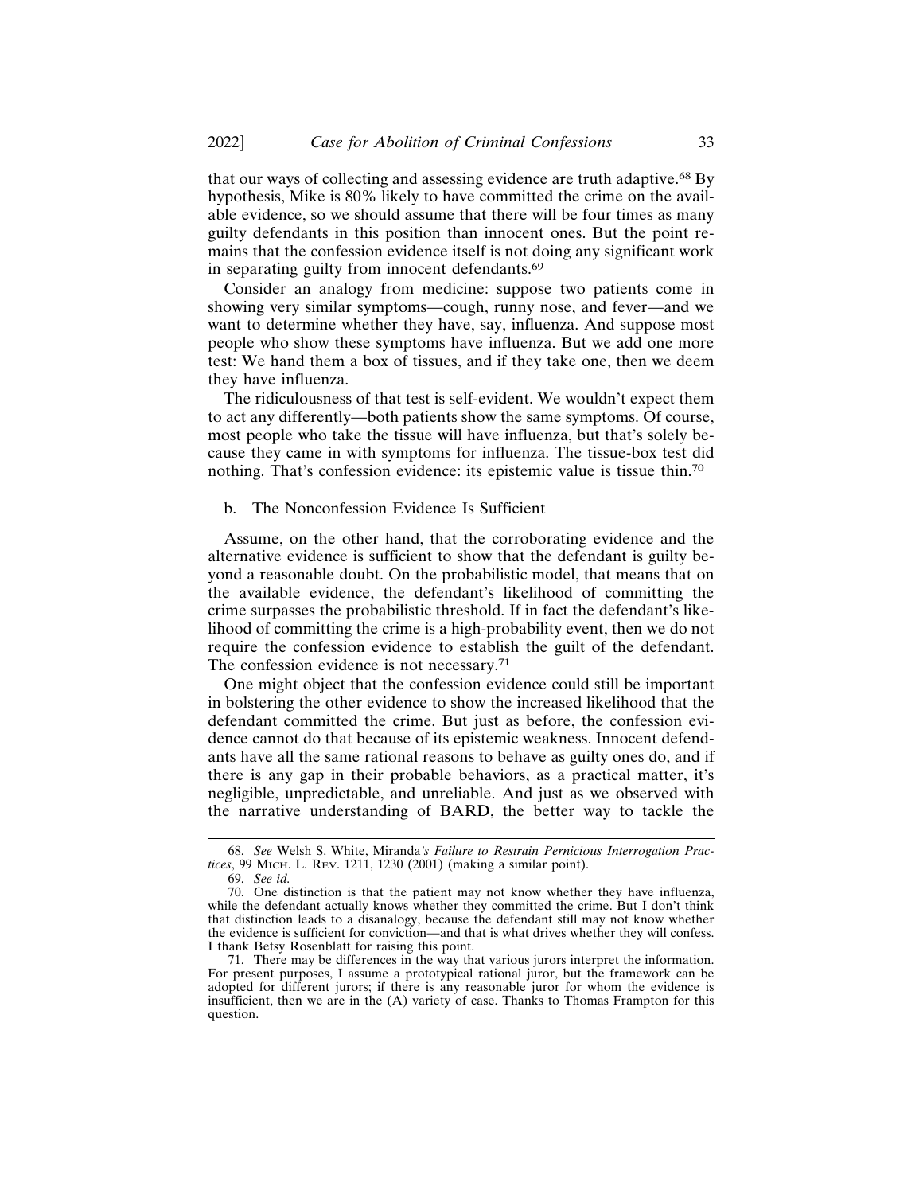that our ways of collecting and assessing evidence are truth adaptive.[68] By hypothesis, Mike is 80% likely to have committed the crime on the available evidence, so we should assume that there will be four times as many guilty defendants in this position than innocent ones. But the point remains that the confession evidence itself is not doing any significant work in separating guilty from innocent defendants.[69]

Consider an analogy from medicine: suppose two patients come in showing very similar symptoms—cough, runny nose, and fever—and we want to determine whether they have, say, influenza. And suppose most people who show these symptoms have influenza. But we add one more test: We hand them a box of tissues, and if they take one, then we deem they have influenza.

The ridiculousness of that test is self-evident. We wouldn't expect them to act any differently—both patients show the same symptoms. Of course, most people who take the tissue will have influenza, but that's solely because they came in with symptoms for influenza. The tissue-box test did nothing. That's confession evidence: its epistemic value is tissue thin.[70]

b. The Nonconfession Evidence Is Sufficient

Assume, on the other hand, that the corroborating evidence and the alternative evidence is sufficient to show that the defendant is guilty beyond a reasonable doubt. On the probabilistic model, that means that on the available evidence, the defendant's likelihood of committing the crime surpasses the probabilistic threshold. If in fact the defendant's likelihood of committing the crime is a high-probability event, then we do not require the confession evidence to establish the guilt of the defendant. The confession evidence is not necessary.[71]

One might object that the confession evidence could still be important in bolstering the other evidence to show the increased likelihood that the defendant committed the crime. But just as before, the confession evidence cannot do that because of its epistemic weakness. Innocent defendants have all the same rational reasons to behave as guilty ones do, and if there is any gap in their probable behaviors, as a practical matter, it's negligible, unpredictable, and unreliable. And just as we observed with the narrative understanding of BARD, the better way to tackle the

---

68. *See* Welsh S. White, Miranda*'s Failure to Restrain Pernicious Interrogation Practices*, 99 MICH. L. REV. 1211, 1230 (2001) (making a similar point).

69. *See id.*

70. One distinction is that the patient may not know whether they have influenza, while the defendant actually knows whether they committed the crime. But I don't think that distinction leads to a disanalogy, because the defendant still may not know whether the evidence is sufficient for conviction—and that is what drives whether they will confess. I thank Betsy Rosenblatt for raising this point.

71. There may be differences in the way that various jurors interpret the information. For present purposes, I assume a prototypical rational juror, but the framework can be adopted for different jurors; if there is any reasonable juror for whom the evidence is insufficient, then we are in the (A) variety of case. Thanks to Thomas Frampton for this question.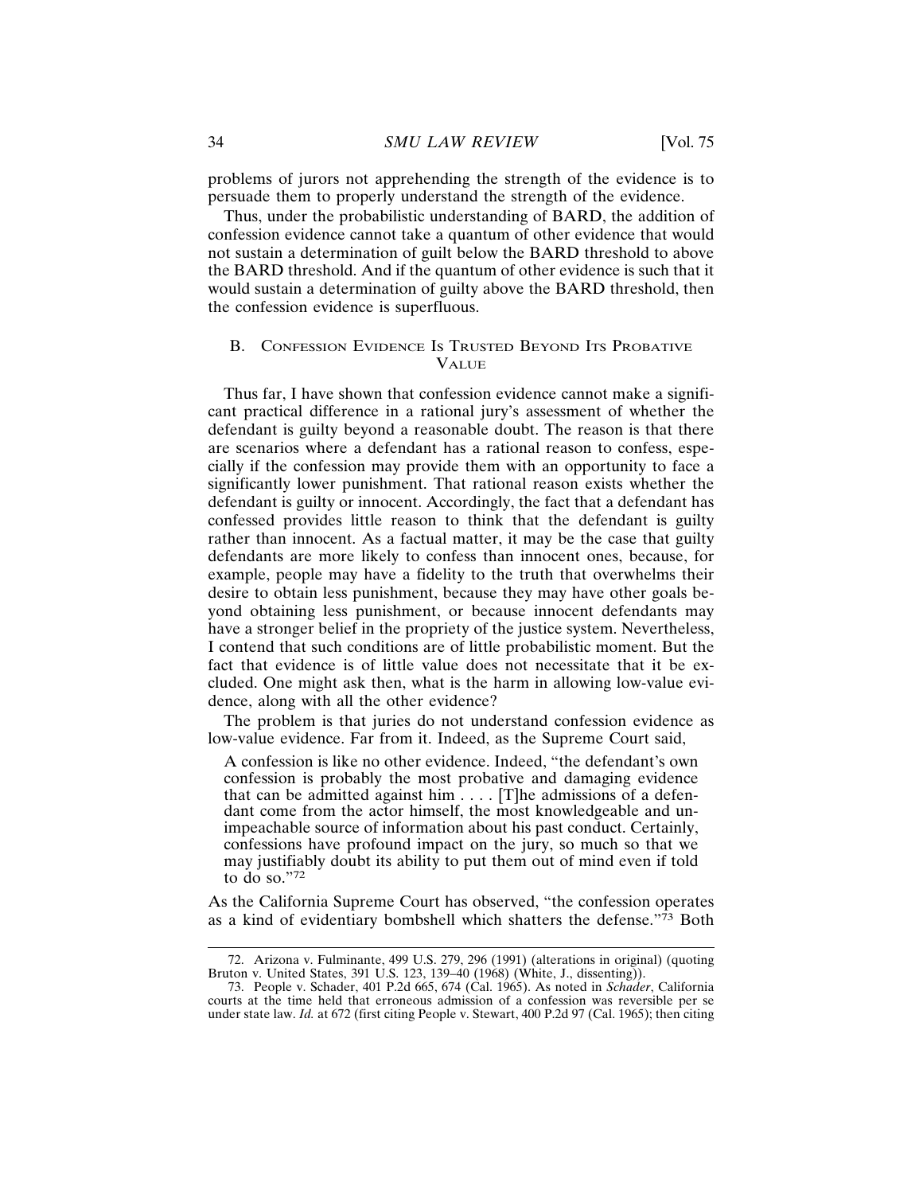problems of jurors not apprehending the strength of the evidence is to persuade them to properly understand the strength of the evidence.

Thus, under the probabilistic understanding of BARD, the addition of confession evidence cannot take a quantum of other evidence that would not sustain a determination of guilt below the BARD threshold to above the BARD threshold. And if the quantum of other evidence is such that it would sustain a determination of guilty above the BARD threshold, then the confession evidence is superfluous.

### B. Confession Evidence Is Trusted Beyond Its Probative Value

Thus far, I have shown that confession evidence cannot make a significant practical difference in a rational jury's assessment of whether the defendant is guilty beyond a reasonable doubt. The reason is that there are scenarios where a defendant has a rational reason to confess, especially if the confession may provide them with an opportunity to face a significantly lower punishment. That rational reason exists whether the defendant is guilty or innocent. Accordingly, the fact that a defendant has confessed provides little reason to think that the defendant is guilty rather than innocent. As a factual matter, it may be the case that guilty defendants are more likely to confess than innocent ones, because, for example, people may have a fidelity to the truth that overwhelms their desire to obtain less punishment, because they may have other goals beyond obtaining less punishment, or because innocent defendants may have a stronger belief in the propriety of the justice system. Nevertheless, I contend that such conditions are of little probabilistic moment. But the fact that evidence is of little value does not necessitate that it be excluded. One might ask then, what is the harm in allowing low-value evidence, along with all the other evidence?

The problem is that juries do not understand confession evidence as low-value evidence. Far from it. Indeed, as the Supreme Court said,

> A confession is like no other evidence. Indeed, "the defendant's own confession is probably the most probative and damaging evidence that can be admitted against him . . . . [T]he admissions of a defendant come from the actor himself, the most knowledgeable and unimpeachable source of information about his past conduct. Certainly, confessions have profound impact on the jury, so much so that we may justifiably doubt its ability to put them out of mind even if told to do so."[72]

As the California Supreme Court has observed, "the confession operates as a kind of evidentiary bombshell which shatters the defense."[73] Both

---

72. Arizona v. Fulminante, 499 U.S. 279, 296 (1991) (alterations in original) (quoting Bruton v. United States, 391 U.S. 123, 139–40 (1968) (White, J., dissenting)).

73. People v. Schader, 401 P.2d 665, 674 (Cal. 1965). As noted in *Schader*, California courts at the time held that erroneous admission of a confession was reversible per se under state law. *Id.* at 672 (first citing People v. Stewart, 400 P.2d 97 (Cal. 1965); then citing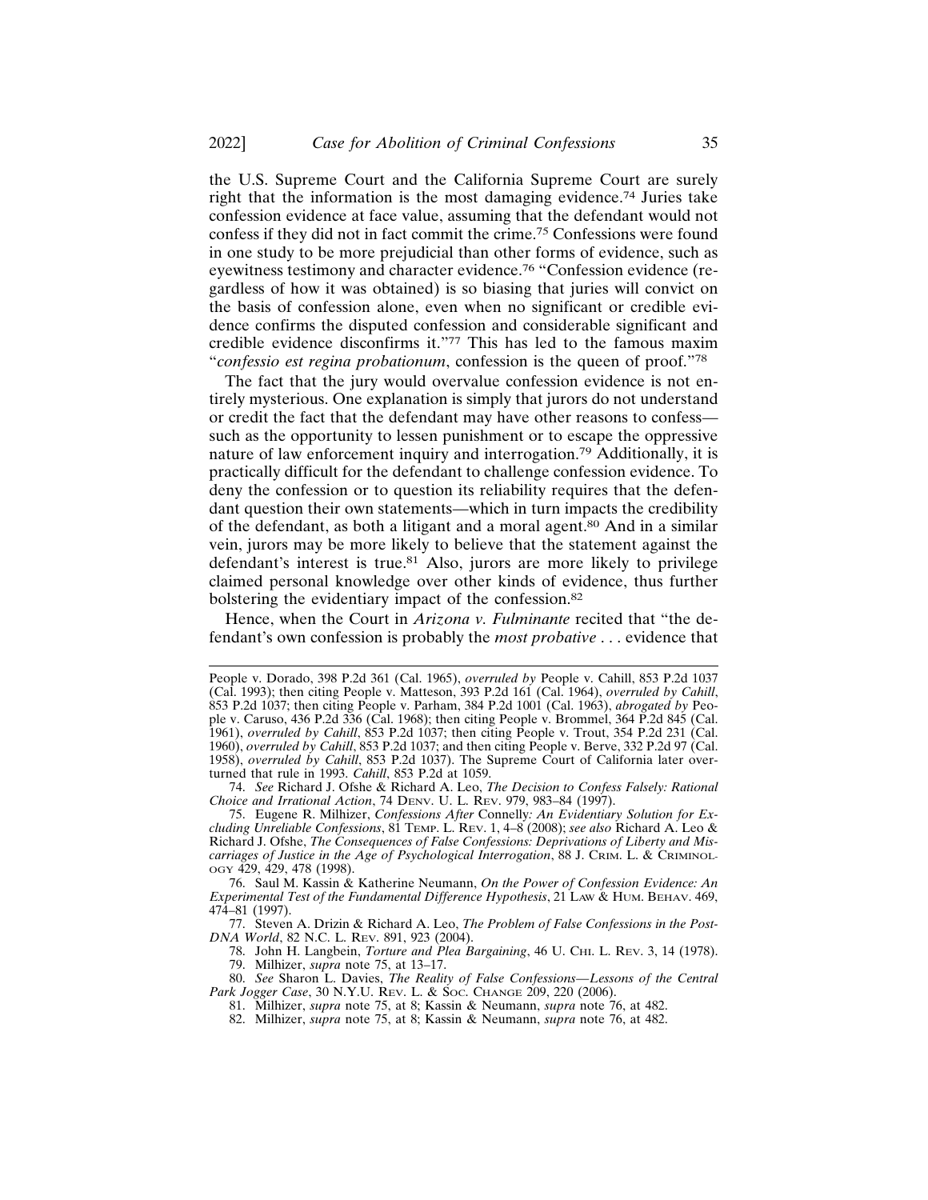the U.S. Supreme Court and the California Supreme Court are surely right that the information is the most damaging evidence.[74] Juries take confession evidence at face value, assuming that the defendant would not confess if they did not in fact commit the crime.[75] Confessions were found in one study to be more prejudicial than other forms of evidence, such as eyewitness testimony and character evidence.[76] "Confession evidence (regardless of how it was obtained) is so biasing that juries will convict on the basis of confession alone, even when no significant or credible evidence confirms the disputed confession and considerable significant and credible evidence disconfirms it."[77] This has led to the famous maxim "*confessio est regina probationum*, confession is the queen of proof."[78]

The fact that the jury would overvalue confession evidence is not entirely mysterious. One explanation is simply that jurors do not understand or credit the fact that the defendant may have other reasons to confess—such as the opportunity to lessen punishment or to escape the oppressive nature of law enforcement inquiry and interrogation.[79] Additionally, it is practically difficult for the defendant to challenge confession evidence. To deny the confession or to question its reliability requires that the defendant question their own statements—which in turn impacts the credibility of the defendant, as both a litigant and a moral agent.[80] And in a similar vein, jurors may be more likely to believe that the statement against the defendant's interest is true.[81] Also, jurors are more likely to privilege claimed personal knowledge over other kinds of evidence, thus further bolstering the evidentiary impact of the confession.[82]

Hence, when the Court in *Arizona v. Fulminante* recited that "the defendant's own confession is probably the *most probative* . . . evidence that

---

People v. Dorado, 398 P.2d 361 (Cal. 1965), *overruled by* People v. Cahill, 853 P.2d 1037 (Cal. 1993); then citing People v. Matteson, 393 P.2d 161 (Cal. 1964), *overruled by Cahill*, 853 P.2d 1037; then citing People v. Parham, 384 P.2d 1001 (Cal. 1963), *abrogated by* People v. Caruso, 436 P.2d 336 (Cal. 1968); then citing People v. Brommel, 364 P.2d 845 (Cal. 1961), *overruled by Cahill*, 853 P.2d 1037; then citing People v. Trout, 354 P.2d 231 (Cal. 1960), *overruled by Cahill*, 853 P.2d 1037; and then citing People v. Berve, 332 P.2d 97 (Cal. 1958), *overruled by Cahill*, 853 P.2d 1037). The Supreme Court of California later overturned that rule in 1993. *Cahill*, 853 P.2d at 1059.

74. *See* Richard J. Ofshe & Richard A. Leo, *The Decision to Confess Falsely: Rational Choice and Irrational Action*, 74 DENV. U. L. REV. 979, 983–84 (1997).

75. Eugene R. Milhizer, *Confessions After* Connelly*: An Evidentiary Solution for Excluding Unreliable Confessions*, 81 TEMP. L. REV. 1, 4–8 (2008); *see also* Richard A. Leo & Richard J. Ofshe, *The Consequences of False Confessions: Deprivations of Liberty and Miscarriages of Justice in the Age of Psychological Interrogation*, 88 J. CRIM. L. & CRIMINOLOGY 429, 429, 478 (1998).

76. Saul M. Kassin & Katherine Neumann, *On the Power of Confession Evidence: An Experimental Test of the Fundamental Difference Hypothesis*, 21 LAW & HUM. BEHAV. 469, 474–81 (1997).

77. Steven A. Drizin & Richard A. Leo, *The Problem of False Confessions in the Post-DNA World*, 82 N.C. L. REV. 891, 923 (2004).

78. John H. Langbein, *Torture and Plea Bargaining*, 46 U. CHI. L. REV. 3, 14 (1978).

79. Milhizer, *supra* note 75, at 13–17.

80. *See* Sharon L. Davies, *The Reality of False Confessions—Lessons of the Central Park Jogger Case*, 30 N.Y.U. REV. L. & SOC. CHANGE 209, 220 (2006).

81. Milhizer, *supra* note 75, at 8; Kassin & Neumann, *supra* note 76, at 482.

82. Milhizer, *supra* note 75, at 8; Kassin & Neumann, *supra* note 76, at 482.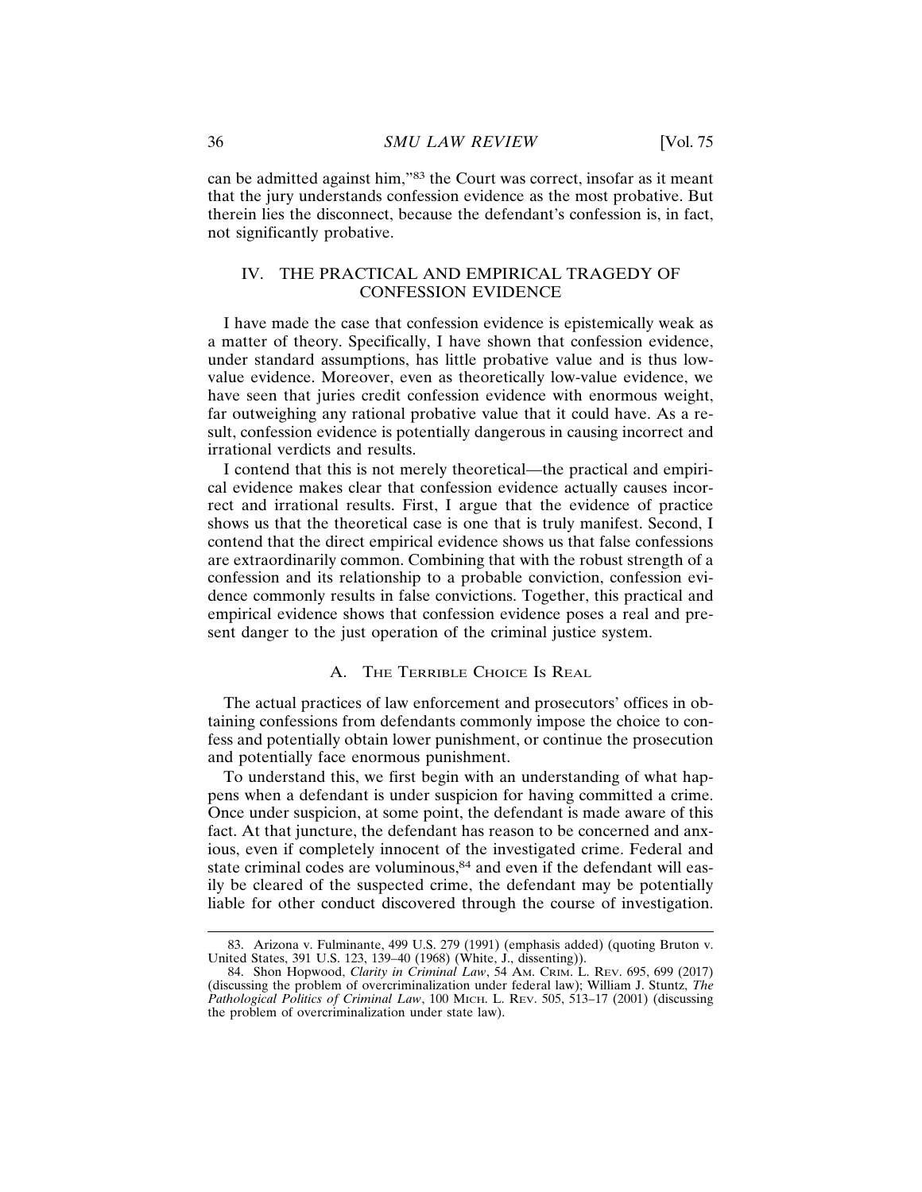can be admitted against him,"[83] the Court was correct, insofar as it meant that the jury understands confession evidence as the most probative. But therein lies the disconnect, because the defendant's confession is, in fact, not significantly probative.

## IV. THE PRACTICAL AND EMPIRICAL TRAGEDY OF CONFESSION EVIDENCE

I have made the case that confession evidence is epistemically weak as a matter of theory. Specifically, I have shown that confession evidence, under standard assumptions, has little probative value and is thus low-value evidence. Moreover, even as theoretically low-value evidence, we have seen that juries credit confession evidence with enormous weight, far outweighing any rational probative value that it could have. As a result, confession evidence is potentially dangerous in causing incorrect and irrational verdicts and results.

I contend that this is not merely theoretical—the practical and empirical evidence makes clear that confession evidence actually causes incorrect and irrational results. First, I argue that the evidence of practice shows us that the theoretical case is one that is truly manifest. Second, I contend that the direct empirical evidence shows us that false confessions are extraordinarily common. Combining that with the robust strength of a confession and its relationship to a probable conviction, confession evidence commonly results in false convictions. Together, this practical and empirical evidence shows that confession evidence poses a real and present danger to the just operation of the criminal justice system.

### A. The Terrible Choice Is Real

The actual practices of law enforcement and prosecutors' offices in obtaining confessions from defendants commonly impose the choice to confess and potentially obtain lower punishment, or continue the prosecution and potentially face enormous punishment.

To understand this, we first begin with an understanding of what happens when a defendant is under suspicion for having committed a crime. Once under suspicion, at some point, the defendant is made aware of this fact. At that juncture, the defendant has reason to be concerned and anxious, even if completely innocent of the investigated crime. Federal and state criminal codes are voluminous,[84] and even if the defendant will easily be cleared of the suspected crime, the defendant may be potentially liable for other conduct discovered through the course of investigation.

---

83. Arizona v. Fulminante, 499 U.S. 279 (1991) (emphasis added) (quoting Bruton v. United States, 391 U.S. 123, 139–40 (1968) (White, J., dissenting)).

84. Shon Hopwood, *Clarity in Criminal Law*, 54 Am. Crim. L. Rev. 695, 699 (2017) (discussing the problem of overcriminalization under federal law); William J. Stuntz, *The Pathological Politics of Criminal Law*, 100 Mich. L. Rev. 505, 513–17 (2001) (discussing the problem of overcriminalization under state law).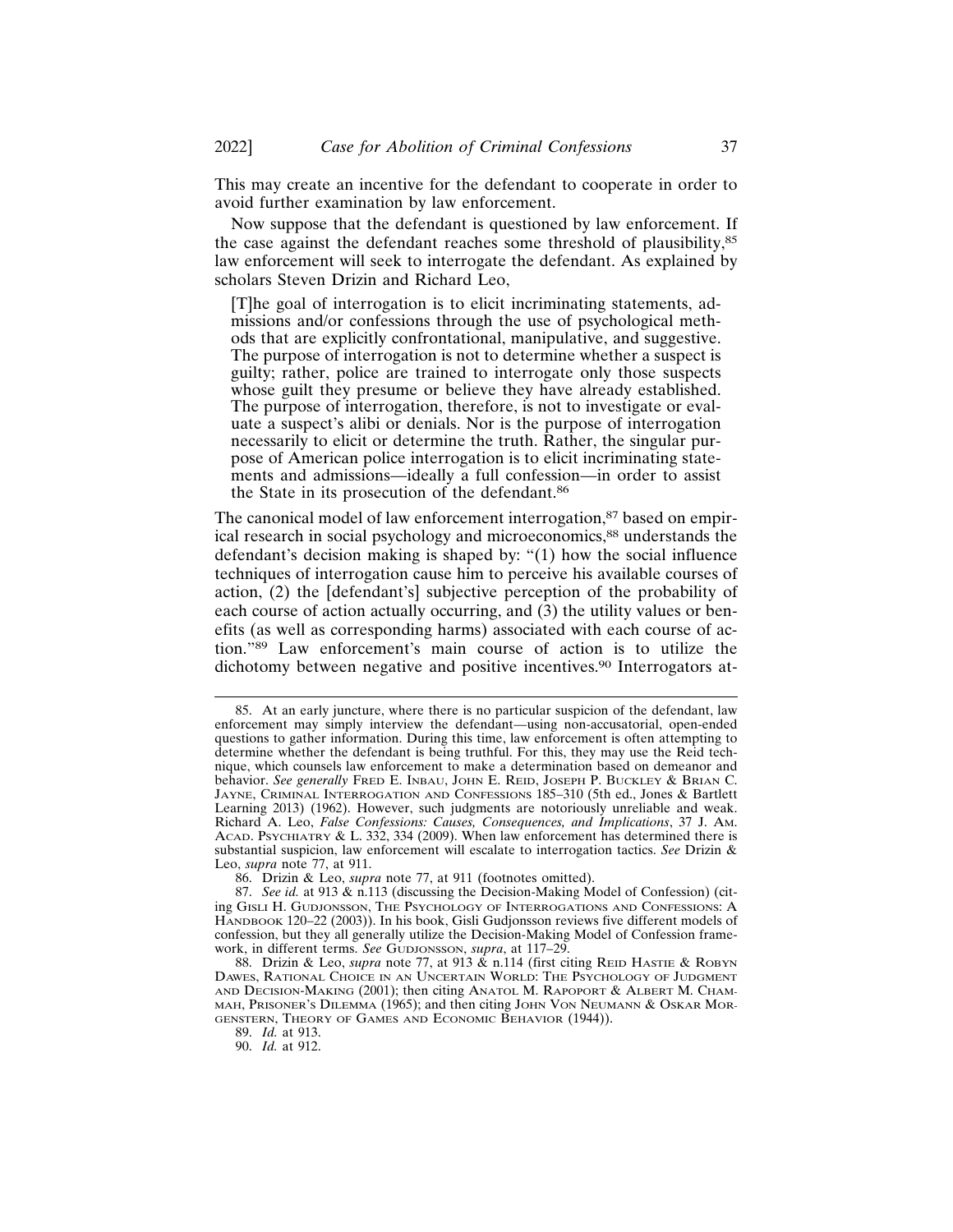This may create an incentive for the defendant to cooperate in order to avoid further examination by law enforcement.

Now suppose that the defendant is questioned by law enforcement. If the case against the defendant reaches some threshold of plausibility,[85] law enforcement will seek to interrogate the defendant. As explained by scholars Steven Drizin and Richard Leo,

> [T]he goal of interrogation is to elicit incriminating statements, admissions and/or confessions through the use of psychological methods that are explicitly confrontational, manipulative, and suggestive. The purpose of interrogation is not to determine whether a suspect is guilty; rather, police are trained to interrogate only those suspects whose guilt they presume or believe they have already established. The purpose of interrogation, therefore, is not to investigate or evaluate a suspect's alibi or denials. Nor is the purpose of interrogation necessarily to elicit or determine the truth. Rather, the singular purpose of American police interrogation is to elicit incriminating statements and admissions—ideally a full confession—in order to assist the State in its prosecution of the defendant.[86]

The canonical model of law enforcement interrogation,[87] based on empirical research in social psychology and microeconomics,[88] understands the defendant's decision making is shaped by: "(1) how the social influence techniques of interrogation cause him to perceive his available courses of action, (2) the [defendant's] subjective perception of the probability of each course of action actually occurring, and (3) the utility values or benefits (as well as corresponding harms) associated with each course of action."[89] Law enforcement's main course of action is to utilize the dichotomy between negative and positive incentives.[90] Interrogators at-

---

85. At an early juncture, where there is no particular suspicion of the defendant, law enforcement may simply interview the defendant—using non-accusatorial, open-ended questions to gather information. During this time, law enforcement is often attempting to determine whether the defendant is being truthful. For this, they may use the Reid technique, which counsels law enforcement to make a determination based on demeanor and behavior. *See generally* FRED E. INBAU, JOHN E. REID, JOSEPH P. BUCKLEY & BRIAN C. JAYNE, CRIMINAL INTERROGATION AND CONFESSIONS 185–310 (5th ed., Jones & Bartlett Learning 2013) (1962). However, such judgments are notoriously unreliable and weak. Richard A. Leo, *False Confessions: Causes, Consequences, and Implications*, 37 J. AM. ACAD. PSYCHIATRY & L. 332, 334 (2009). When law enforcement has determined there is substantial suspicion, law enforcement will escalate to interrogation tactics. *See* Drizin & Leo, *supra* note 77, at 911.

86. Drizin & Leo, *supra* note 77, at 911 (footnotes omitted).

87. *See id.* at 913 & n.113 (discussing the Decision-Making Model of Confession) (citing GISLI H. GUDJONSSON, THE PSYCHOLOGY OF INTERROGATIONS AND CONFESSIONS: A HANDBOOK 120–22 (2003)). In his book, Gisli Gudjonsson reviews five different models of confession, but they all generally utilize the Decision-Making Model of Confession framework, in different terms. *See* GUDJONSSON, *supra*, at 117–29.

88. Drizin & Leo, *supra* note 77, at 913 & n.114 (first citing REID HASTIE & ROBYN DAWES, RATIONAL CHOICE IN AN UNCERTAIN WORLD: THE PSYCHOLOGY OF JUDGMENT AND DECISION-MAKING (2001); then citing ANATOL M. RAPOPORT & ALBERT M. CHAMMAH, PRISONER'S DILEMMA (1965); and then citing JOHN VON NEUMANN & OSKAR MORGENSTERN, THEORY OF GAMES AND ECONOMIC BEHAVIOR (1944)).

89. *Id.* at 913.

90. *Id.* at 912.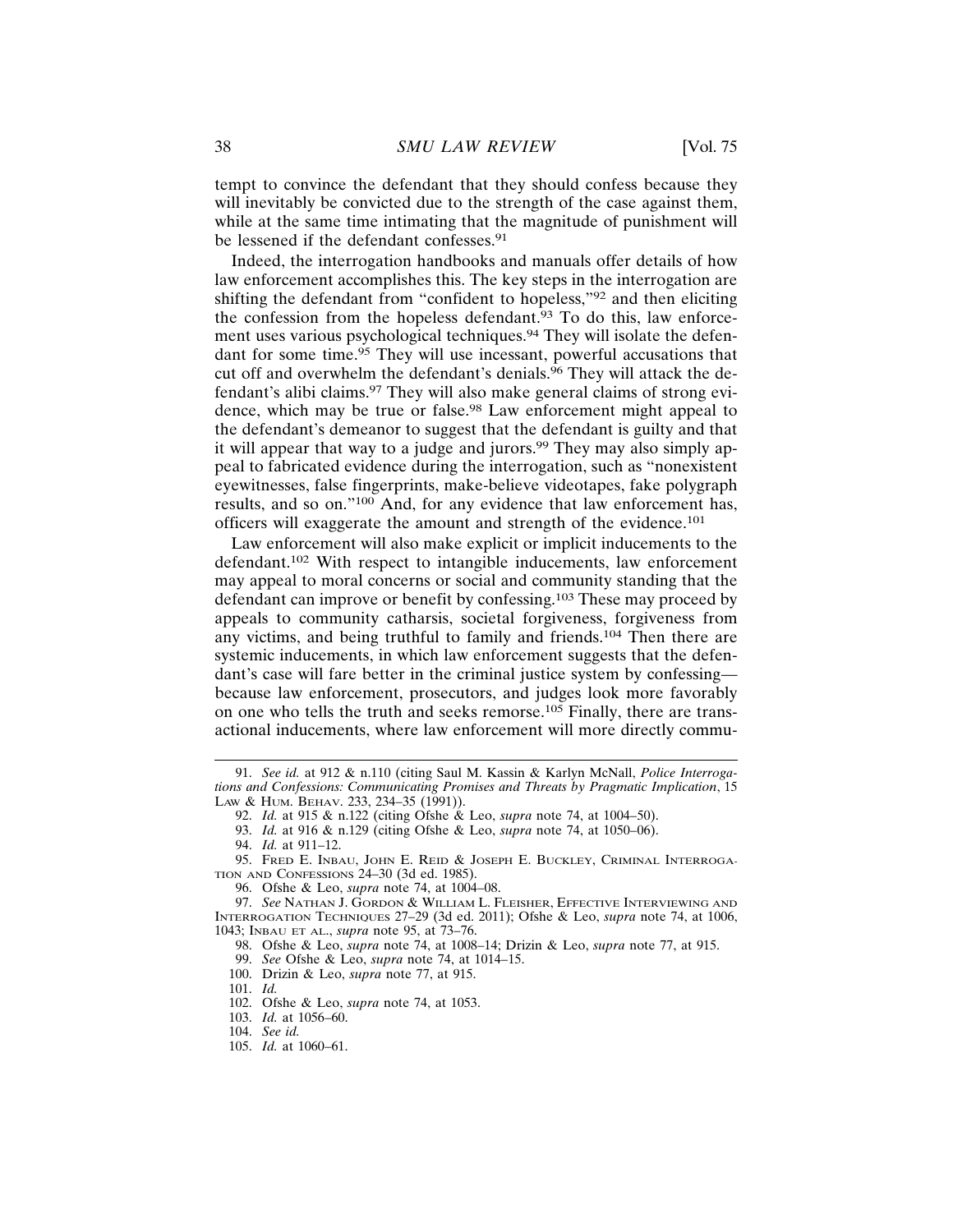tempt to convince the defendant that they should confess because they will inevitably be convicted due to the strength of the case against them, while at the same time intimating that the magnitude of punishment will be lessened if the defendant confesses.[91]

Indeed, the interrogation handbooks and manuals offer details of how law enforcement accomplishes this. The key steps in the interrogation are shifting the defendant from "confident to hopeless,"[92] and then eliciting the confession from the hopeless defendant.[93] To do this, law enforcement uses various psychological techniques.[94] They will isolate the defendant for some time.[95] They will use incessant, powerful accusations that cut off and overwhelm the defendant's denials.[96] They will attack the defendant's alibi claims.[97] They will also make general claims of strong evidence, which may be true or false.[98] Law enforcement might appeal to the defendant's demeanor to suggest that the defendant is guilty and that it will appear that way to a judge and jurors.[99] They may also simply appeal to fabricated evidence during the interrogation, such as "nonexistent eyewitnesses, false fingerprints, make-believe videotapes, fake polygraph results, and so on."[100] And, for any evidence that law enforcement has, officers will exaggerate the amount and strength of the evidence.[101]

Law enforcement will also make explicit or implicit inducements to the defendant.[102] With respect to intangible inducements, law enforcement may appeal to moral concerns or social and community standing that the defendant can improve or benefit by confessing.[103] These may proceed by appeals to community catharsis, societal forgiveness, forgiveness from any victims, and being truthful to family and friends.[104] Then there are systemic inducements, in which law enforcement suggests that the defendant's case will fare better in the criminal justice system by confessing—because law enforcement, prosecutors, and judges look more favorably on one who tells the truth and seeks remorse.[105] Finally, there are transactional inducements, where law enforcement will more directly commu-

---

91. *See id.* at 912 & n.110 (citing Saul M. Kassin & Karlyn McNall, *Police Interrogations and Confessions: Communicating Promises and Threats by Pragmatic Implication*, 15 LAW & HUM. BEHAV. 233, 234–35 (1991)).

92. *Id.* at 915 & n.122 (citing Ofshe & Leo, *supra* note 74, at 1004–50).

93. *Id.* at 916 & n.129 (citing Ofshe & Leo, *supra* note 74, at 1050–06).

94. *Id.* at 911–12.

95. FRED E. INBAU, JOHN E. REID & JOSEPH E. BUCKLEY, CRIMINAL INTERROGATION AND CONFESSIONS 24–30 (3d ed. 1985).

96. Ofshe & Leo, *supra* note 74, at 1004–08.

97. *See* NATHAN J. GORDON & WILLIAM L. FLEISHER, EFFECTIVE INTERVIEWING AND INTERROGATION TECHNIQUES 27–29 (3d ed. 2011); Ofshe & Leo, *supra* note 74, at 1006, 1043; INBAU ET AL., *supra* note 95, at 73–76.

98. Ofshe & Leo, *supra* note 74, at 1008–14; Drizin & Leo, *supra* note 77, at 915.

99. *See* Ofshe & Leo, *supra* note 74, at 1014–15.

100. Drizin & Leo, *supra* note 77, at 915.

101. *Id.*

102. Ofshe & Leo, *supra* note 74, at 1053.

103. *Id.* at 1056–60.

104. *See id.*

105. *Id.* at 1060–61.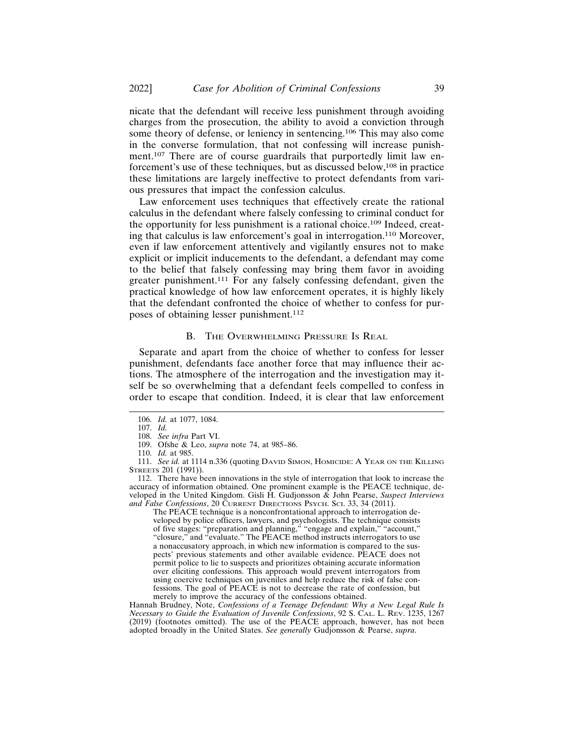nicate that the defendant will receive less punishment through avoiding charges from the prosecution, the ability to avoid a conviction through some theory of defense, or leniency in sentencing.[106] This may also come in the converse formulation, that not confessing will increase punishment.[107] There are of course guardrails that purportedly limit law enforcement's use of these techniques, but as discussed below,[108] in practice these limitations are largely ineffective to protect defendants from various pressures that impact the confession calculus.

Law enforcement uses techniques that effectively create the rational calculus in the defendant where falsely confessing to criminal conduct for the opportunity for less punishment is a rational choice.[109] Indeed, creating that calculus is law enforcement's goal in interrogation.[110] Moreover, even if law enforcement attentively and vigilantly ensures not to make explicit or implicit inducements to the defendant, a defendant may come to the belief that falsely confessing may bring them favor in avoiding greater punishment.[111] For any falsely confessing defendant, given the practical knowledge of how law enforcement operates, it is highly likely that the defendant confronted the choice of whether to confess for purposes of obtaining lesser punishment.[112]

### B. The Overwhelming Pressure Is Real

Separate and apart from the choice of whether to confess for lesser punishment, defendants face another force that may influence their actions. The atmosphere of the interrogation and the investigation may itself be so overwhelming that a defendant feels compelled to confess in order to escape that condition. Indeed, it is clear that law enforcement

---

106. *Id.* at 1077, 1084.

107. *Id.*

108. *See infra* Part VI.

109. Ofshe & Leo, *supra* note 74, at 985–86.

110. *Id.* at 985.

111. *See id.* at 1114 n.336 (quoting David Simon, Homicide: A Year on the Killing Streets 201 (1991)).

112. There have been innovations in the style of interrogation that look to increase the accuracy of information obtained. One prominent example is the PEACE technique, developed in the United Kingdom. Gisli H. Gudjonsson & John Pearse, *Suspect Interviews and False Confessions*, 20 Current Directions Psych. Sci. 33, 34 (2011).

> The PEACE technique is a nonconfrontational approach to interrogation developed by police officers, lawyers, and psychologists. The technique consists of five stages: "preparation and planning," "engage and explain," "account," "closure," and "evaluate." The PEACE method instructs interrogators to use a nonaccusatory approach, in which new information is compared to the suspects' previous statements and other available evidence. PEACE does not permit police to lie to suspects and prioritizes obtaining accurate information over eliciting confessions. This approach would prevent interrogators from using coercive techniques on juveniles and help reduce the risk of false confessions. The goal of PEACE is not to decrease the rate of confession, but merely to improve the accuracy of the confessions obtained.

Hannah Brudney, Note, *Confessions of a Teenage Defendant: Why a New Legal Rule Is Necessary to Guide the Evaluation of Juvenile Confessions*, 92 S. Cal. L. Rev. 1235, 1267 (2019) (footnotes omitted). The use of the PEACE approach, however, has not been adopted broadly in the United States. *See generally* Gudjonsson & Pearse, *supra*.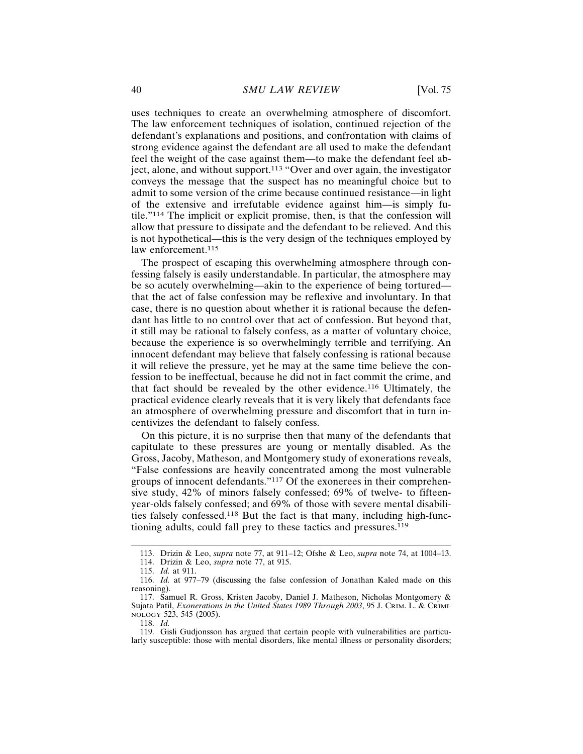uses techniques to create an overwhelming atmosphere of discomfort. The law enforcement techniques of isolation, continued rejection of the defendant's explanations and positions, and confrontation with claims of strong evidence against the defendant are all used to make the defendant feel the weight of the case against them—to make the defendant feel abject, alone, and without support.[113] "Over and over again, the investigator conveys the message that the suspect has no meaningful choice but to admit to some version of the crime because continued resistance—in light of the extensive and irrefutable evidence against him—is simply futile."[114] The implicit or explicit promise, then, is that the confession will allow that pressure to dissipate and the defendant to be relieved. And this is not hypothetical—this is the very design of the techniques employed by law enforcement.[115]

The prospect of escaping this overwhelming atmosphere through confessing falsely is easily understandable. In particular, the atmosphere may be so acutely overwhelming—akin to the experience of being tortured—that the act of false confession may be reflexive and involuntary. In that case, there is no question about whether it is rational because the defendant has little to no control over that act of confession. But beyond that, it still may be rational to falsely confess, as a matter of voluntary choice, because the experience is so overwhelmingly terrible and terrifying. An innocent defendant may believe that falsely confessing is rational because it will relieve the pressure, yet he may at the same time believe the confession to be ineffectual, because he did not in fact commit the crime, and that fact should be revealed by the other evidence.[116] Ultimately, the practical evidence clearly reveals that it is very likely that defendants face an atmosphere of overwhelming pressure and discomfort that in turn incentivizes the defendant to falsely confess.

On this picture, it is no surprise then that many of the defendants that capitulate to these pressures are young or mentally disabled. As the Gross, Jacoby, Matheson, and Montgomery study of exonerations reveals, "False confessions are heavily concentrated among the most vulnerable groups of innocent defendants."[117] Of the exonerees in their comprehensive study, 42% of minors falsely confessed; 69% of twelve- to fifteen-year-olds falsely confessed; and 69% of those with severe mental disabilities falsely confessed.[118] But the fact is that many, including high-functioning adults, could fall prey to these tactics and pressures.[119]

---

113. Drizin & Leo, *supra* note 77, at 911–12; Ofshe & Leo, *supra* note 74, at 1004–13.

114. Drizin & Leo, *supra* note 77, at 915.

115. *Id.* at 911.

116. *Id.* at 977–79 (discussing the false confession of Jonathan Kaled made on this reasoning).

117. Samuel R. Gross, Kristen Jacoby, Daniel J. Matheson, Nicholas Montgomery & Sujata Patil, *Exonerations in the United States 1989 Through 2003*, 95 J. CRIM. L. & CRIMINOLOGY 523, 545 (2005).

118. *Id.*

119. Gisli Gudjonsson has argued that certain people with vulnerabilities are particularly susceptible: those with mental disorders, like mental illness or personality disorders;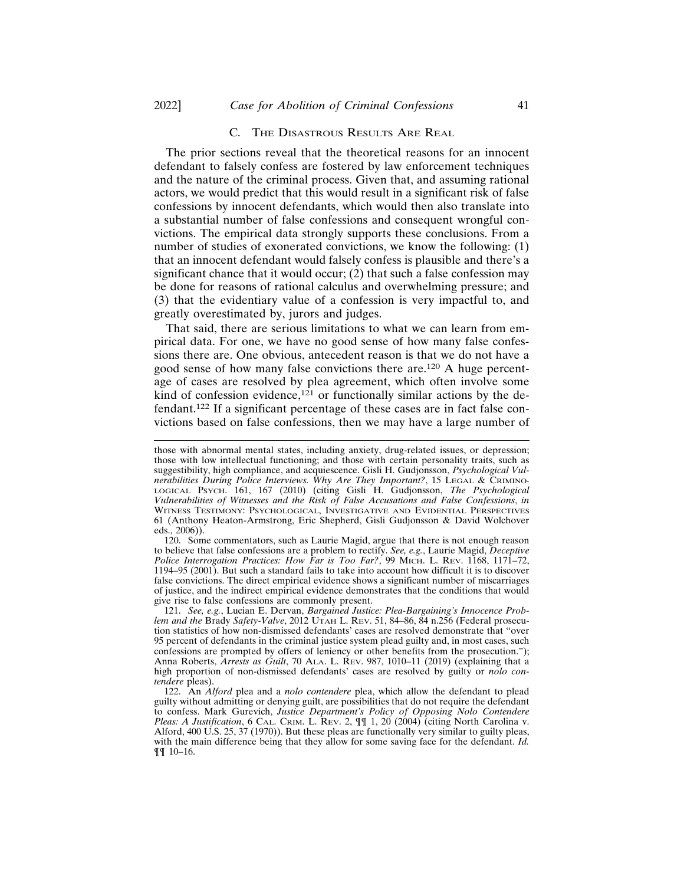### C. The Disastrous Results Are Real

The prior sections reveal that the theoretical reasons for an innocent defendant to falsely confess are fostered by law enforcement techniques and the nature of the criminal process. Given that, and assuming rational actors, we would predict that this would result in a significant risk of false confessions by innocent defendants, which would then also translate into a substantial number of false confessions and consequent wrongful convictions. The empirical data strongly supports these conclusions. From a number of studies of exonerated convictions, we know the following: (1) that an innocent defendant would falsely confess is plausible and there's a significant chance that it would occur; (2) that such a false confession may be done for reasons of rational calculus and overwhelming pressure; and (3) that the evidentiary value of a confession is very impactful to, and greatly overestimated by, jurors and judges.

That said, there are serious limitations to what we can learn from empirical data. For one, we have no good sense of how many false confessions there are. One obvious, antecedent reason is that we do not have a good sense of how many false convictions there are.[120] A huge percentage of cases are resolved by plea agreement, which often involve some kind of confession evidence,[121] or functionally similar actions by the defendant.[122] If a significant percentage of these cases are in fact false convictions based on false confessions, then we may have a large number of

---

those with abnormal mental states, including anxiety, drug-related issues, or depression; those with low intellectual functioning; and those with certain personality traits, such as suggestibility, high compliance, and acquiescence. Gisli H. Gudjonsson, *Psychological Vulnerabilities During Police Interviews. Why Are They Important?*, 15 Legal & Criminological Psych. 161, 167 (2010) (citing Gisli H. Gudjonsson, *The Psychological Vulnerabilities of Witnesses and the Risk of False Accusations and False Confessions*, *in* Witness Testimony: Psychological, Investigative and Evidential Perspectives 61 (Anthony Heaton-Armstrong, Eric Shepherd, Gisli Gudjonsson & David Wolchover eds., 2006)).

120. Some commentators, such as Laurie Magid, argue that there is not enough reason to believe that false confessions are a problem to rectify. *See, e.g.*, Laurie Magid, *Deceptive Police Interrogation Practices: How Far is Too Far?*, 99 Mich. L. Rev. 1168, 1171–72, 1194–95 (2001). But such a standard fails to take into account how difficult it is to discover false convictions. The direct empirical evidence shows a significant number of miscarriages of justice, and the indirect empirical evidence demonstrates that the conditions that would give rise to false confessions are commonly present.

121. *See, e.g.*, Lucian E. Dervan, *Bargained Justice: Plea-Bargaining's Innocence Problem and the* Brady *Safety-Valve*, 2012 Utah L. Rev. 51, 84–86, 84 n.256 (Federal prosecution statistics of how non-dismissed defendants' cases are resolved demonstrate that "over 95 percent of defendants in the criminal justice system plead guilty and, in most cases, such confessions are prompted by offers of leniency or other benefits from the prosecution."); Anna Roberts, *Arrests as Guilt*, 70 Ala. L. Rev. 987, 1010–11 (2019) (explaining that a high proportion of non-dismissed defendants' cases are resolved by guilty or *nolo contendere* pleas).

122. An *Alford* plea and a *nolo contendere* plea, which allow the defendant to plead guilty without admitting or denying guilt, are possibilities that do not require the defendant to confess. Mark Gurevich, *Justice Department's Policy of Opposing Nolo Contendere Pleas: A Justification*, 6 Cal. Crim. L. Rev. 2, ¶¶ 1, 20 (2004) (citing North Carolina v. Alford, 400 U.S. 25, 37 (1970)). But these pleas are functionally very similar to guilty pleas, with the main difference being that they allow for some saving face for the defendant. *Id.* ¶¶ 10–16.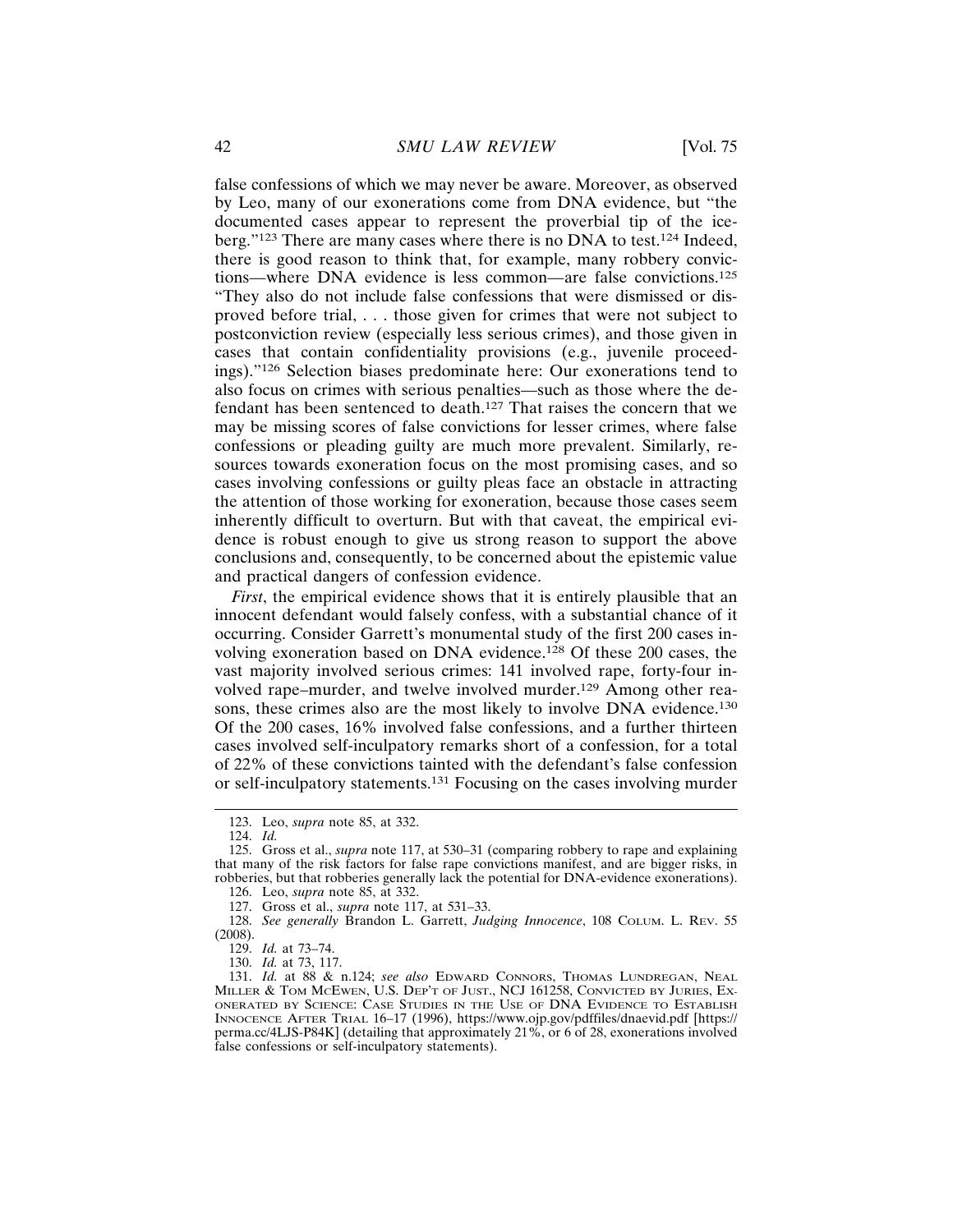false confessions of which we may never be aware. Moreover, as observed by Leo, many of our exonerations come from DNA evidence, but "the documented cases appear to represent the proverbial tip of the iceberg."[123] There are many cases where there is no DNA to test.[124] Indeed, there is good reason to think that, for example, many robbery convictions—where DNA evidence is less common—are false convictions.[125] "They also do not include false confessions that were dismissed or disproved before trial, . . . those given for crimes that were not subject to postconviction review (especially less serious crimes), and those given in cases that contain confidentiality provisions (e.g., juvenile proceedings)."[126] Selection biases predominate here: Our exonerations tend to also focus on crimes with serious penalties—such as those where the defendant has been sentenced to death.[127] That raises the concern that we may be missing scores of false convictions for lesser crimes, where false confessions or pleading guilty are much more prevalent. Similarly, resources towards exoneration focus on the most promising cases, and so cases involving confessions or guilty pleas face an obstacle in attracting the attention of those working for exoneration, because those cases seem inherently difficult to overturn. But with that caveat, the empirical evidence is robust enough to give us strong reason to support the above conclusions and, consequently, to be concerned about the epistemic value and practical dangers of confession evidence.

*First*, the empirical evidence shows that it is entirely plausible that an innocent defendant would falsely confess, with a substantial chance of it occurring. Consider Garrett's monumental study of the first 200 cases involving exoneration based on DNA evidence.[128] Of these 200 cases, the vast majority involved serious crimes: 141 involved rape, forty-four involved rape–murder, and twelve involved murder.[129] Among other reasons, these crimes also are the most likely to involve DNA evidence.[130] Of the 200 cases, 16% involved false confessions, and a further thirteen cases involved self-inculpatory remarks short of a confession, for a total of 22% of these convictions tainted with the defendant's false confession or self-inculpatory statements.[131] Focusing on the cases involving murder

123. Leo, *supra* note 85, at 332.

124. *Id.*

125. Gross et al., *supra* note 117, at 530–31 (comparing robbery to rape and explaining that many of the risk factors for false rape convictions manifest, and are bigger risks, in robberies, but that robberies generally lack the potential for DNA-evidence exonerations).

126. Leo, *supra* note 85, at 332.

127. Gross et al., *supra* note 117, at 531–33.

128. *See generally* Brandon L. Garrett, *Judging Innocence*, 108 COLUM. L. REV. 55 (2008).

129. *Id.* at 73–74.

130. *Id.* at 73, 117.

131. *Id.* at 88 & n.124; *see also* EDWARD CONNORS, THOMAS LUNDREGAN, NEAL MILLER & TOM MCEWEN, U.S. DEP'T OF JUST., NCJ 161258, CONVICTED BY JURIES, EXONERATED BY SCIENCE: CASE STUDIES IN THE USE OF DNA EVIDENCE TO ESTABLISH INNOCENCE AFTER TRIAL 16–17 (1996), https://www.ojp.gov/pdffiles/dnaevid.pdf [https://perma.cc/4LJS-P84K] (detailing that approximately 21%, or 6 of 28, exonerations involved false confessions or self-inculpatory statements).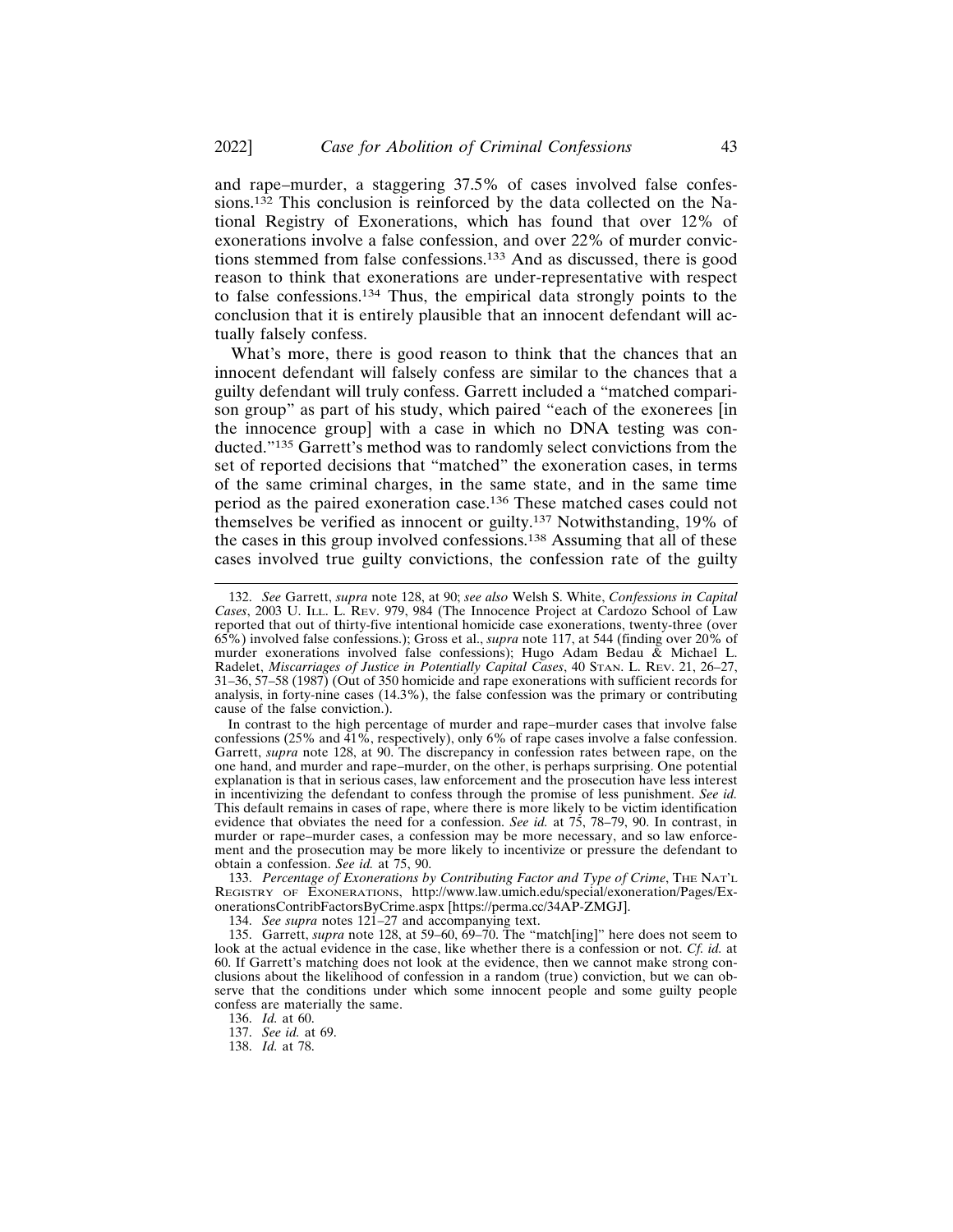and rape–murder, a staggering 37.5% of cases involved false confessions.[132] This conclusion is reinforced by the data collected on the National Registry of Exonerations, which has found that over 12% of exonerations involve a false confession, and over 22% of murder convictions stemmed from false confessions.[133] And as discussed, there is good reason to think that exonerations are under-representative with respect to false confessions.[134] Thus, the empirical data strongly points to the conclusion that it is entirely plausible that an innocent defendant will actually falsely confess.

What's more, there is good reason to think that the chances that an innocent defendant will falsely confess are similar to the chances that a guilty defendant will truly confess. Garrett included a "matched comparison group" as part of his study, which paired "each of the exonerees [in the innocence group] with a case in which no DNA testing was conducted."[135] Garrett's method was to randomly select convictions from the set of reported decisions that "matched" the exoneration cases, in terms of the same criminal charges, in the same state, and in the same time period as the paired exoneration case.[136] These matched cases could not themselves be verified as innocent or guilty.[137] Notwithstanding, 19% of the cases in this group involved confessions.[138] Assuming that all of these cases involved true guilty convictions, the confession rate of the guilty

---

132. *See* Garrett, *supra* note 128, at 90; *see also* Welsh S. White, *Confessions in Capital Cases*, 2003 U. ILL. L. REV. 979, 984 (The Innocence Project at Cardozo School of Law reported that out of thirty-five intentional homicide case exonerations, twenty-three (over 65%) involved false confessions.); Gross et al., *supra* note 117, at 544 (finding over 20% of murder exonerations involved false confessions); Hugo Adam Bedau & Michael L. Radelet, *Miscarriages of Justice in Potentially Capital Cases*, 40 STAN. L. REV. 21, 26–27, 31–36, 57–58 (1987) (Out of 350 homicide and rape exonerations with sufficient records for analysis, in forty-nine cases (14.3%), the false confession was the primary or contributing cause of the false conviction.).

In contrast to the high percentage of murder and rape–murder cases that involve false confessions (25% and 41%, respectively), only 6% of rape cases involve a false confession. Garrett, *supra* note 128, at 90. The discrepancy in confession rates between rape, on the one hand, and murder and rape–murder, on the other, is perhaps surprising. One potential explanation is that in serious cases, law enforcement and the prosecution have less interest in incentivizing the defendant to confess through the promise of less punishment. *See id.* This default remains in cases of rape, where there is more likely to be victim identification evidence that obviates the need for a confession. *See id.* at 75, 78–79, 90. In contrast, in murder or rape–murder cases, a confession may be more necessary, and so law enforcement and the prosecution may be more likely to incentivize or pressure the defendant to obtain a confession. *See id.* at 75, 90.

133. *Percentage of Exonerations by Contributing Factor and Type of Crime*, THE NAT'L REGISTRY OF EXONERATIONS, http://www.law.umich.edu/special/exoneration/Pages/ExonerationsContribFactorsByCrime.aspx [https://perma.cc/34AP-ZMGJ].

134. *See supra* notes 121–27 and accompanying text.

135. Garrett, *supra* note 128, at 59–60, 69–70. The "match[ing]" here does not seem to look at the actual evidence in the case, like whether there is a confession or not. *Cf. id.* at 60. If Garrett's matching does not look at the evidence, then we cannot make strong conclusions about the likelihood of confession in a random (true) conviction, but we can observe that the conditions under which some innocent people and some guilty people confess are materially the same.

136. *Id.* at 60.

137. *See id.* at 69.

138. *Id.* at 78.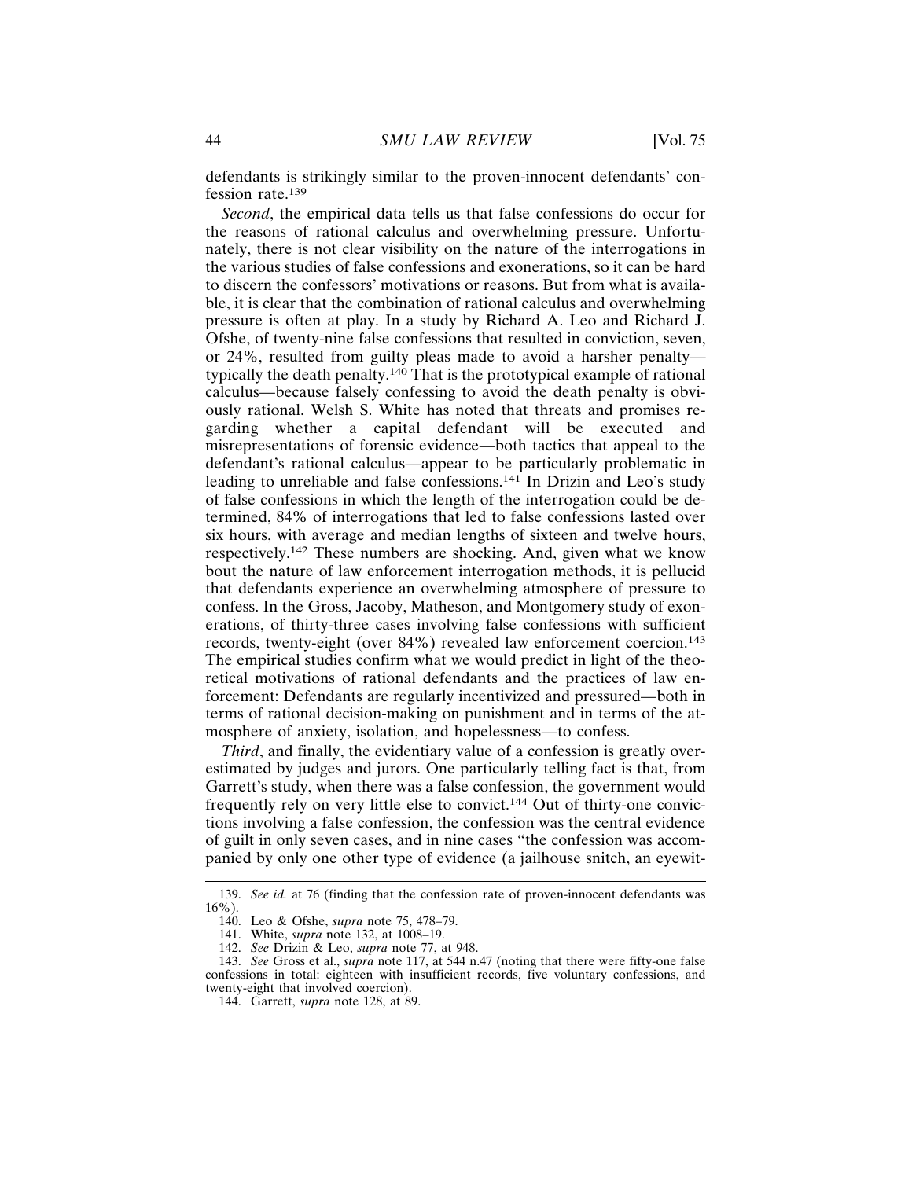defendants is strikingly similar to the proven-innocent defendants' confession rate.[139]

*Second*, the empirical data tells us that false confessions do occur for the reasons of rational calculus and overwhelming pressure. Unfortunately, there is not clear visibility on the nature of the interrogations in the various studies of false confessions and exonerations, so it can be hard to discern the confessors' motivations or reasons. But from what is available, it is clear that the combination of rational calculus and overwhelming pressure is often at play. In a study by Richard A. Leo and Richard J. Ofshe, of twenty-nine false confessions that resulted in conviction, seven, or 24%, resulted from guilty pleas made to avoid a harsher penalty—typically the death penalty.[140] That is the prototypical example of rational calculus—because falsely confessing to avoid the death penalty is obviously rational. Welsh S. White has noted that threats and promises regarding whether a capital defendant will be executed and misrepresentations of forensic evidence—both tactics that appeal to the defendant's rational calculus—appear to be particularly problematic in leading to unreliable and false confessions.[141] In Drizin and Leo's study of false confessions in which the length of the interrogation could be determined, 84% of interrogations that led to false confessions lasted over six hours, with average and median lengths of sixteen and twelve hours, respectively.[142] These numbers are shocking. And, given what we know bout the nature of law enforcement interrogation methods, it is pellucid that defendants experience an overwhelming atmosphere of pressure to confess. In the Gross, Jacoby, Matheson, and Montgomery study of exonerations, of thirty-three cases involving false confessions with sufficient records, twenty-eight (over 84%) revealed law enforcement coercion.[143] The empirical studies confirm what we would predict in light of the theoretical motivations of rational defendants and the practices of law enforcement: Defendants are regularly incentivized and pressured—both in terms of rational decision-making on punishment and in terms of the atmosphere of anxiety, isolation, and hopelessness—to confess.

*Third*, and finally, the evidentiary value of a confession is greatly overestimated by judges and jurors. One particularly telling fact is that, from Garrett's study, when there was a false confession, the government would frequently rely on very little else to convict.[144] Out of thirty-one convictions involving a false confession, the confession was the central evidence of guilt in only seven cases, and in nine cases "the confession was accompanied by only one other type of evidence (a jailhouse snitch, an eyewit-

---

139. *See id.* at 76 (finding that the confession rate of proven-innocent defendants was 16%).

140. Leo & Ofshe, *supra* note 75, 478–79.

141. White, *supra* note 132, at 1008–19.

142. *See* Drizin & Leo, *supra* note 77, at 948.

143. *See* Gross et al., *supra* note 117, at 544 n.47 (noting that there were fifty-one false confessions in total: eighteen with insufficient records, five voluntary confessions, and twenty-eight that involved coercion).

144. Garrett, *supra* note 128, at 89.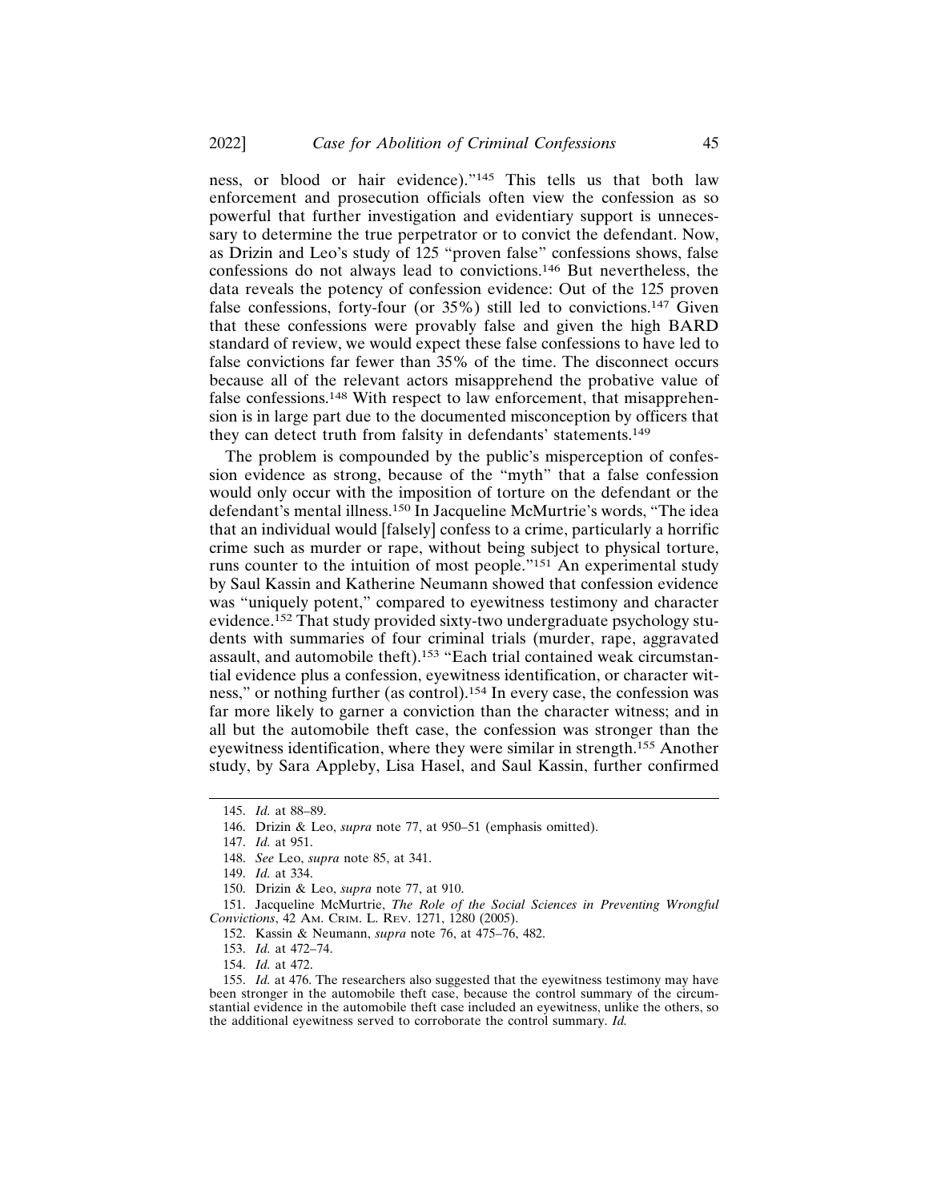ness, or blood or hair evidence)."[145] This tells us that both law enforcement and prosecution officials often view the confession as so powerful that further investigation and evidentiary support is unnecessary to determine the true perpetrator or to convict the defendant. Now, as Drizin and Leo's study of 125 "proven false" confessions shows, false confessions do not always lead to convictions.[146] But nevertheless, the data reveals the potency of confession evidence: Out of the 125 proven false confessions, forty-four (or 35%) still led to convictions.[147] Given that these confessions were provably false and given the high BARD standard of review, we would expect these false confessions to have led to false convictions far fewer than 35% of the time. The disconnect occurs because all of the relevant actors misapprehend the probative value of false confessions.[148] With respect to law enforcement, that misapprehension is in large part due to the documented misconception by officers that they can detect truth from falsity in defendants' statements.[149]

The problem is compounded by the public's misperception of confession evidence as strong, because of the "myth" that a false confession would only occur with the imposition of torture on the defendant or the defendant's mental illness.[150] In Jacqueline McMurtrie's words, "The idea that an individual would [falsely] confess to a crime, particularly a horrific crime such as murder or rape, without being subject to physical torture, runs counter to the intuition of most people."[151] An experimental study by Saul Kassin and Katherine Neumann showed that confession evidence was "uniquely potent," compared to eyewitness testimony and character evidence.[152] That study provided sixty-two undergraduate psychology students with summaries of four criminal trials (murder, rape, aggravated assault, and automobile theft).[153] "Each trial contained weak circumstantial evidence plus a confession, eyewitness identification, or character witness," or nothing further (as control).[154] In every case, the confession was far more likely to garner a conviction than the character witness; and in all but the automobile theft case, the confession was stronger than the eyewitness identification, where they were similar in strength.[155] Another study, by Sara Appleby, Lisa Hasel, and Saul Kassin, further confirmed

---

145. *Id.* at 88–89.

146. Drizin & Leo, *supra* note 77, at 950–51 (emphasis omitted).

147. *Id.* at 951.

148. *See* Leo, *supra* note 85, at 341.

149. *Id.* at 334.

150. Drizin & Leo, *supra* note 77, at 910.

151. Jacqueline McMurtrie, *The Role of the Social Sciences in Preventing Wrongful Convictions*, 42 AM. CRIM. L. REV. 1271, 1280 (2005).

152. Kassin & Neumann, *supra* note 76, at 475–76, 482.

153. *Id.* at 472–74.

154. *Id.* at 472.

155. *Id.* at 476. The researchers also suggested that the eyewitness testimony may have been stronger in the automobile theft case, because the control summary of the circumstantial evidence in the automobile theft case included an eyewitness, unlike the others, so the additional eyewitness served to corroborate the control summary. *Id.*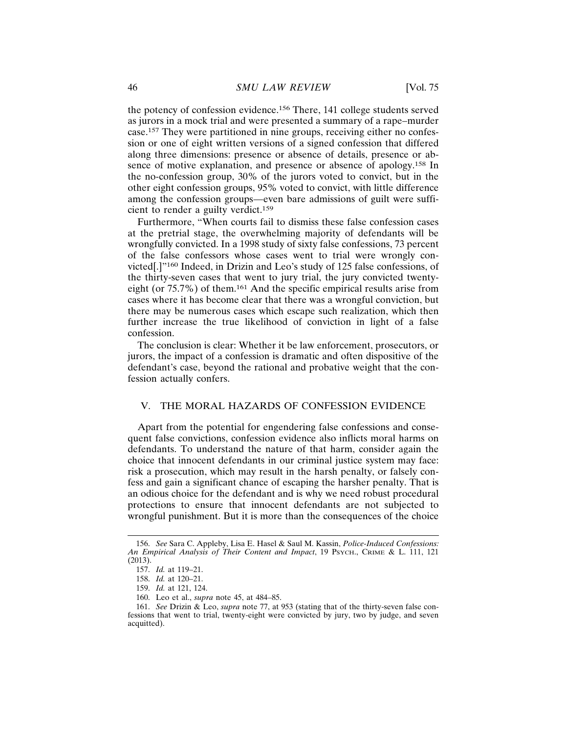the potency of confession evidence.[156] There, 141 college students served as jurors in a mock trial and were presented a summary of a rape–murder case.[157] They were partitioned in nine groups, receiving either no confession or one of eight written versions of a signed confession that differed along three dimensions: presence or absence of details, presence or absence of motive explanation, and presence or absence of apology.[158] In the no-confession group, 30% of the jurors voted to convict, but in the other eight confession groups, 95% voted to convict, with little difference among the confession groups—even bare admissions of guilt were sufficient to render a guilty verdict.[159]

Furthermore, "When courts fail to dismiss these false confession cases at the pretrial stage, the overwhelming majority of defendants will be wrongfully convicted. In a 1998 study of sixty false confessions, 73 percent of the false confessors whose cases went to trial were wrongly convicted[.]"[160] Indeed, in Drizin and Leo's study of 125 false confessions, of the thirty-seven cases that went to jury trial, the jury convicted twenty-eight (or 75.7%) of them.[161] And the specific empirical results arise from cases where it has become clear that there was a wrongful conviction, but there may be numerous cases which escape such realization, which then further increase the true likelihood of conviction in light of a false confession.

The conclusion is clear: Whether it be law enforcement, prosecutors, or jurors, the impact of a confession is dramatic and often dispositive of the defendant's case, beyond the rational and probative weight that the confession actually confers.

## V. THE MORAL HAZARDS OF CONFESSION EVIDENCE

Apart from the potential for engendering false confessions and consequent false convictions, confession evidence also inflicts moral harms on defendants. To understand the nature of that harm, consider again the choice that innocent defendants in our criminal justice system may face: risk a prosecution, which may result in the harsh penalty, or falsely confess and gain a significant chance of escaping the harsher penalty. That is an odious choice for the defendant and is why we need robust procedural protections to ensure that innocent defendants are not subjected to wrongful punishment. But it is more than the consequences of the choice

---

156. *See* Sara C. Appleby, Lisa E. Hasel & Saul M. Kassin, *Police-Induced Confessions: An Empirical Analysis of Their Content and Impact*, 19 PSYCH., CRIME & L. 111, 121 (2013).

157. *Id.* at 119–21.

158. *Id.* at 120–21.

159. *Id.* at 121, 124.

160. Leo et al., *supra* note 45, at 484–85.

161. *See* Drizin & Leo, *supra* note 77, at 953 (stating that of the thirty-seven false confessions that went to trial, twenty-eight were convicted by jury, two by judge, and seven acquitted).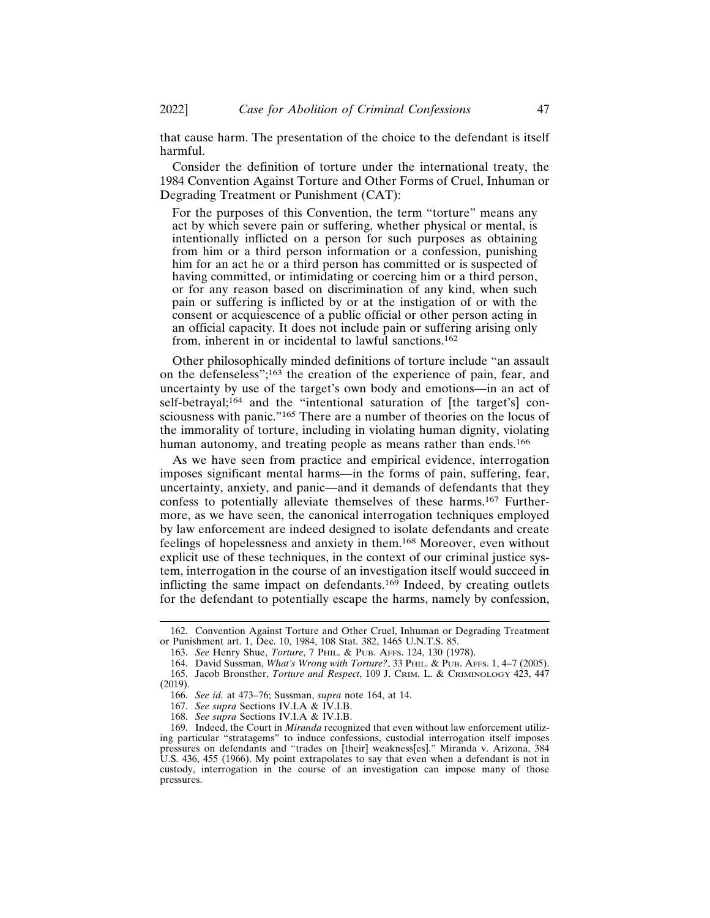that cause harm. The presentation of the choice to the defendant is itself harmful.

Consider the definition of torture under the international treaty, the 1984 Convention Against Torture and Other Forms of Cruel, Inhuman or Degrading Treatment or Punishment (CAT):

> For the purposes of this Convention, the term "torture" means any act by which severe pain or suffering, whether physical or mental, is intentionally inflicted on a person for such purposes as obtaining from him or a third person information or a confession, punishing him for an act he or a third person has committed or is suspected of having committed, or intimidating or coercing him or a third person, or for any reason based on discrimination of any kind, when such pain or suffering is inflicted by or at the instigation of or with the consent or acquiescence of a public official or other person acting in an official capacity. It does not include pain or suffering arising only from, inherent in or incidental to lawful sanctions.[162]

Other philosophically minded definitions of torture include "an assault on the defenseless";[163] the creation of the experience of pain, fear, and uncertainty by use of the target's own body and emotions—in an act of self-betrayal;[164] and the "intentional saturation of [the target's] consciousness with panic."[165] There are a number of theories on the locus of the immorality of torture, including in violating human dignity, violating human autonomy, and treating people as means rather than ends.[166]

As we have seen from practice and empirical evidence, interrogation imposes significant mental harms—in the forms of pain, suffering, fear, uncertainty, anxiety, and panic—and it demands of defendants that they confess to potentially alleviate themselves of these harms.[167] Furthermore, as we have seen, the canonical interrogation techniques employed by law enforcement are indeed designed to isolate defendants and create feelings of hopelessness and anxiety in them.[168] Moreover, even without explicit use of these techniques, in the context of our criminal justice system, interrogation in the course of an investigation itself would succeed in inflicting the same impact on defendants.[169] Indeed, by creating outlets for the defendant to potentially escape the harms, namely by confession,

---

162. Convention Against Torture and Other Cruel, Inhuman or Degrading Treatment or Punishment art. 1, Dec. 10, 1984, 108 Stat. 382, 1465 U.N.T.S. 85.

163. *See* Henry Shue, *Torture*, 7 PHIL. & PUB. AFFS. 124, 130 (1978).

164. David Sussman, *What's Wrong with Torture?*, 33 PHIL. & PUB. AFFS. 1, 4–7 (2005).

165. Jacob Bronsther, *Torture and Respect*, 109 J. CRIM. L. & CRIMINOLOGY 423, 447 (2019).

166. *See id.* at 473–76; Sussman, *supra* note 164, at 14.

167. *See supra* Sections IV.I.A & IV.I.B.

168. *See supra* Sections IV.I.A & IV.I.B.

169. Indeed, the Court in *Miranda* recognized that even without law enforcement utilizing particular "stratagems" to induce confessions, custodial interrogation itself imposes pressures on defendants and "trades on [their] weakness[es]." Miranda v. Arizona, 384 U.S. 436, 455 (1966). My point extrapolates to say that even when a defendant is not in custody, interrogation in the course of an investigation can impose many of those pressures.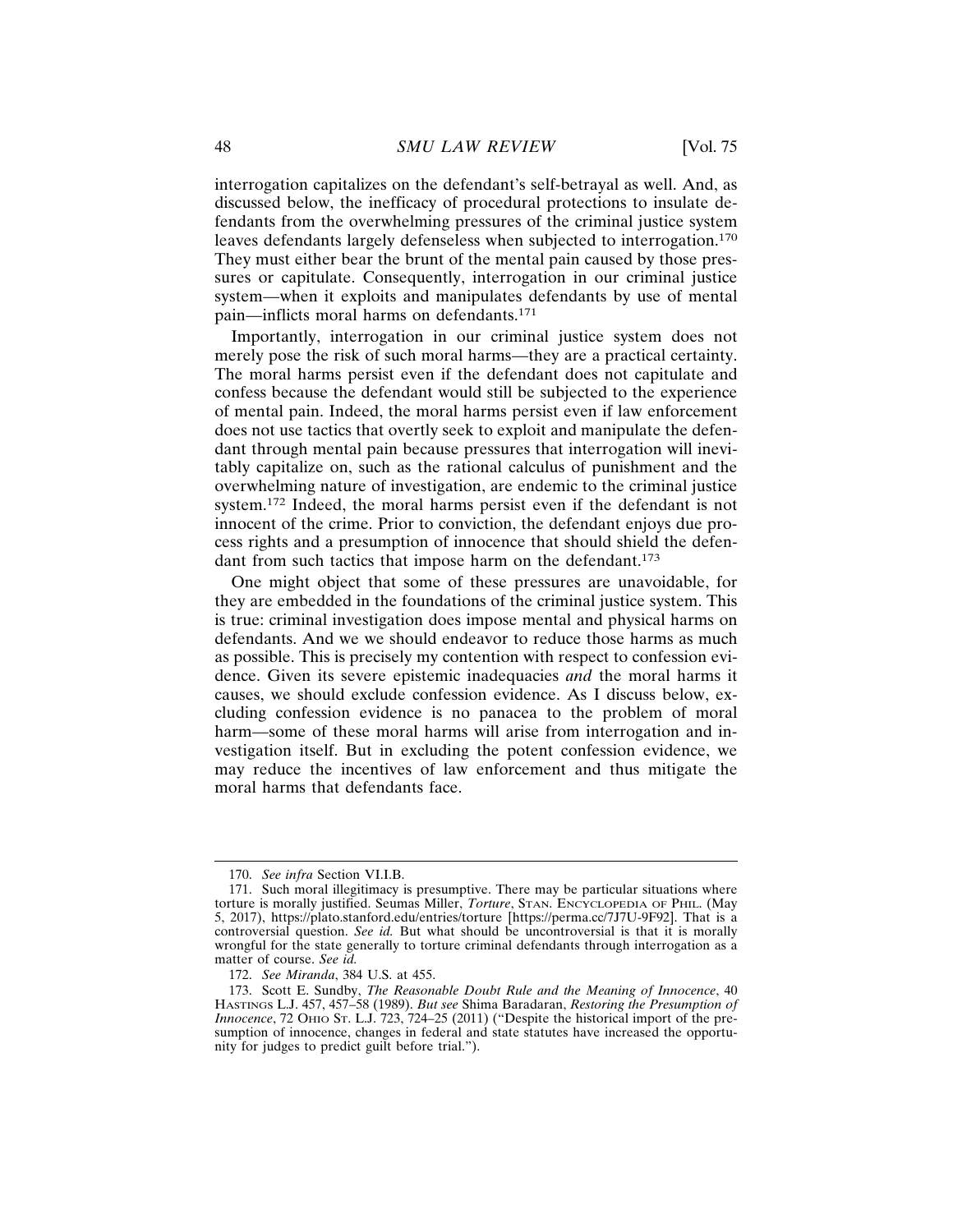interrogation capitalizes on the defendant's self-betrayal as well. And, as discussed below, the inefficacy of procedural protections to insulate defendants from the overwhelming pressures of the criminal justice system leaves defendants largely defenseless when subjected to interrogation.[170] They must either bear the brunt of the mental pain caused by those pressures or capitulate. Consequently, interrogation in our criminal justice system—when it exploits and manipulates defendants by use of mental pain—inflicts moral harms on defendants.[171]

Importantly, interrogation in our criminal justice system does not merely pose the risk of such moral harms—they are a practical certainty. The moral harms persist even if the defendant does not capitulate and confess because the defendant would still be subjected to the experience of mental pain. Indeed, the moral harms persist even if law enforcement does not use tactics that overtly seek to exploit and manipulate the defendant through mental pain because pressures that interrogation will inevitably capitalize on, such as the rational calculus of punishment and the overwhelming nature of investigation, are endemic to the criminal justice system.[172] Indeed, the moral harms persist even if the defendant is not innocent of the crime. Prior to conviction, the defendant enjoys due process rights and a presumption of innocence that should shield the defendant from such tactics that impose harm on the defendant.[173]

One might object that some of these pressures are unavoidable, for they are embedded in the foundations of the criminal justice system. This is true: criminal investigation does impose mental and physical harms on defendants. And we we should endeavor to reduce those harms as much as possible. This is precisely my contention with respect to confession evidence. Given its severe epistemic inadequacies *and* the moral harms it causes, we should exclude confession evidence. As I discuss below, excluding confession evidence is no panacea to the problem of moral harm—some of these moral harms will arise from interrogation and investigation itself. But in excluding the potent confession evidence, we may reduce the incentives of law enforcement and thus mitigate the moral harms that defendants face.

---

170. *See infra* Section VI.I.B.

171. Such moral illegitimacy is presumptive. There may be particular situations where torture is morally justified. Seumas Miller, *Torture*, STAN. ENCYCLOPEDIA OF PHIL. (May 5, 2017), https://plato.stanford.edu/entries/torture [https://perma.cc/7J7U-9F92]. That is a controversial question. *See id.* But what should be uncontroversial is that it is morally wrongful for the state generally to torture criminal defendants through interrogation as a matter of course. *See id.*

172. *See Miranda*, 384 U.S. at 455.

173. Scott E. Sundby, *The Reasonable Doubt Rule and the Meaning of Innocence*, 40 HASTINGS L.J. 457, 457–58 (1989). *But see* Shima Baradaran, *Restoring the Presumption of Innocence*, 72 OHIO ST. L.J. 723, 724–25 (2011) ("Despite the historical import of the presumption of innocence, changes in federal and state statutes have increased the opportunity for judges to predict guilt before trial.").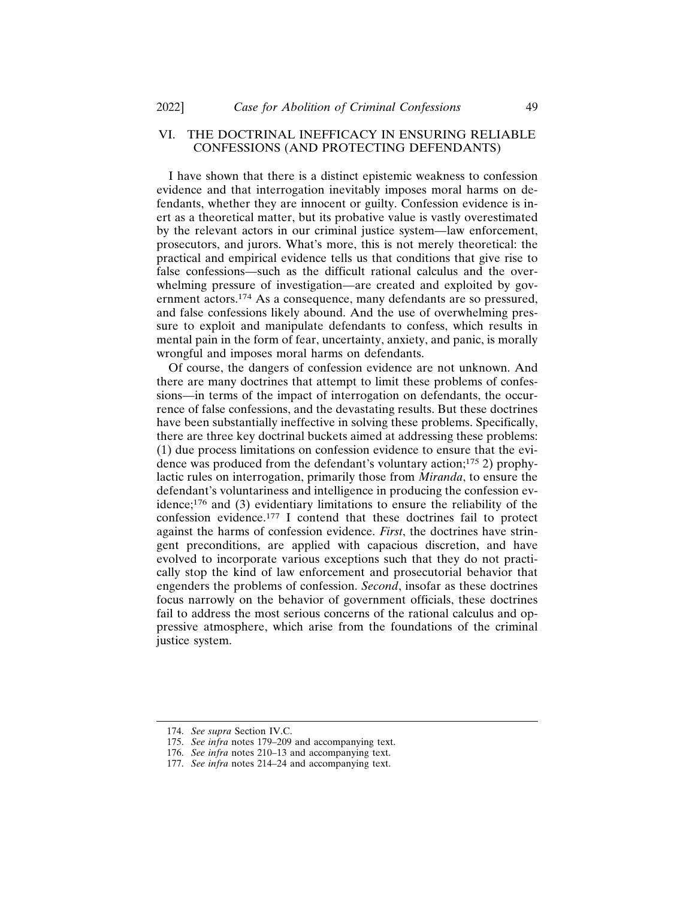## VI. THE DOCTRINAL INEFFICACY IN ENSURING RELIABLE CONFESSIONS (AND PROTECTING DEFENDANTS)

I have shown that there is a distinct epistemic weakness to confession evidence and that interrogation inevitably imposes moral harms on defendants, whether they are innocent or guilty. Confession evidence is inert as a theoretical matter, but its probative value is vastly overestimated by the relevant actors in our criminal justice system—law enforcement, prosecutors, and jurors. What's more, this is not merely theoretical: the practical and empirical evidence tells us that conditions that give rise to false confessions—such as the difficult rational calculus and the overwhelming pressure of investigation—are created and exploited by government actors.[174] As a consequence, many defendants are so pressured, and false confessions likely abound. And the use of overwhelming pressure to exploit and manipulate defendants to confess, which results in mental pain in the form of fear, uncertainty, anxiety, and panic, is morally wrongful and imposes moral harms on defendants.

Of course, the dangers of confession evidence are not unknown. And there are many doctrines that attempt to limit these problems of confessions—in terms of the impact of interrogation on defendants, the occurrence of false confessions, and the devastating results. But these doctrines have been substantially ineffective in solving these problems. Specifically, there are three key doctrinal buckets aimed at addressing these problems: (1) due process limitations on confession evidence to ensure that the evidence was produced from the defendant's voluntary action;[175] 2) prophylactic rules on interrogation, primarily those from *Miranda*, to ensure the defendant's voluntariness and intelligence in producing the confession evidence;[176] and (3) evidentiary limitations to ensure the reliability of the confession evidence.[177] I contend that these doctrines fail to protect against the harms of confession evidence. *First*, the doctrines have stringent preconditions, are applied with capacious discretion, and have evolved to incorporate various exceptions such that they do not practically stop the kind of law enforcement and prosecutorial behavior that engenders the problems of confession. *Second*, insofar as these doctrines focus narrowly on the behavior of government officials, these doctrines fail to address the most serious concerns of the rational calculus and oppressive atmosphere, which arise from the foundations of the criminal justice system.

---

174. *See supra* Section IV.C.

175. *See infra* notes 179–209 and accompanying text.

176. *See infra* notes 210–13 and accompanying text.

177. *See infra* notes 214–24 and accompanying text.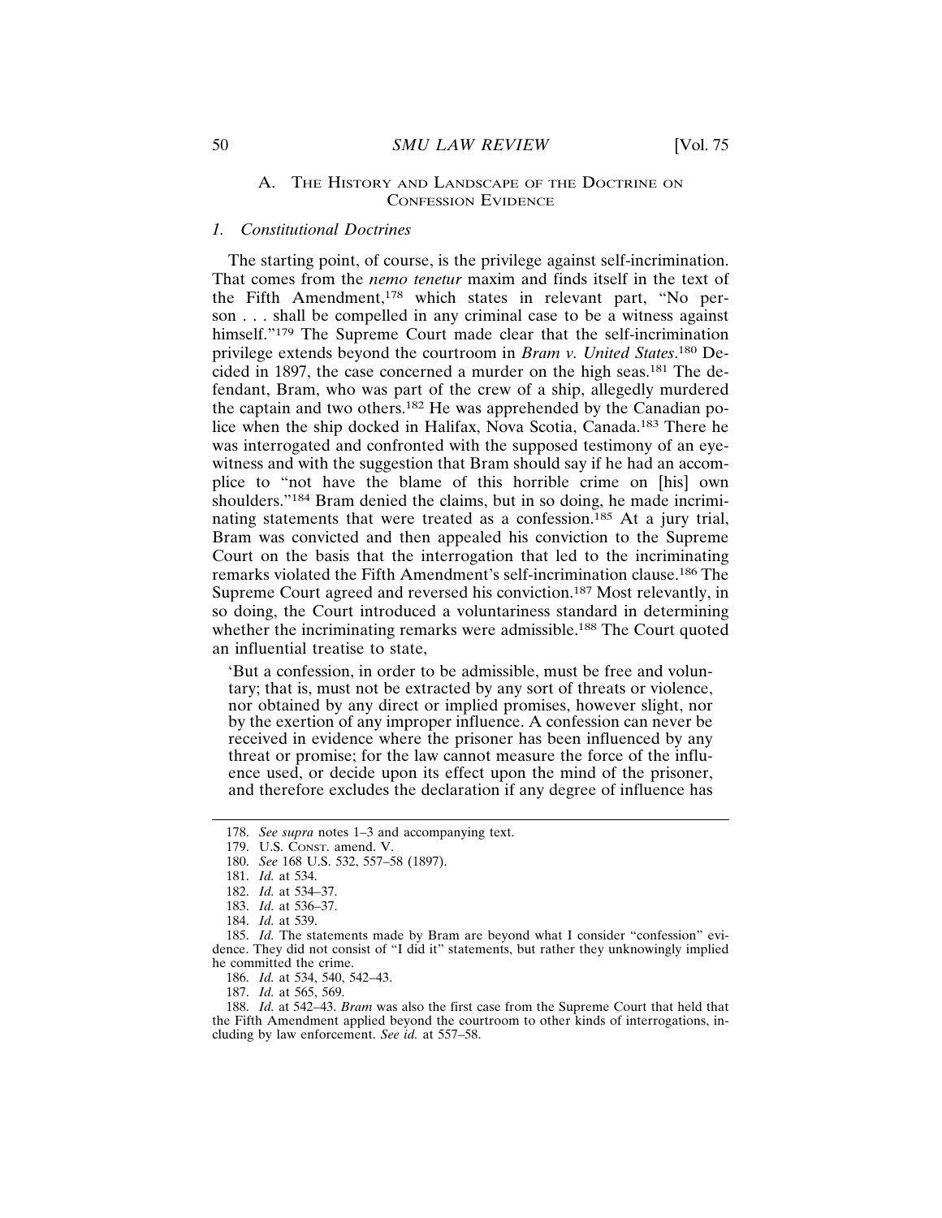### A. The History and Landscape of the Doctrine on Confession Evidence

#### *1. Constitutional Doctrines*

The starting point, of course, is the privilege against self-incrimination. That comes from the *nemo tenetur* maxim and finds itself in the text of the Fifth Amendment,[178] which states in relevant part, "No person . . . shall be compelled in any criminal case to be a witness against himself."[179] The Supreme Court made clear that the self-incrimination privilege extends beyond the courtroom in *Bram v. United States*.[180] Decided in 1897, the case concerned a murder on the high seas.[181] The defendant, Bram, who was part of the crew of a ship, allegedly murdered the captain and two others.[182] He was apprehended by the Canadian police when the ship docked in Halifax, Nova Scotia, Canada.[183] There he was interrogated and confronted with the supposed testimony of an eyewitness and with the suggestion that Bram should say if he had an accomplice to "not have the blame of this horrible crime on [his] own shoulders."[184] Bram denied the claims, but in so doing, he made incriminating statements that were treated as a confession.[185] At a jury trial, Bram was convicted and then appealed his conviction to the Supreme Court on the basis that the interrogation that led to the incriminating remarks violated the Fifth Amendment's self-incrimination clause.[186] The Supreme Court agreed and reversed his conviction.[187] Most relevantly, in so doing, the Court introduced a voluntariness standard in determining whether the incriminating remarks were admissible.[188] The Court quoted an influential treatise to state,

> 'But a confession, in order to be admissible, must be free and voluntary; that is, must not be extracted by any sort of threats or violence, nor obtained by any direct or implied promises, however slight, nor by the exertion of any improper influence. A confession can never be received in evidence where the prisoner has been influenced by any threat or promise; for the law cannot measure the force of the influence used, or decide upon its effect upon the mind of the prisoner, and therefore excludes the declaration if any degree of influence has

---

178. *See supra* notes 1–3 and accompanying text.

179. U.S. Const. amend. V.

180. *See* 168 U.S. 532, 557–58 (1897).

181. *Id.* at 534.

182. *Id.* at 534–37.

183. *Id.* at 536–37.

184. *Id.* at 539.

185. *Id.* The statements made by Bram are beyond what I consider "confession" evidence. They did not consist of "I did it" statements, but rather they unknowingly implied he committed the crime.

186. *Id.* at 534, 540, 542–43.

187. *Id.* at 565, 569.

188. *Id.* at 542–43. *Bram* was also the first case from the Supreme Court that held that the Fifth Amendment applied beyond the courtroom to other kinds of interrogations, including by law enforcement. *See id.* at 557–58.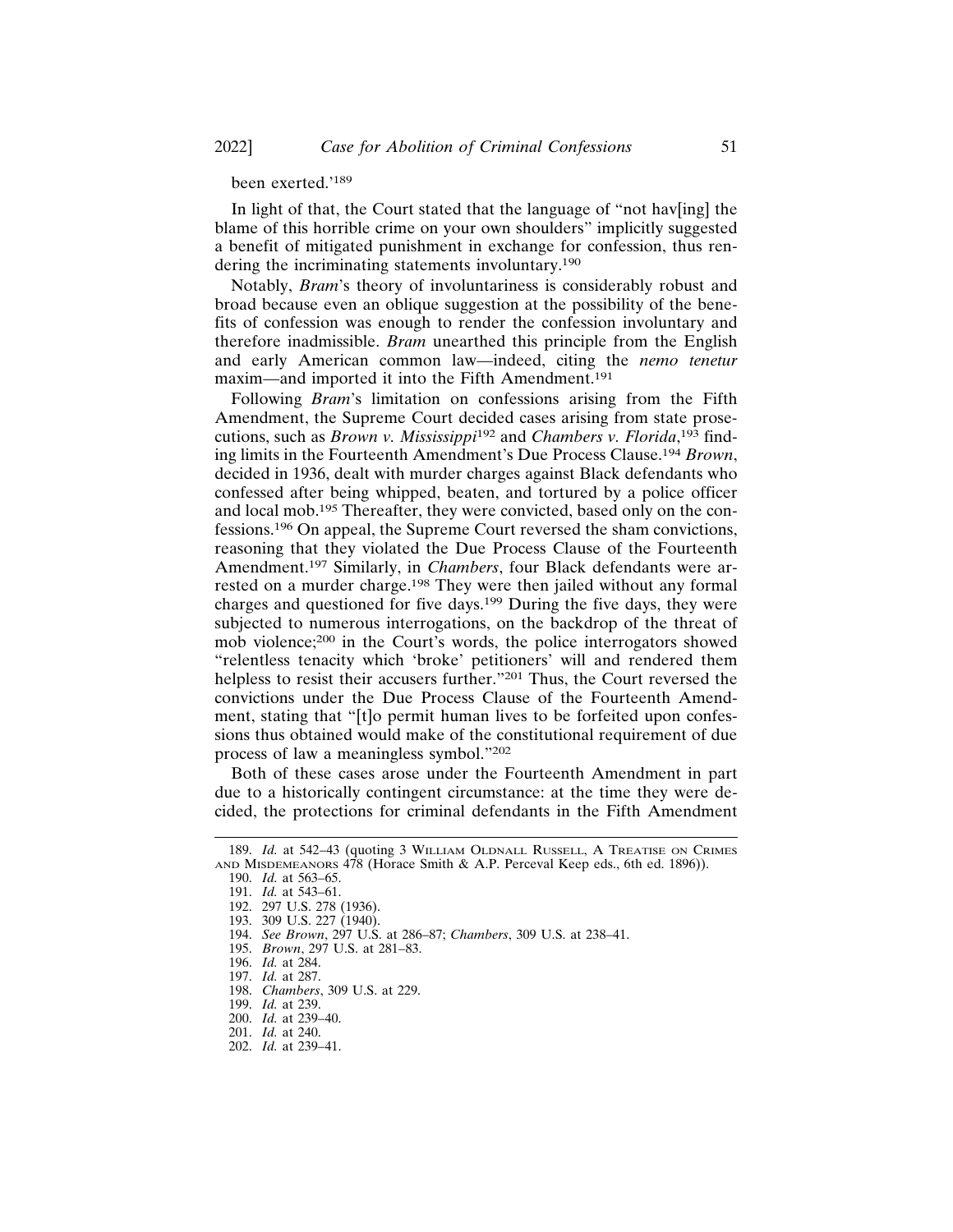been exerted.'[189]

In light of that, the Court stated that the language of "not hav[ing] the blame of this horrible crime on your own shoulders" implicitly suggested a benefit of mitigated punishment in exchange for confession, thus rendering the incriminating statements involuntary.[190]

Notably, *Bram*'s theory of involuntariness is considerably robust and broad because even an oblique suggestion at the possibility of the benefits of confession was enough to render the confession involuntary and therefore inadmissible. *Bram* unearthed this principle from the English and early American common law—indeed, citing the *nemo tenetur* maxim—and imported it into the Fifth Amendment.[191]

Following *Bram*'s limitation on confessions arising from the Fifth Amendment, the Supreme Court decided cases arising from state prosecutions, such as *Brown v. Mississippi*[192] and *Chambers v. Florida*,[193] finding limits in the Fourteenth Amendment's Due Process Clause.[194] *Brown*, decided in 1936, dealt with murder charges against Black defendants who confessed after being whipped, beaten, and tortured by a police officer and local mob.[195] Thereafter, they were convicted, based only on the confessions.[196] On appeal, the Supreme Court reversed the sham convictions, reasoning that they violated the Due Process Clause of the Fourteenth Amendment.[197] Similarly, in *Chambers*, four Black defendants were arrested on a murder charge.[198] They were then jailed without any formal charges and questioned for five days.[199] During the five days, they were subjected to numerous interrogations, on the backdrop of the threat of mob violence;[200] in the Court's words, the police interrogators showed "relentless tenacity which 'broke' petitioners' will and rendered them helpless to resist their accusers further."[201] Thus, the Court reversed the convictions under the Due Process Clause of the Fourteenth Amendment, stating that "[t]o permit human lives to be forfeited upon confessions thus obtained would make of the constitutional requirement of due process of law a meaningless symbol."[202]

Both of these cases arose under the Fourteenth Amendment in part due to a historically contingent circumstance: at the time they were decided, the protections for criminal defendants in the Fifth Amendment

---

189. *Id.* at 542–43 (quoting 3 William Oldnall Russell, A Treatise on Crimes and Misdemeanors 478 (Horace Smith & A.P. Perceval Keep eds., 6th ed. 1896)).

190. *Id.* at 563–65.

191. *Id.* at 543–61.

192. 297 U.S. 278 (1936).

193. 309 U.S. 227 (1940).

194. *See Brown*, 297 U.S. at 286–87; *Chambers*, 309 U.S. at 238–41.

195. *Brown*, 297 U.S. at 281–83.

196. *Id.* at 284.

197. *Id.* at 287.

198. *Chambers*, 309 U.S. at 229.

199. *Id.* at 239.

200. *Id.* at 239–40.

201. *Id.* at 240.

202. *Id.* at 239–41.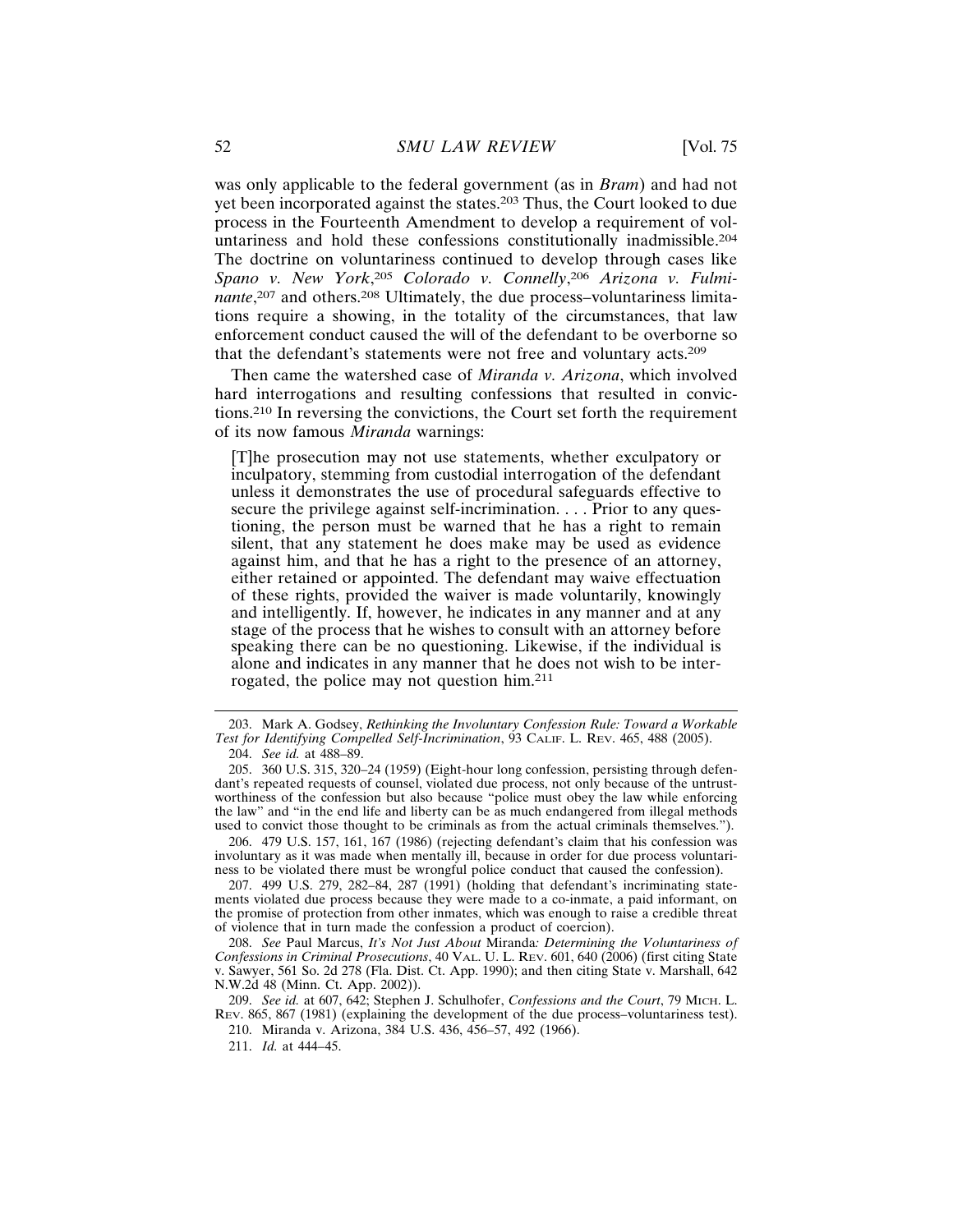was only applicable to the federal government (as in *Bram*) and had not yet been incorporated against the states.[203] Thus, the Court looked to due process in the Fourteenth Amendment to develop a requirement of voluntariness and hold these confessions constitutionally inadmissible.[204] The doctrine on voluntariness continued to develop through cases like *Spano v. New York*,[205] *Colorado v. Connelly*,[206] *Arizona v. Fulminante*,[207] and others.[208] Ultimately, the due process–voluntariness limitations require a showing, in the totality of the circumstances, that law enforcement conduct caused the will of the defendant to be overborne so that the defendant's statements were not free and voluntary acts.[209]

Then came the watershed case of *Miranda v. Arizona*, which involved hard interrogations and resulting confessions that resulted in convictions.[210] In reversing the convictions, the Court set forth the requirement of its now famous *Miranda* warnings:

> [T]he prosecution may not use statements, whether exculpatory or inculpatory, stemming from custodial interrogation of the defendant unless it demonstrates the use of procedural safeguards effective to secure the privilege against self-incrimination. . . . Prior to any questioning, the person must be warned that he has a right to remain silent, that any statement he does make may be used as evidence against him, and that he has a right to the presence of an attorney, either retained or appointed. The defendant may waive effectuation of these rights, provided the waiver is made voluntarily, knowingly and intelligently. If, however, he indicates in any manner and at any stage of the process that he wishes to consult with an attorney before speaking there can be no questioning. Likewise, if the individual is alone and indicates in any manner that he does not wish to be interrogated, the police may not question him.[211]

---

203. Mark A. Godsey, *Rethinking the Involuntary Confession Rule: Toward a Workable Test for Identifying Compelled Self-Incrimination*, 93 CALIF. L. REV. 465, 488 (2005).

204. *See id.* at 488–89.

205. 360 U.S. 315, 320–24 (1959) (Eight-hour long confession, persisting through defendant's repeated requests of counsel, violated due process, not only because of the untrustworthiness of the confession but also because "police must obey the law while enforcing the law" and "in the end life and liberty can be as much endangered from illegal methods used to convict those thought to be criminals as from the actual criminals themselves.").

206. 479 U.S. 157, 161, 167 (1986) (rejecting defendant's claim that his confession was involuntary as it was made when mentally ill, because in order for due process voluntariness to be violated there must be wrongful police conduct that caused the confession).

207. 499 U.S. 279, 282–84, 287 (1991) (holding that defendant's incriminating statements violated due process because they were made to a co-inmate, a paid informant, on the promise of protection from other inmates, which was enough to raise a credible threat of violence that in turn made the confession a product of coercion).

208. *See* Paul Marcus, *It's Not Just About* Miranda*: Determining the Voluntariness of Confessions in Criminal Prosecutions*, 40 VAL. U. L. REV. 601, 640 (2006) (first citing State v. Sawyer, 561 So. 2d 278 (Fla. Dist. Ct. App. 1990); and then citing State v. Marshall, 642 N.W.2d 48 (Minn. Ct. App. 2002)).

209. *See id.* at 607, 642; Stephen J. Schulhofer, *Confessions and the Court*, 79 MICH. L. REV. 865, 867 (1981) (explaining the development of the due process–voluntariness test).

210. Miranda v. Arizona, 384 U.S. 436, 456–57, 492 (1966).

211. *Id.* at 444–45.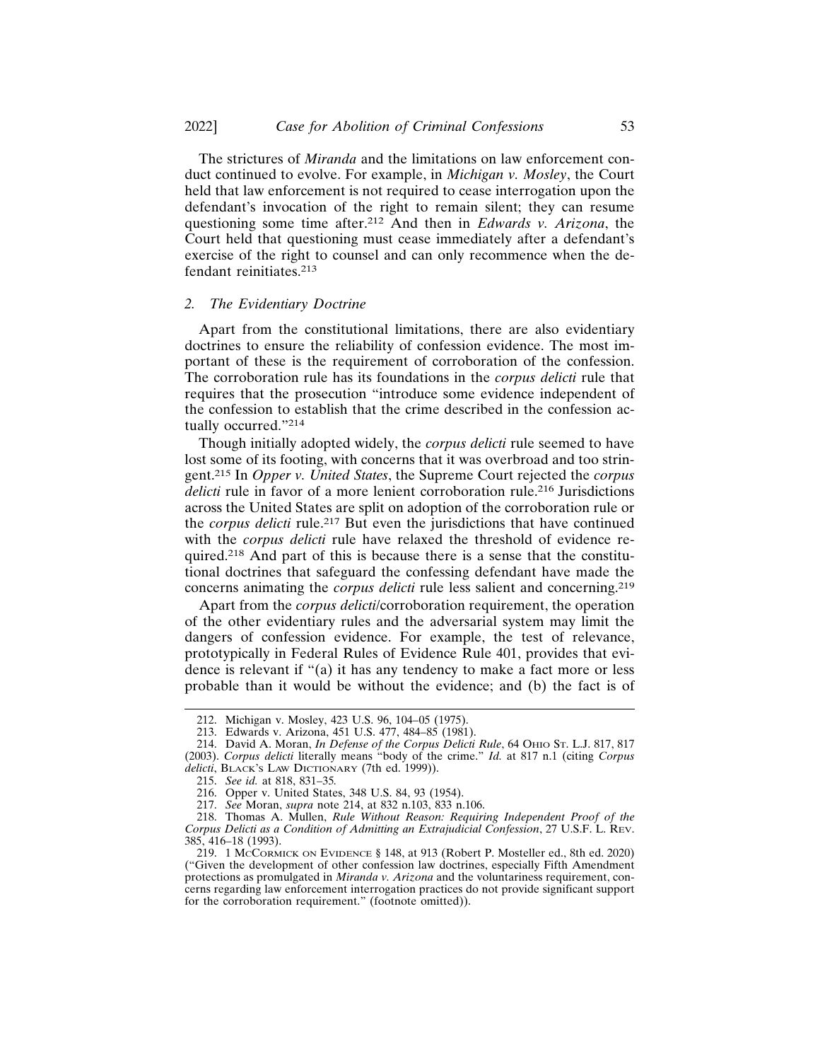The strictures of *Miranda* and the limitations on law enforcement conduct continued to evolve. For example, in *Michigan v. Mosley*, the Court held that law enforcement is not required to cease interrogation upon the defendant's invocation of the right to remain silent; they can resume questioning some time after.[212] And then in *Edwards v. Arizona*, the Court held that questioning must cease immediately after a defendant's exercise of the right to counsel and can only recommence when the defendant reinitiates.[213]

### 2. The Evidentiary Doctrine

Apart from the constitutional limitations, there are also evidentiary doctrines to ensure the reliability of confession evidence. The most important of these is the requirement of corroboration of the confession. The corroboration rule has its foundations in the *corpus delicti* rule that requires that the prosecution "introduce some evidence independent of the confession to establish that the crime described in the confession actually occurred."[214]

Though initially adopted widely, the *corpus delicti* rule seemed to have lost some of its footing, with concerns that it was overbroad and too stringent.[215] In *Opper v. United States*, the Supreme Court rejected the *corpus delicti* rule in favor of a more lenient corroboration rule.[216] Jurisdictions across the United States are split on adoption of the corroboration rule or the *corpus delicti* rule.[217] But even the jurisdictions that have continued with the *corpus delicti* rule have relaxed the threshold of evidence required.[218] And part of this is because there is a sense that the constitutional doctrines that safeguard the confessing defendant have made the concerns animating the *corpus delicti* rule less salient and concerning.[219]

Apart from the *corpus delicti*/corroboration requirement, the operation of the other evidentiary rules and the adversarial system may limit the dangers of confession evidence. For example, the test of relevance, prototypically in Federal Rules of Evidence Rule 401, provides that evidence is relevant if "(a) it has any tendency to make a fact more or less probable than it would be without the evidence; and (b) the fact is of

---

212. Michigan v. Mosley, 423 U.S. 96, 104–05 (1975).

213. Edwards v. Arizona, 451 U.S. 477, 484–85 (1981).

214. David A. Moran, *In Defense of the Corpus Delicti Rule*, 64 Ohio St. L.J. 817, 817 (2003). *Corpus delicti* literally means "body of the crime." *Id.* at 817 n.1 (citing *Corpus delicti*, Black's Law Dictionary (7th ed. 1999)).

215. *See id.* at 818, 831–35.

216. Opper v. United States, 348 U.S. 84, 93 (1954).

217. *See* Moran, *supra* note 214, at 832 n.103, 833 n.106.

218. Thomas A. Mullen, *Rule Without Reason: Requiring Independent Proof of the Corpus Delicti as a Condition of Admitting an Extrajudicial Confession*, 27 U.S.F. L. Rev. 385, 416–18 (1993).

219. 1 McCormick on Evidence § 148, at 913 (Robert P. Mosteller ed., 8th ed. 2020) ("Given the development of other confession law doctrines, especially Fifth Amendment protections as promulgated in *Miranda v. Arizona* and the voluntariness requirement, concerns regarding law enforcement interrogation practices do not provide significant support for the corroboration requirement." (footnote omitted)).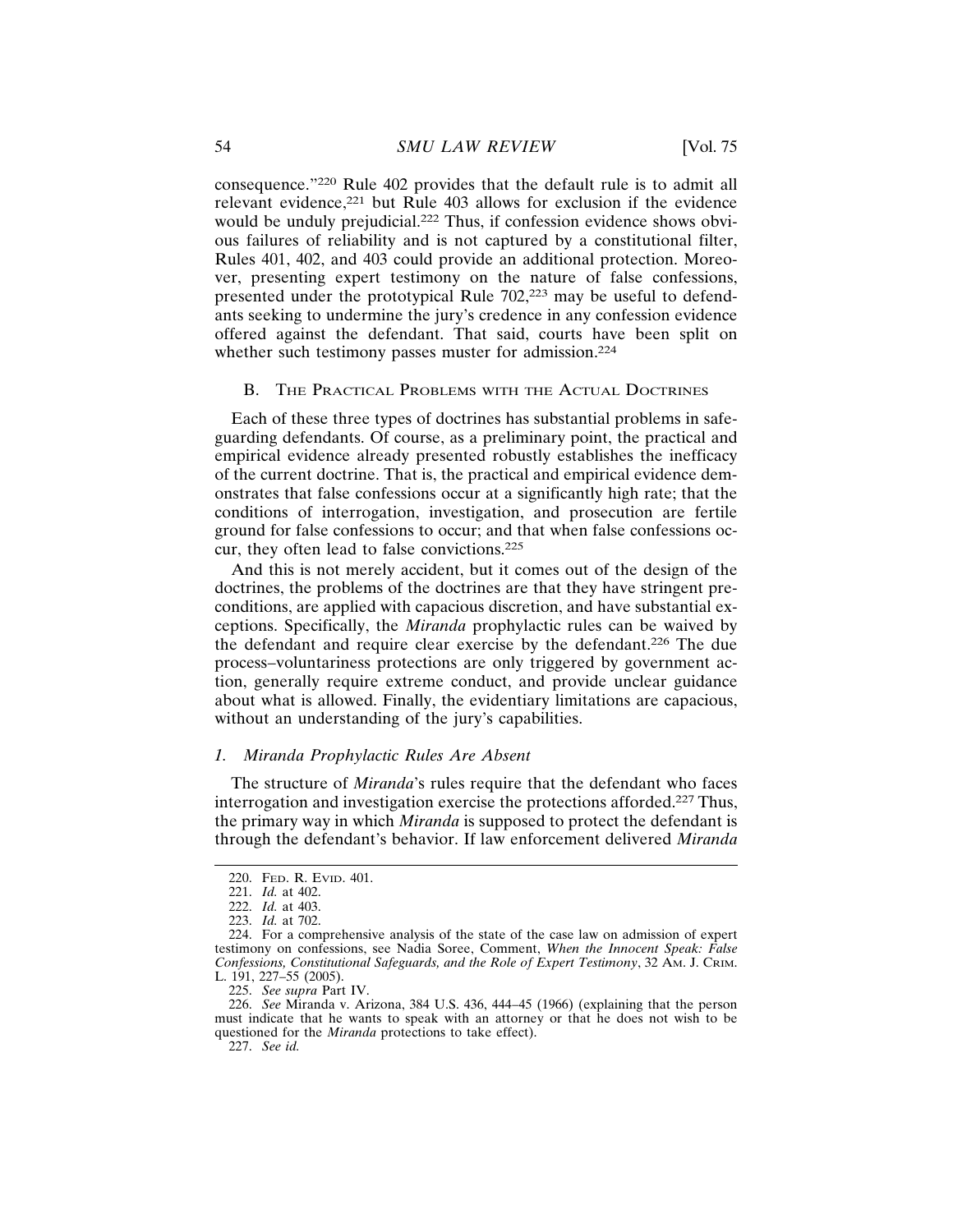consequence."[220] Rule 402 provides that the default rule is to admit all relevant evidence,[221] but Rule 403 allows for exclusion if the evidence would be unduly prejudicial.[222] Thus, if confession evidence shows obvious failures of reliability and is not captured by a constitutional filter, Rules 401, 402, and 403 could provide an additional protection. Moreover, presenting expert testimony on the nature of false confessions, presented under the prototypical Rule 702,[223] may be useful to defendants seeking to undermine the jury's credence in any confession evidence offered against the defendant. That said, courts have been split on whether such testimony passes muster for admission.[224]

### B. The Practical Problems with the Actual Doctrines

Each of these three types of doctrines has substantial problems in safeguarding defendants. Of course, as a preliminary point, the practical and empirical evidence already presented robustly establishes the inefficacy of the current doctrine. That is, the practical and empirical evidence demonstrates that false confessions occur at a significantly high rate; that the conditions of interrogation, investigation, and prosecution are fertile ground for false confessions to occur; and that when false confessions occur, they often lead to false convictions.[225]

And this is not merely accident, but it comes out of the design of the doctrines, the problems of the doctrines are that they have stringent preconditions, are applied with capacious discretion, and have substantial exceptions. Specifically, the *Miranda* prophylactic rules can be waived by the defendant and require clear exercise by the defendant.[226] The due process–voluntariness protections are only triggered by government action, generally require extreme conduct, and provide unclear guidance about what is allowed. Finally, the evidentiary limitations are capacious, without an understanding of the jury's capabilities.

#### *1. Miranda Prophylactic Rules Are Absent*

The structure of *Miranda*'s rules require that the defendant who faces interrogation and investigation exercise the protections afforded.[227] Thus, the primary way in which *Miranda* is supposed to protect the defendant is through the defendant's behavior. If law enforcement delivered *Miranda*

---

220. Fed. R. Evid. 401.

221. *Id.* at 402.

222. *Id.* at 403.

223. *Id.* at 702.

224. For a comprehensive analysis of the state of the case law on admission of expert testimony on confessions, see Nadia Soree, Comment, *When the Innocent Speak: False Confessions, Constitutional Safeguards, and the Role of Expert Testimony*, 32 Am. J. Crim. L. 191, 227–55 (2005).

225. *See supra* Part IV.

226. *See* Miranda v. Arizona, 384 U.S. 436, 444–45 (1966) (explaining that the person must indicate that he wants to speak with an attorney or that he does not wish to be questioned for the *Miranda* protections to take effect).

227. *See id.*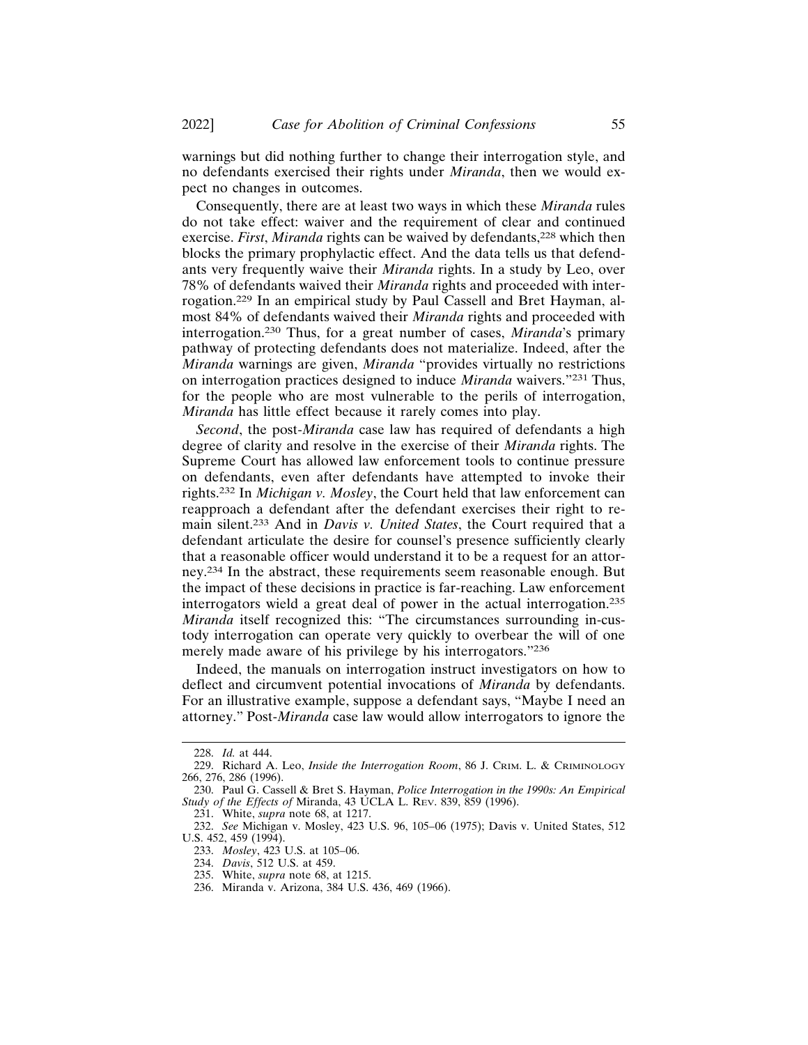warnings but did nothing further to change their interrogation style, and no defendants exercised their rights under *Miranda*, then we would expect no changes in outcomes.

Consequently, there are at least two ways in which these *Miranda* rules do not take effect: waiver and the requirement of clear and continued exercise. *First*, *Miranda* rights can be waived by defendants,[228] which then blocks the primary prophylactic effect. And the data tells us that defendants very frequently waive their *Miranda* rights. In a study by Leo, over 78% of defendants waived their *Miranda* rights and proceeded with interrogation.[229] In an empirical study by Paul Cassell and Bret Hayman, almost 84% of defendants waived their *Miranda* rights and proceeded with interrogation.[230] Thus, for a great number of cases, *Miranda*'s primary pathway of protecting defendants does not materialize. Indeed, after the *Miranda* warnings are given, *Miranda* "provides virtually no restrictions on interrogation practices designed to induce *Miranda* waivers."[231] Thus, for the people who are most vulnerable to the perils of interrogation, *Miranda* has little effect because it rarely comes into play.

*Second*, the post-*Miranda* case law has required of defendants a high degree of clarity and resolve in the exercise of their *Miranda* rights. The Supreme Court has allowed law enforcement tools to continue pressure on defendants, even after defendants have attempted to invoke their rights.[232] In *Michigan v. Mosley*, the Court held that law enforcement can reapproach a defendant after the defendant exercises their right to remain silent.[233] And in *Davis v. United States*, the Court required that a defendant articulate the desire for counsel's presence sufficiently clearly that a reasonable officer would understand it to be a request for an attorney.[234] In the abstract, these requirements seem reasonable enough. But the impact of these decisions in practice is far-reaching. Law enforcement interrogators wield a great deal of power in the actual interrogation.[235] *Miranda* itself recognized this: "The circumstances surrounding in-custody interrogation can operate very quickly to overbear the will of one merely made aware of his privilege by his interrogators."[236]

Indeed, the manuals on interrogation instruct investigators on how to deflect and circumvent potential invocations of *Miranda* by defendants. For an illustrative example, suppose a defendant says, "Maybe I need an attorney." Post-*Miranda* case law would allow interrogators to ignore the

---

228. *Id.* at 444.

229. Richard A. Leo, *Inside the Interrogation Room*, 86 J. CRIM. L. & CRIMINOLOGY 266, 276, 286 (1996).

230. Paul G. Cassell & Bret S. Hayman, *Police Interrogation in the 1990s: An Empirical Study of the Effects of* Miranda, 43 UCLA L. REV. 839, 859 (1996).

231. White, *supra* note 68, at 1217.

232. *See* Michigan v. Mosley, 423 U.S. 96, 105–06 (1975); Davis v. United States, 512 U.S. 452, 459 (1994).

233. *Mosley*, 423 U.S. at 105–06.

234. *Davis*, 512 U.S. at 459.

235. White, *supra* note 68, at 1215.

236. Miranda v. Arizona, 384 U.S. 436, 469 (1966).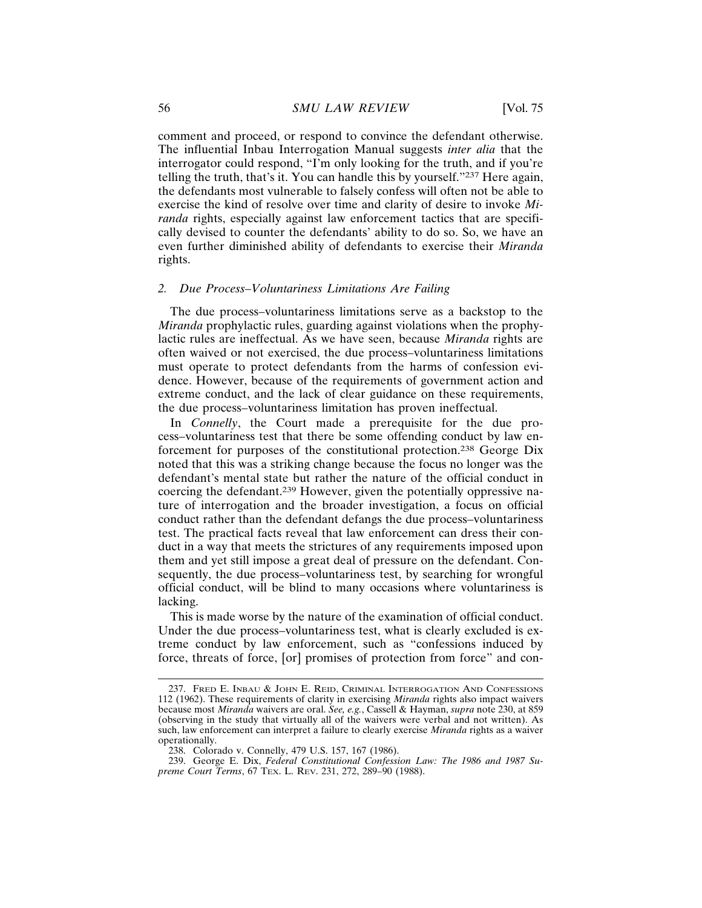comment and proceed, or respond to convince the defendant otherwise. The influential Inbau Interrogation Manual suggests *inter alia* that the interrogator could respond, "I'm only looking for the truth, and if you're telling the truth, that's it. You can handle this by yourself."[237] Here again, the defendants most vulnerable to falsely confess will often not be able to exercise the kind of resolve over time and clarity of desire to invoke *Miranda* rights, especially against law enforcement tactics that are specifically devised to counter the defendants' ability to do so. So, we have an even further diminished ability of defendants to exercise their *Miranda* rights.

### *2. Due Process–Voluntariness Limitations Are Failing*

The due process–voluntariness limitations serve as a backstop to the *Miranda* prophylactic rules, guarding against violations when the prophylactic rules are ineffectual. As we have seen, because *Miranda* rights are often waived or not exercised, the due process–voluntariness limitations must operate to protect defendants from the harms of confession evidence. However, because of the requirements of government action and extreme conduct, and the lack of clear guidance on these requirements, the due process–voluntariness limitation has proven ineffectual.

In *Connelly*, the Court made a prerequisite for the due process–voluntariness test that there be some offending conduct by law enforcement for purposes of the constitutional protection.[238] George Dix noted that this was a striking change because the focus no longer was the defendant's mental state but rather the nature of the official conduct in coercing the defendant.[239] However, given the potentially oppressive nature of interrogation and the broader investigation, a focus on official conduct rather than the defendant defangs the due process–voluntariness test. The practical facts reveal that law enforcement can dress their conduct in a way that meets the strictures of any requirements imposed upon them and yet still impose a great deal of pressure on the defendant. Consequently, the due process–voluntariness test, by searching for wrongful official conduct, will be blind to many occasions where voluntariness is lacking.

This is made worse by the nature of the examination of official conduct. Under the due process–voluntariness test, what is clearly excluded is extreme conduct by law enforcement, such as "confessions induced by force, threats of force, [or] promises of protection from force" and con-

---

237. Fred E. Inbau & John E. Reid, Criminal Interrogation and Confessions 112 (1962). These requirements of clarity in exercising *Miranda* rights also impact waivers because most *Miranda* waivers are oral. *See, e.g.*, Cassell & Hayman, *supra* note 230, at 859 (observing in the study that virtually all of the waivers were verbal and not written). As such, law enforcement can interpret a failure to clearly exercise *Miranda* rights as a waiver operationally.

238. Colorado v. Connelly, 479 U.S. 157, 167 (1986).

239. George E. Dix, *Federal Constitutional Confession Law: The 1986 and 1987 Supreme Court Terms*, 67 Tex. L. Rev. 231, 272, 289–90 (1988).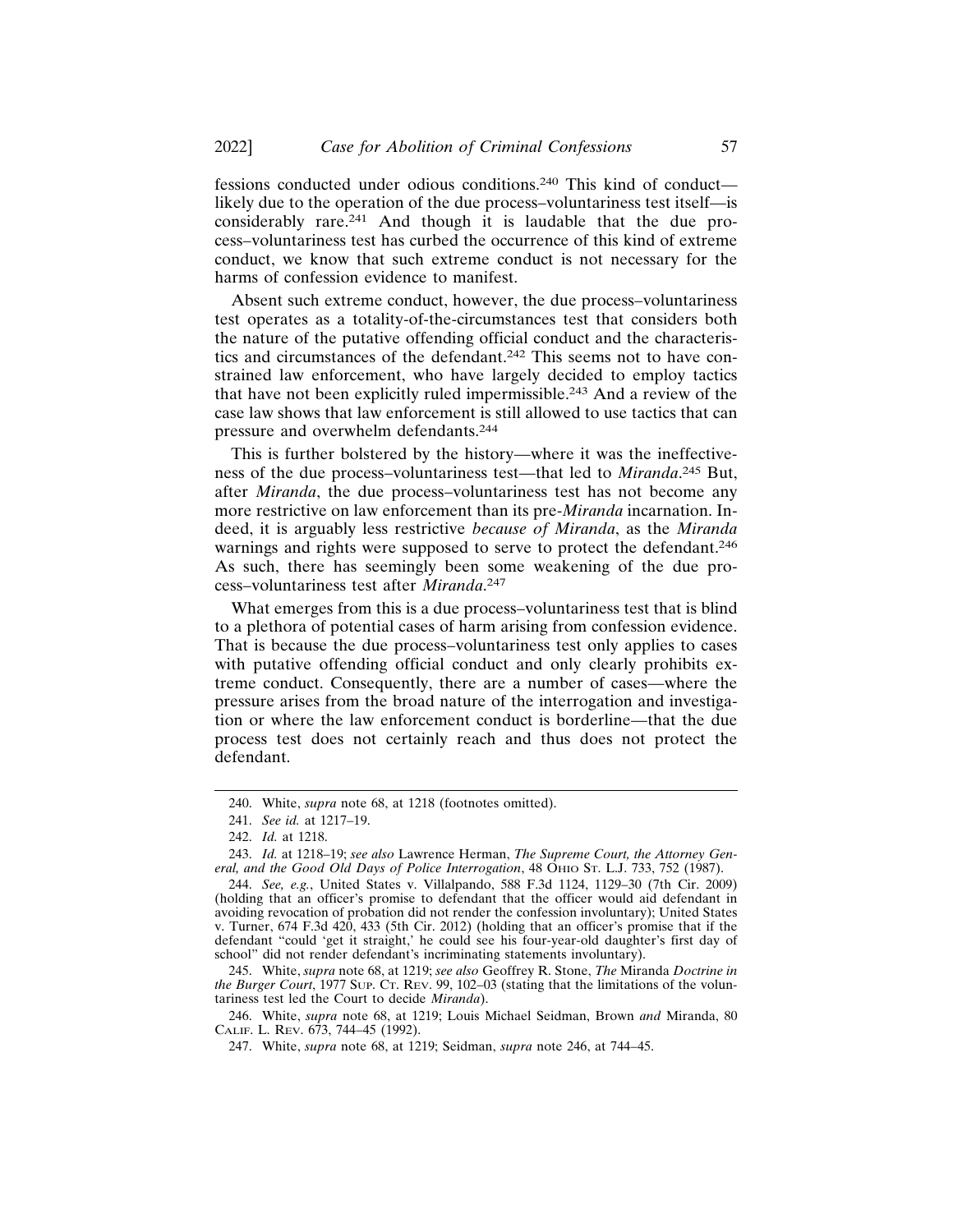fessions conducted under odious conditions.[240] This kind of conduct—likely due to the operation of the due process–voluntariness test itself—is considerably rare.[241] And though it is laudable that the due process–voluntariness test has curbed the occurrence of this kind of extreme conduct, we know that such extreme conduct is not necessary for the harms of confession evidence to manifest.

Absent such extreme conduct, however, the due process–voluntariness test operates as a totality-of-the-circumstances test that considers both the nature of the putative offending official conduct and the characteristics and circumstances of the defendant.[242] This seems not to have constrained law enforcement, who have largely decided to employ tactics that have not been explicitly ruled impermissible.[243] And a review of the case law shows that law enforcement is still allowed to use tactics that can pressure and overwhelm defendants.[244]

This is further bolstered by the history—where it was the ineffectiveness of the due process–voluntariness test—that led to *Miranda*.[245] But, after *Miranda*, the due process–voluntariness test has not become any more restrictive on law enforcement than its pre-*Miranda* incarnation. Indeed, it is arguably less restrictive *because of Miranda*, as the *Miranda* warnings and rights were supposed to serve to protect the defendant.[246] As such, there has seemingly been some weakening of the due process–voluntariness test after *Miranda*.[247]

What emerges from this is a due process–voluntariness test that is blind to a plethora of potential cases of harm arising from confession evidence. That is because the due process–voluntariness test only applies to cases with putative offending official conduct and only clearly prohibits extreme conduct. Consequently, there are a number of cases—where the pressure arises from the broad nature of the interrogation and investigation or where the law enforcement conduct is borderline—that the due process test does not certainly reach and thus does not protect the defendant.

---

240. White, *supra* note 68, at 1218 (footnotes omitted).

241. *See id.* at 1217–19.

242. *Id.* at 1218.

243. *Id.* at 1218–19; *see also* Lawrence Herman, *The Supreme Court, the Attorney General, and the Good Old Days of Police Interrogation*, 48 OHIO ST. L.J. 733, 752 (1987).

244. *See, e.g.*, United States v. Villalpando, 588 F.3d 1124, 1129–30 (7th Cir. 2009) (holding that an officer's promise to defendant that the officer would aid defendant in avoiding revocation of probation did not render the confession involuntary); United States v. Turner, 674 F.3d 420, 433 (5th Cir. 2012) (holding that an officer's promise that if the defendant "could 'get it straight,' he could see his four-year-old daughter's first day of school" did not render defendant's incriminating statements involuntary).

245. White, *supra* note 68, at 1219; *see also* Geoffrey R. Stone, *The* Miranda *Doctrine in the Burger Court*, 1977 SUP. CT. REV. 99, 102–03 (stating that the limitations of the voluntariness test led the Court to decide *Miranda*).

246. White, *supra* note 68, at 1219; Louis Michael Seidman, Brown *and* Miranda, 80 CALIF. L. REV. 673, 744–45 (1992).

247. White, *supra* note 68, at 1219; Seidman, *supra* note 246, at 744–45.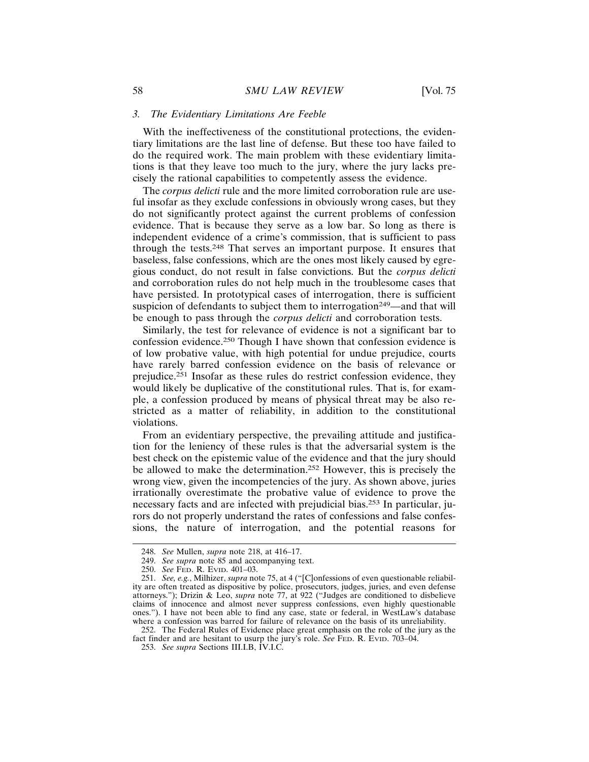### *3. The Evidentiary Limitations Are Feeble*

With the ineffectiveness of the constitutional protections, the evidentiary limitations are the last line of defense. But these too have failed to do the required work. The main problem with these evidentiary limitations is that they leave too much to the jury, where the jury lacks precisely the rational capabilities to competently assess the evidence.

The *corpus delicti* rule and the more limited corroboration rule are useful insofar as they exclude confessions in obviously wrong cases, but they do not significantly protect against the current problems of confession evidence. That is because they serve as a low bar. So long as there is independent evidence of a crime's commission, that is sufficient to pass through the tests.[248] That serves an important purpose. It ensures that baseless, false confessions, which are the ones most likely caused by egregious conduct, do not result in false convictions. But the *corpus delicti* and corroboration rules do not help much in the troublesome cases that have persisted. In prototypical cases of interrogation, there is sufficient suspicion of defendants to subject them to interrogation[249]—and that will be enough to pass through the *corpus delicti* and corroboration tests.

Similarly, the test for relevance of evidence is not a significant bar to confession evidence.[250] Though I have shown that confession evidence is of low probative value, with high potential for undue prejudice, courts have rarely barred confession evidence on the basis of relevance or prejudice.[251] Insofar as these rules do restrict confession evidence, they would likely be duplicative of the constitutional rules. That is, for example, a confession produced by means of physical threat may be also restricted as a matter of reliability, in addition to the constitutional violations.

From an evidentiary perspective, the prevailing attitude and justification for the leniency of these rules is that the adversarial system is the best check on the epistemic value of the evidence and that the jury should be allowed to make the determination.[252] However, this is precisely the wrong view, given the incompetencies of the jury. As shown above, juries irrationally overestimate the probative value of evidence to prove the necessary facts and are infected with prejudicial bias.[253] In particular, jurors do not properly understand the rates of confessions and false confessions, the nature of interrogation, and the potential reasons for

---

248. *See* Mullen, *supra* note 218, at 416–17.

249. *See supra* note 85 and accompanying text.

250. *See* FED. R. EVID. 401–03.

251. *See, e.g.*, Milhizer, *supra* note 75, at 4 ("[C]onfessions of even questionable reliability are often treated as dispositive by police, prosecutors, judges, juries, and even defense attorneys."); Drizin & Leo, *supra* note 77, at 922 ("Judges are conditioned to disbelieve claims of innocence and almost never suppress confessions, even highly questionable ones."). I have not been able to find any case, state or federal, in WestLaw's database where a confession was barred for failure of relevance on the basis of its unreliability.

252. The Federal Rules of Evidence place great emphasis on the role of the jury as the fact finder and are hesitant to usurp the jury's role. *See* FED. R. EVID. 703–04.

253. *See supra* Sections III.I.B, IV.I.C.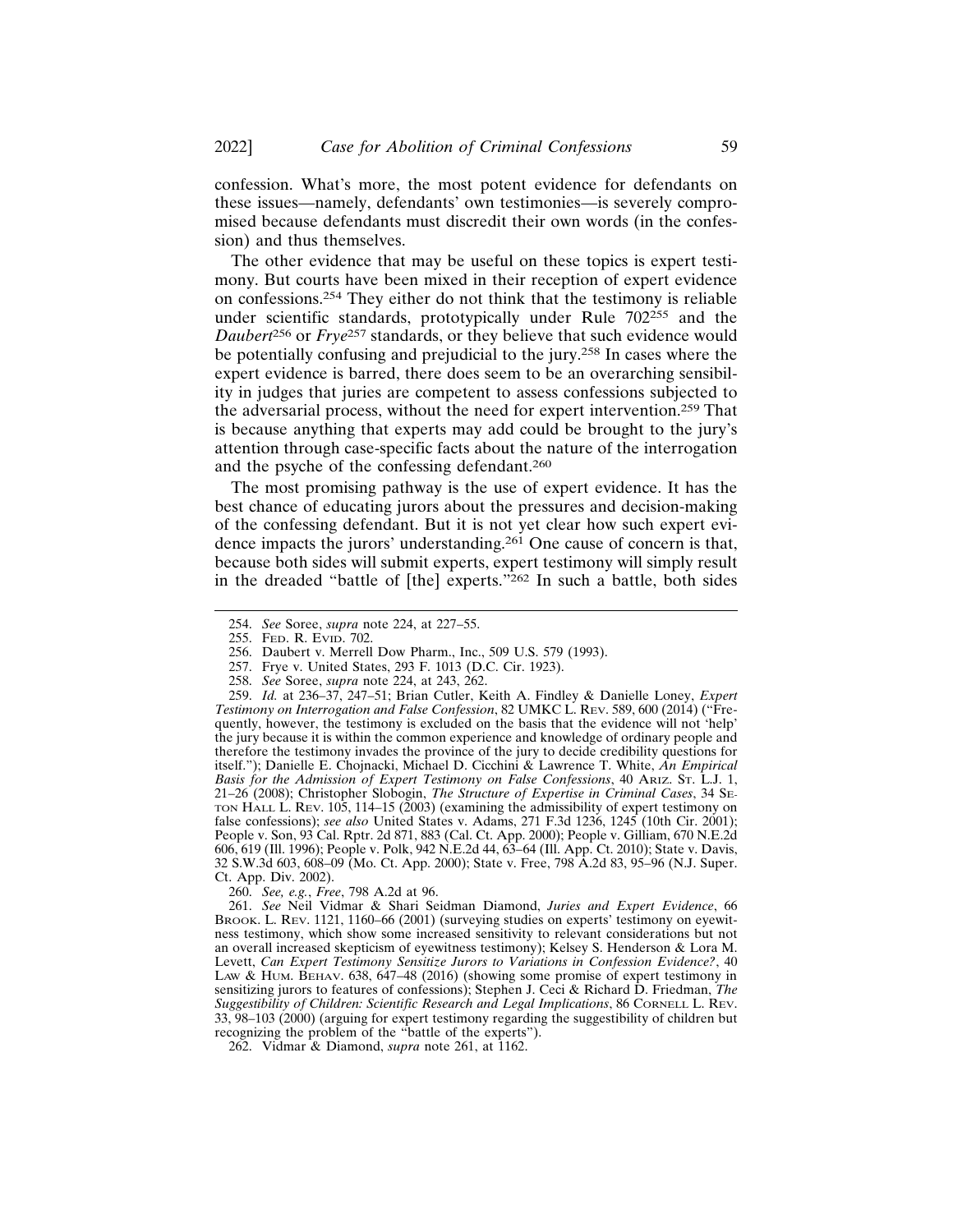confession. What's more, the most potent evidence for defendants on these issues—namely, defendants' own testimonies—is severely compromised because defendants must discredit their own words (in the confession) and thus themselves.

The other evidence that may be useful on these topics is expert testimony. But courts have been mixed in their reception of expert evidence on confessions.[254] They either do not think that the testimony is reliable under scientific standards, prototypically under Rule 702[255] and the *Daubert*[256] or *Frye*[257] standards, or they believe that such evidence would be potentially confusing and prejudicial to the jury.[258] In cases where the expert evidence is barred, there does seem to be an overarching sensibility in judges that juries are competent to assess confessions subjected to the adversarial process, without the need for expert intervention.[259] That is because anything that experts may add could be brought to the jury's attention through case-specific facts about the nature of the interrogation and the psyche of the confessing defendant.[260]

The most promising pathway is the use of expert evidence. It has the best chance of educating jurors about the pressures and decision-making of the confessing defendant. But it is not yet clear how such expert evidence impacts the jurors' understanding.[261] One cause of concern is that, because both sides will submit experts, expert testimony will simply result in the dreaded "battle of [the] experts."[262] In such a battle, both sides

---

254. *See* Soree, *supra* note 224, at 227–55.

255. Fed. R. Evid. 702.

256. Daubert v. Merrell Dow Pharm., Inc., 509 U.S. 579 (1993).

257. Frye v. United States, 293 F. 1013 (D.C. Cir. 1923).

258. *See* Soree, *supra* note 224, at 243, 262.

259. *Id.* at 236–37, 247–51; Brian Cutler, Keith A. Findley & Danielle Loney, *Expert Testimony on Interrogation and False Confession*, 82 UMKC L. Rev. 589, 600 (2014) ("Frequently, however, the testimony is excluded on the basis that the evidence will not 'help' the jury because it is within the common experience and knowledge of ordinary people and therefore the testimony invades the province of the jury to decide credibility questions for itself."); Danielle E. Chojnacki, Michael D. Cicchini & Lawrence T. White, *An Empirical Basis for the Admission of Expert Testimony on False Confessions*, 40 Ariz. St. L.J. 1, 21–26 (2008); Christopher Slobogin, *The Structure of Expertise in Criminal Cases*, 34 Seton Hall L. Rev. 105, 114–15 (2003) (examining the admissibility of expert testimony on false confessions); *see also* United States v. Adams, 271 F.3d 1236, 1245 (10th Cir. 2001); People v. Son, 93 Cal. Rptr. 2d 871, 883 (Cal. Ct. App. 2000); People v. Gilliam, 670 N.E.2d 606, 619 (Ill. 1996); People v. Polk, 942 N.E.2d 44, 63–64 (Ill. App. Ct. 2010); State v. Davis, 32 S.W.3d 603, 608–09 (Mo. Ct. App. 2000); State v. Free, 798 A.2d 83, 95–96 (N.J. Super. Ct. App. Div. 2002).

260. *See, e.g.*, *Free*, 798 A.2d at 96.

261. *See* Neil Vidmar & Shari Seidman Diamond, *Juries and Expert Evidence*, 66 Brook. L. Rev. 1121, 1160–66 (2001) (surveying studies on experts' testimony on eyewitness testimony, which show some increased sensitivity to relevant considerations but not an overall increased skepticism of eyewitness testimony); Kelsey S. Henderson & Lora M. Levett, *Can Expert Testimony Sensitize Jurors to Variations in Confession Evidence?*, 40 Law & Hum. Behav. 638, 647–48 (2016) (showing some promise of expert testimony in sensitizing jurors to features of confessions); Stephen J. Ceci & Richard D. Friedman, *The Suggestibility of Children: Scientific Research and Legal Implications*, 86 Cornell L. Rev. 33, 98–103 (2000) (arguing for expert testimony regarding the suggestibility of children but recognizing the problem of the "battle of the experts").

262. Vidmar & Diamond, *supra* note 261, at 1162.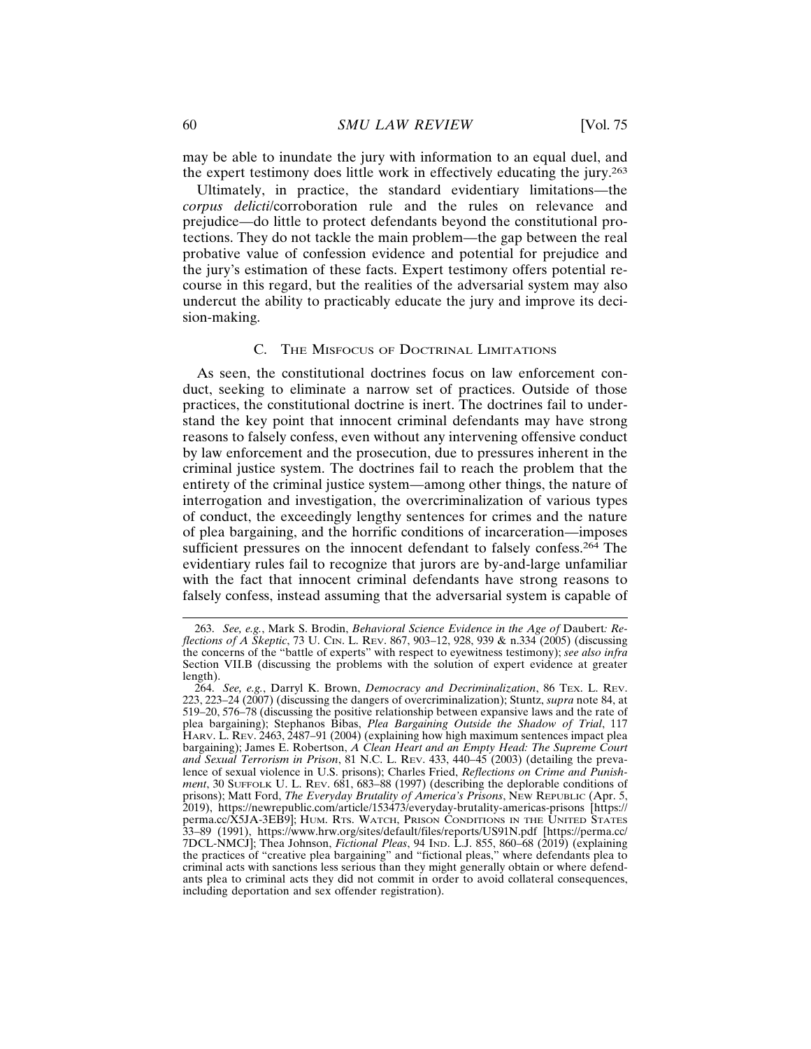may be able to inundate the jury with information to an equal duel, and the expert testimony does little work in effectively educating the jury.[263]

Ultimately, in practice, the standard evidentiary limitations—the *corpus delicti*/corroboration rule and the rules on relevance and prejudice—do little to protect defendants beyond the constitutional protections. They do not tackle the main problem—the gap between the real probative value of confession evidence and potential for prejudice and the jury's estimation of these facts. Expert testimony offers potential recourse in this regard, but the realities of the adversarial system may also undercut the ability to practicably educate the jury and improve its decision-making.

### C. The Misfocus of Doctrinal Limitations

As seen, the constitutional doctrines focus on law enforcement conduct, seeking to eliminate a narrow set of practices. Outside of those practices, the constitutional doctrine is inert. The doctrines fail to understand the key point that innocent criminal defendants may have strong reasons to falsely confess, even without any intervening offensive conduct by law enforcement and the prosecution, due to pressures inherent in the criminal justice system. The doctrines fail to reach the problem that the entirety of the criminal justice system—among other things, the nature of interrogation and investigation, the overcriminalization of various types of conduct, the exceedingly lengthy sentences for crimes and the nature of plea bargaining, and the horrific conditions of incarceration—imposes sufficient pressures on the innocent defendant to falsely confess.[264] The evidentiary rules fail to recognize that jurors are by-and-large unfamiliar with the fact that innocent criminal defendants have strong reasons to falsely confess, instead assuming that the adversarial system is capable of

---

263. *See, e.g.*, Mark S. Brodin, *Behavioral Science Evidence in the Age of* Daubert*: Reflections of A Skeptic*, 73 U. Cin. L. Rev. 867, 903–12, 928, 939 & n.334 (2005) (discussing the concerns of the "battle of experts" with respect to eyewitness testimony); *see also infra* Section VII.B (discussing the problems with the solution of expert evidence at greater length).

264. *See, e.g.*, Darryl K. Brown, *Democracy and Decriminalization*, 86 Tex. L. Rev. 223, 223–24 (2007) (discussing the dangers of overcriminalization); Stuntz, *supra* note 84, at 519–20, 576–78 (discussing the positive relationship between expansive laws and the rate of plea bargaining); Stephanos Bibas, *Plea Bargaining Outside the Shadow of Trial*, 117 Harv. L. Rev. 2463, 2487–91 (2004) (explaining how high maximum sentences impact plea bargaining); James E. Robertson, *A Clean Heart and an Empty Head: The Supreme Court and Sexual Terrorism in Prison*, 81 N.C. L. Rev. 433, 440–45 (2003) (detailing the prevalence of sexual violence in U.S. prisons); Charles Fried, *Reflections on Crime and Punishment*, 30 Suffolk U. L. Rev. 681, 683–88 (1997) (describing the deplorable conditions of prisons); Matt Ford, *The Everyday Brutality of America's Prisons*, New Republic (Apr. 5, 2019), https://newrepublic.com/article/153473/everyday-brutality-americas-prisons [https://perma.cc/X5JA-3EB9]; Hum. Rts. Watch, Prison Conditions in the United States 33–89 (1991), https://www.hrw.org/sites/default/files/reports/US91N.pdf [https://perma.cc/7DCL-NMCJ]; Thea Johnson, *Fictional Pleas*, 94 Ind. L.J. 855, 860–68 (2019) (explaining the practices of "creative plea bargaining" and "fictional pleas," where defendants plea to criminal acts with sanctions less serious than they might generally obtain or where defendants plea to criminal acts they did not commit in order to avoid collateral consequences, including deportation and sex offender registration).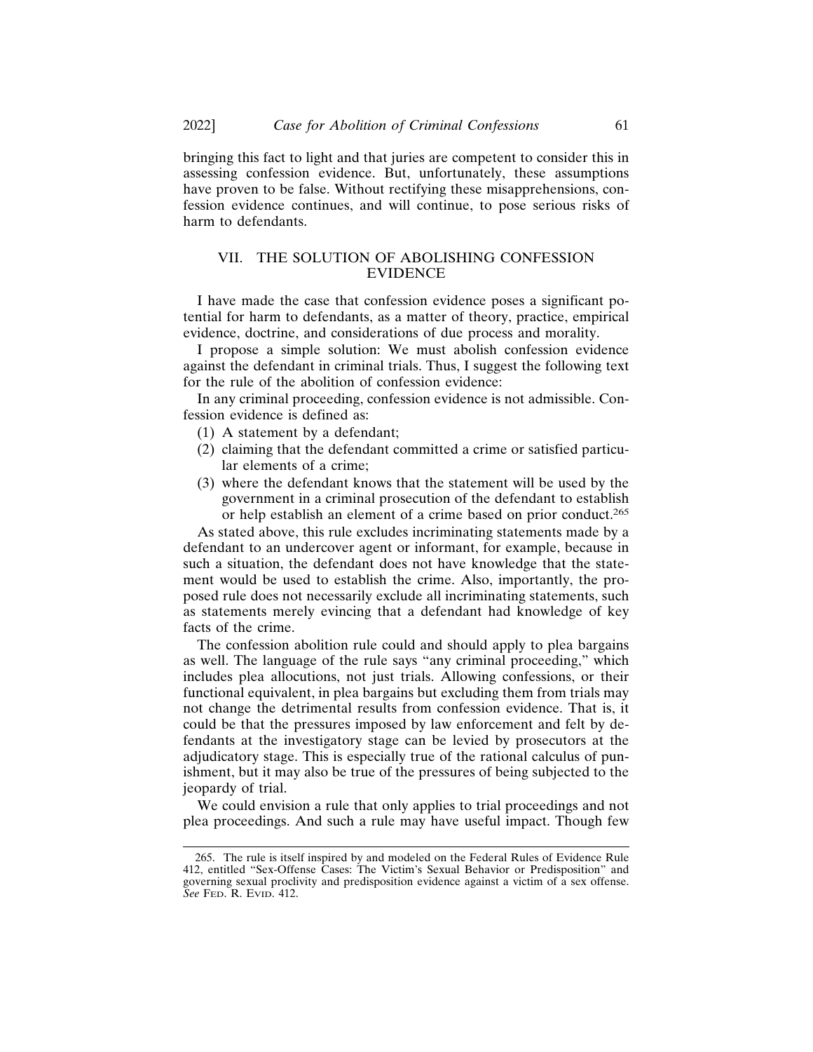bringing this fact to light and that juries are competent to consider this in assessing confession evidence. But, unfortunately, these assumptions have proven to be false. Without rectifying these misapprehensions, confession evidence continues, and will continue, to pose serious risks of harm to defendants.

## VII. THE SOLUTION OF ABOLISHING CONFESSION EVIDENCE

I have made the case that confession evidence poses a significant potential for harm to defendants, as a matter of theory, practice, empirical evidence, doctrine, and considerations of due process and morality.

I propose a simple solution: We must abolish confession evidence against the defendant in criminal trials. Thus, I suggest the following text for the rule of the abolition of confession evidence:

In any criminal proceeding, confession evidence is not admissible. Confession evidence is defined as:

(1) A statement by a defendant;
(2) claiming that the defendant committed a crime or satisfied particular elements of a crime;
(3) where the defendant knows that the statement will be used by the government in a criminal prosecution of the defendant to establish or help establish an element of a crime based on prior conduct.[265]

As stated above, this rule excludes incriminating statements made by a defendant to an undercover agent or informant, for example, because in such a situation, the defendant does not have knowledge that the statement would be used to establish the crime. Also, importantly, the proposed rule does not necessarily exclude all incriminating statements, such as statements merely evincing that a defendant had knowledge of key facts of the crime.

The confession abolition rule could and should apply to plea bargains as well. The language of the rule says "any criminal proceeding," which includes plea allocutions, not just trials. Allowing confessions, or their functional equivalent, in plea bargains but excluding them from trials may not change the detrimental results from confession evidence. That is, it could be that the pressures imposed by law enforcement and felt by defendants at the investigatory stage can be levied by prosecutors at the adjudicatory stage. This is especially true of the rational calculus of punishment, but it may also be true of the pressures of being subjected to the jeopardy of trial.

We could envision a rule that only applies to trial proceedings and not plea proceedings. And such a rule may have useful impact. Though few

---

265. The rule is itself inspired by and modeled on the Federal Rules of Evidence Rule 412, entitled "Sex-Offense Cases: The Victim's Sexual Behavior or Predisposition" and governing sexual proclivity and predisposition evidence against a victim of a sex offense. *See* FED. R. EVID. 412.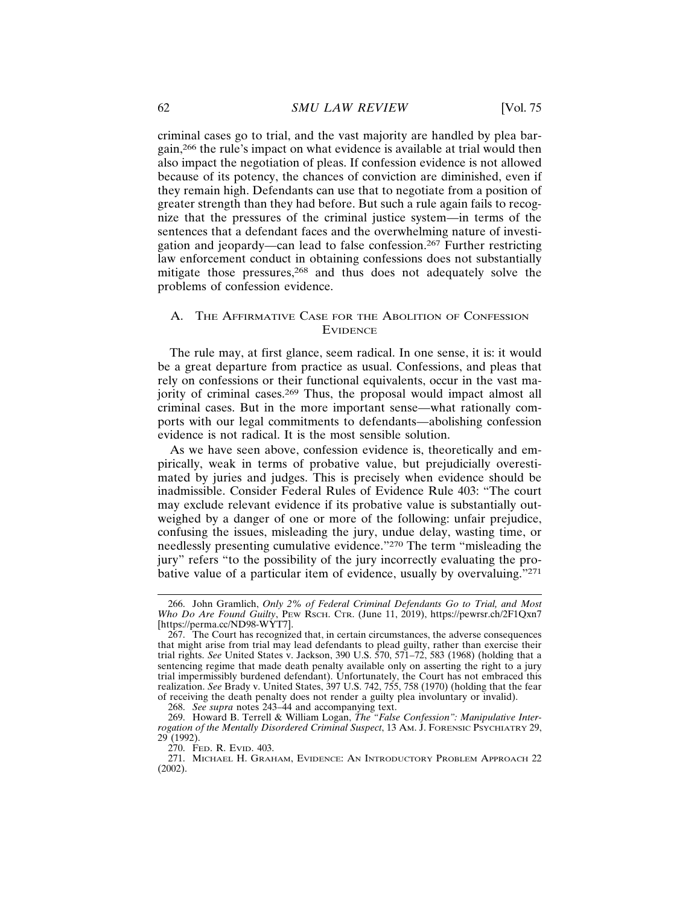criminal cases go to trial, and the vast majority are handled by plea bargain,[266] the rule's impact on what evidence is available at trial would then also impact the negotiation of pleas. If confession evidence is not allowed because of its potency, the chances of conviction are diminished, even if they remain high. Defendants can use that to negotiate from a position of greater strength than they had before. But such a rule again fails to recognize that the pressures of the criminal justice system—in terms of the sentences that a defendant faces and the overwhelming nature of investigation and jeopardy—can lead to false confession.[267] Further restricting law enforcement conduct in obtaining confessions does not substantially mitigate those pressures,[268] and thus does not adequately solve the problems of confession evidence.

### A. The Affirmative Case for the Abolition of Confession Evidence

The rule may, at first glance, seem radical. In one sense, it is: it would be a great departure from practice as usual. Confessions, and pleas that rely on confessions or their functional equivalents, occur in the vast majority of criminal cases.[269] Thus, the proposal would impact almost all criminal cases. But in the more important sense—what rationally comports with our legal commitments to defendants—abolishing confession evidence is not radical. It is the most sensible solution.

As we have seen above, confession evidence is, theoretically and empirically, weak in terms of probative value, but prejudicially overestimated by juries and judges. This is precisely when evidence should be inadmissible. Consider Federal Rules of Evidence Rule 403: "The court may exclude relevant evidence if its probative value is substantially outweighed by a danger of one or more of the following: unfair prejudice, confusing the issues, misleading the jury, undue delay, wasting time, or needlessly presenting cumulative evidence."[270] The term "misleading the jury" refers "to the possibility of the jury incorrectly evaluating the probative value of a particular item of evidence, usually by overvaluing."[271]

---

266. John Gramlich, *Only 2% of Federal Criminal Defendants Go to Trial, and Most Who Do Are Found Guilty*, Pew Rsch. Ctr. (June 11, 2019), https://pewrsr.ch/2F1Qxn7 [https://perma.cc/ND98-WYT7].

267. The Court has recognized that, in certain circumstances, the adverse consequences that might arise from trial may lead defendants to plead guilty, rather than exercise their trial rights. *See* United States v. Jackson, 390 U.S. 570, 571–72, 583 (1968) (holding that a sentencing regime that made death penalty available only on asserting the right to a jury trial impermissibly burdened defendant). Unfortunately, the Court has not embraced this realization. *See* Brady v. United States, 397 U.S. 742, 755, 758 (1970) (holding that the fear of receiving the death penalty does not render a guilty plea involuntary or invalid).

268. *See supra* notes 243–44 and accompanying text.

269. Howard B. Terrell & William Logan, *The "False Confession": Manipulative Interrogation of the Mentally Disordered Criminal Suspect*, 13 Am. J. Forensic Psychiatry 29, 29 (1992).

270. Fed. R. Evid. 403.

271. Michael H. Graham, Evidence: An Introductory Problem Approach 22 (2002).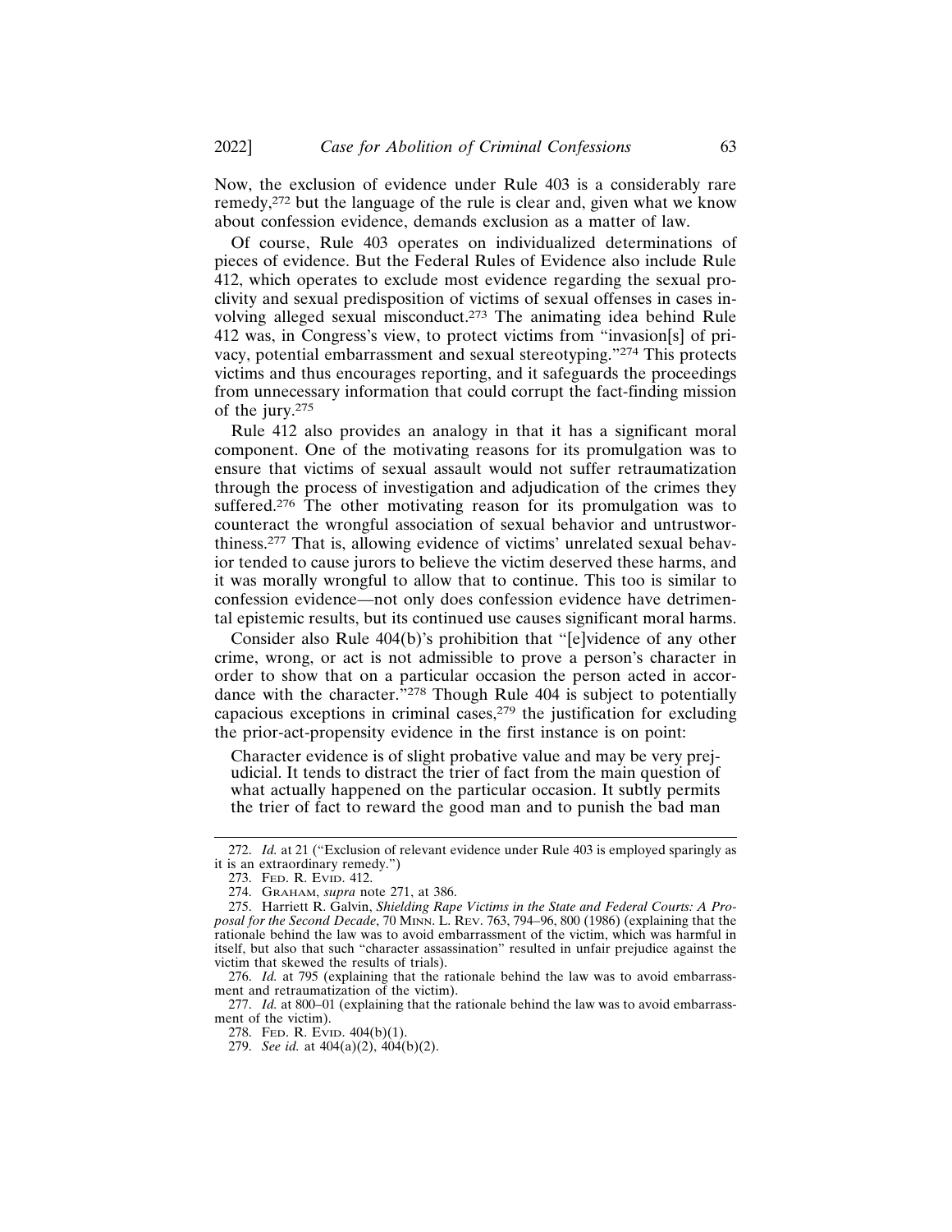Now, the exclusion of evidence under Rule 403 is a considerably rare remedy,[272] but the language of the rule is clear and, given what we know about confession evidence, demands exclusion as a matter of law.

Of course, Rule 403 operates on individualized determinations of pieces of evidence. But the Federal Rules of Evidence also include Rule 412, which operates to exclude most evidence regarding the sexual proclivity and sexual predisposition of victims of sexual offenses in cases involving alleged sexual misconduct.[273] The animating idea behind Rule 412 was, in Congress's view, to protect victims from "invasion[s] of privacy, potential embarrassment and sexual stereotyping."[274] This protects victims and thus encourages reporting, and it safeguards the proceedings from unnecessary information that could corrupt the fact-finding mission of the jury.[275]

Rule 412 also provides an analogy in that it has a significant moral component. One of the motivating reasons for its promulgation was to ensure that victims of sexual assault would not suffer retraumatization through the process of investigation and adjudication of the crimes they suffered.[276] The other motivating reason for its promulgation was to counteract the wrongful association of sexual behavior and untrustworthiness.[277] That is, allowing evidence of victims' unrelated sexual behavior tended to cause jurors to believe the victim deserved these harms, and it was morally wrongful to allow that to continue. This too is similar to confession evidence—not only does confession evidence have detrimental epistemic results, but its continued use causes significant moral harms.

Consider also Rule 404(b)'s prohibition that "[e]vidence of any other crime, wrong, or act is not admissible to prove a person's character in order to show that on a particular occasion the person acted in accordance with the character."[278] Though Rule 404 is subject to potentially capacious exceptions in criminal cases,[279] the justification for excluding the prior-act-propensity evidence in the first instance is on point:

> Character evidence is of slight probative value and may be very prejudicial. It tends to distract the trier of fact from the main question of what actually happened on the particular occasion. It subtly permits the trier of fact to reward the good man and to punish the bad man

---

272. *Id.* at 21 ("Exclusion of relevant evidence under Rule 403 is employed sparingly as it is an extraordinary remedy.")

273. FED. R. EVID. 412.

274. GRAHAM, *supra* note 271, at 386.

275. Harriett R. Galvin, *Shielding Rape Victims in the State and Federal Courts: A Proposal for the Second Decade*, 70 MINN. L. REV. 763, 794–96, 800 (1986) (explaining that the rationale behind the law was to avoid embarrassment of the victim, which was harmful in itself, but also that such "character assassination" resulted in unfair prejudice against the victim that skewed the results of trials).

276. *Id.* at 795 (explaining that the rationale behind the law was to avoid embarrassment and retraumatization of the victim).

277. *Id.* at 800–01 (explaining that the rationale behind the law was to avoid embarrassment of the victim).

278. FED. R. EVID. 404(b)(1).

279. *See id.* at 404(a)(2), 404(b)(2).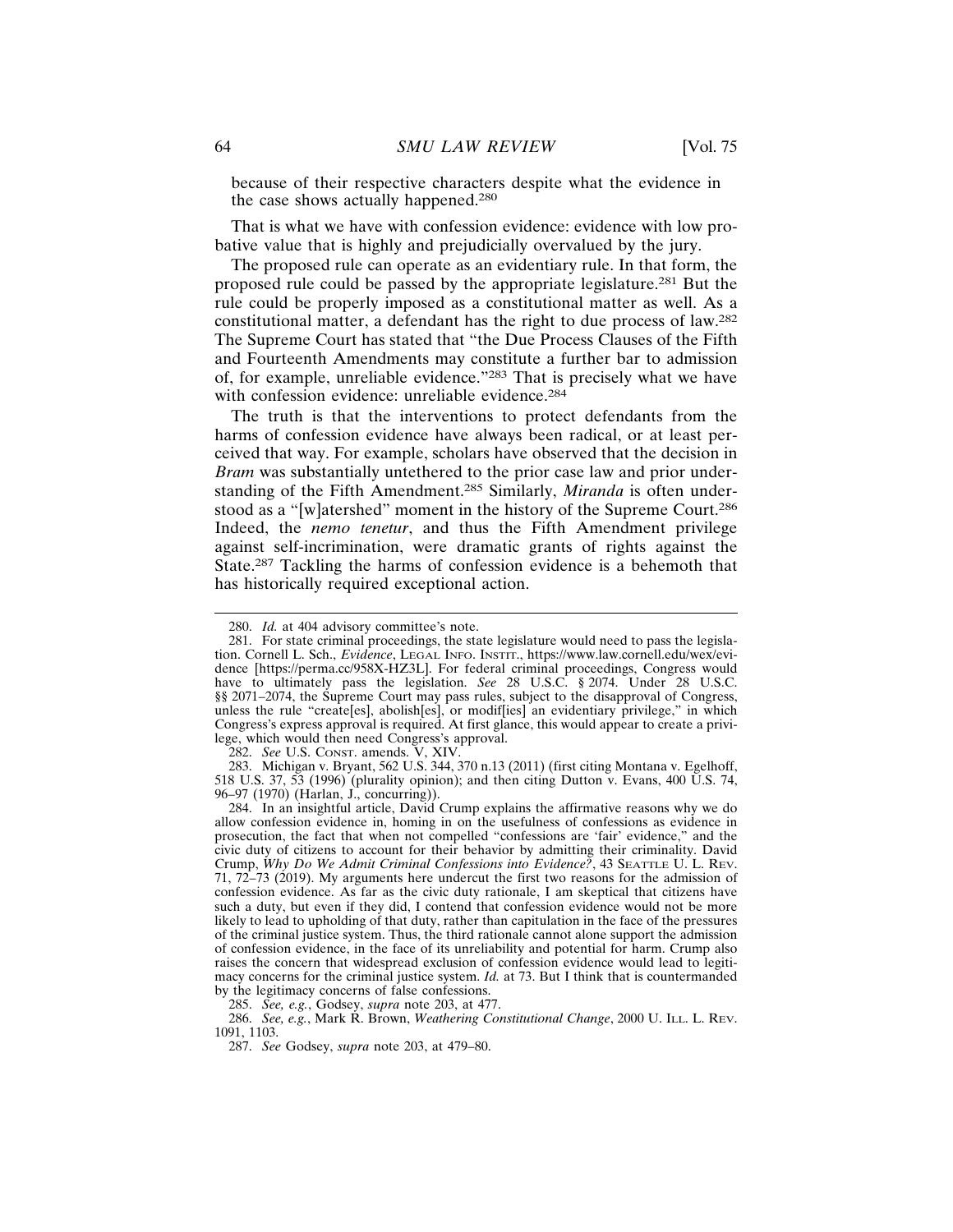because of their respective characters despite what the evidence in the case shows actually happened.[280]

That is what we have with confession evidence: evidence with low probative value that is highly and prejudicially overvalued by the jury.

The proposed rule can operate as an evidentiary rule. In that form, the proposed rule could be passed by the appropriate legislature.[281] But the rule could be properly imposed as a constitutional matter as well. As a constitutional matter, a defendant has the right to due process of law.[282] The Supreme Court has stated that "the Due Process Clauses of the Fifth and Fourteenth Amendments may constitute a further bar to admission of, for example, unreliable evidence."[283] That is precisely what we have with confession evidence: unreliable evidence.[284]

The truth is that the interventions to protect defendants from the harms of confession evidence have always been radical, or at least perceived that way. For example, scholars have observed that the decision in *Bram* was substantially untethered to the prior case law and prior understanding of the Fifth Amendment.[285] Similarly, *Miranda* is often understood as a "[w]atershed" moment in the history of the Supreme Court.[286] Indeed, the *nemo tenetur*, and thus the Fifth Amendment privilege against self-incrimination, were dramatic grants of rights against the State.[287] Tackling the harms of confession evidence is a behemoth that has historically required exceptional action.

---

280. *Id.* at 404 advisory committee's note.

281. For state criminal proceedings, the state legislature would need to pass the legislation. Cornell L. Sch., *Evidence*, LEGAL INFO. INSTIT., https://www.law.cornell.edu/wex/evidence [https://perma.cc/958X-HZ3L]. For federal criminal proceedings, Congress would have to ultimately pass the legislation. *See* 28 U.S.C. § 2074. Under 28 U.S.C. §§ 2071–2074, the Supreme Court may pass rules, subject to the disapproval of Congress, unless the rule "create[es], abolish[es], or modif[ies] an evidentiary privilege," in which Congress's express approval is required. At first glance, this would appear to create a privilege, which would then need Congress's approval.

282. *See* U.S. CONST. amends. V, XIV.

283. Michigan v. Bryant, 562 U.S. 344, 370 n.13 (2011) (first citing Montana v. Egelhoff, 518 U.S. 37, 53 (1996) (plurality opinion); and then citing Dutton v. Evans, 400 U.S. 74, 96–97 (1970) (Harlan, J., concurring)).

284. In an insightful article, David Crump explains the affirmative reasons why we do allow confession evidence in, homing in on the usefulness of confessions as evidence in prosecution, the fact that when not compelled "confessions are 'fair' evidence," and the civic duty of citizens to account for their behavior by admitting their criminality. David Crump, *Why Do We Admit Criminal Confessions into Evidence?*, 43 SEATTLE U. L. REV. 71, 72–73 (2019). My arguments here undercut the first two reasons for the admission of confession evidence. As far as the civic duty rationale, I am skeptical that citizens have such a duty, but even if they did, I contend that confession evidence would not be more likely to lead to upholding of that duty, rather than capitulation in the face of the pressures of the criminal justice system. Thus, the third rationale cannot alone support the admission of confession evidence, in the face of its unreliability and potential for harm. Crump also raises the concern that widespread exclusion of confession evidence would lead to legitimacy concerns for the criminal justice system. *Id.* at 73. But I think that is countermanded by the legitimacy concerns of false confessions.

285. *See, e.g.*, Godsey, *supra* note 203, at 477.

286. *See, e.g.*, Mark R. Brown, *Weathering Constitutional Change*, 2000 U. ILL. L. REV. 1091, 1103.

287. *See* Godsey, *supra* note 203, at 479–80.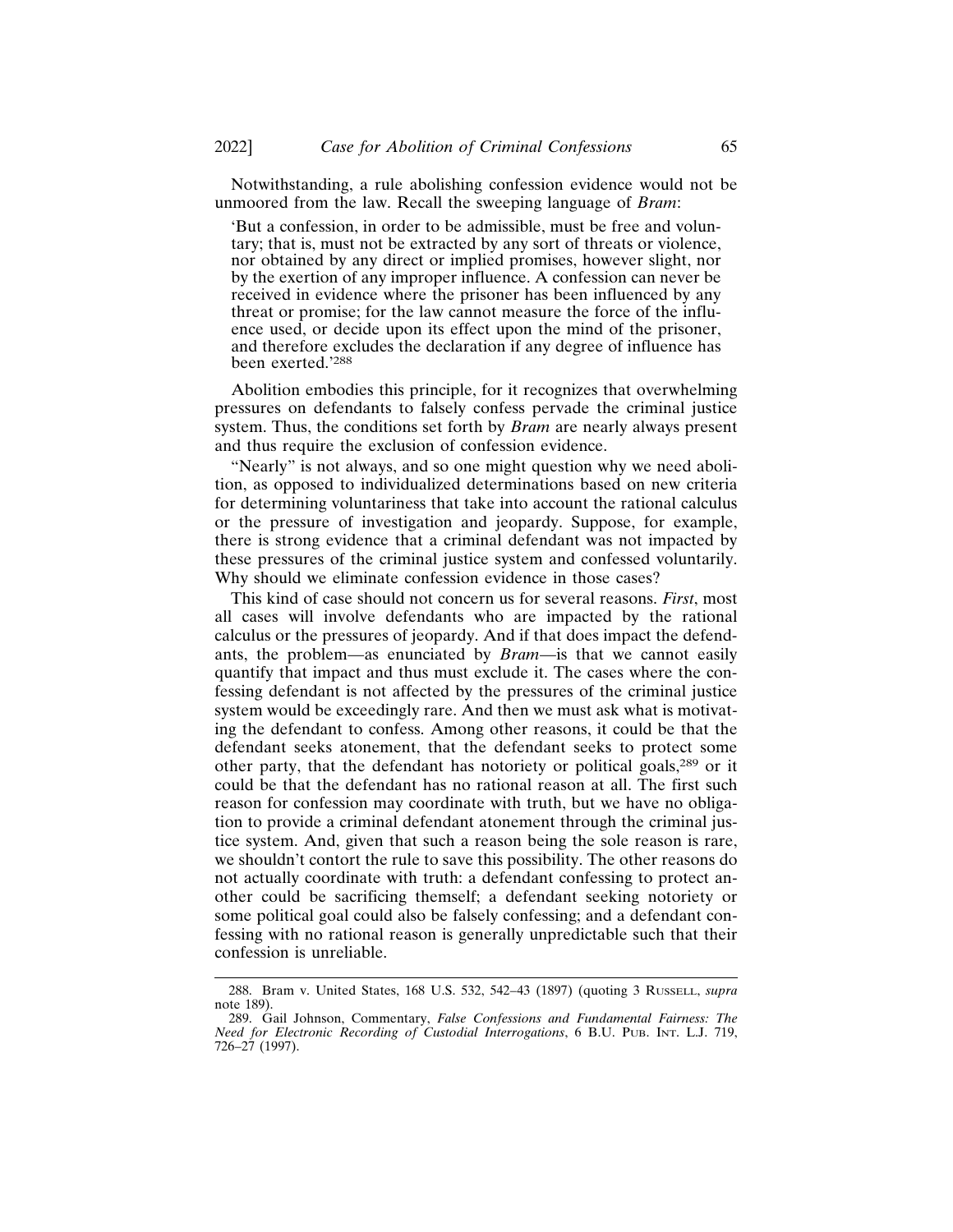Notwithstanding, a rule abolishing confession evidence would not be unmoored from the law. Recall the sweeping language of *Bram*:

> 'But a confession, in order to be admissible, must be free and voluntary; that is, must not be extracted by any sort of threats or violence, nor obtained by any direct or implied promises, however slight, nor by the exertion of any improper influence. A confession can never be received in evidence where the prisoner has been influenced by any threat or promise; for the law cannot measure the force of the influence used, or decide upon its effect upon the mind of the prisoner, and therefore excludes the declaration if any degree of influence has been exerted.'[288]

Abolition embodies this principle, for it recognizes that overwhelming pressures on defendants to falsely confess pervade the criminal justice system. Thus, the conditions set forth by *Bram* are nearly always present and thus require the exclusion of confession evidence.

"Nearly" is not always, and so one might question why we need abolition, as opposed to individualized determinations based on new criteria for determining voluntariness that take into account the rational calculus or the pressure of investigation and jeopardy. Suppose, for example, there is strong evidence that a criminal defendant was not impacted by these pressures of the criminal justice system and confessed voluntarily. Why should we eliminate confession evidence in those cases?

This kind of case should not concern us for several reasons. *First*, most all cases will involve defendants who are impacted by the rational calculus or the pressures of jeopardy. And if that does impact the defendants, the problem—as enunciated by *Bram*—is that we cannot easily quantify that impact and thus must exclude it. The cases where the confessing defendant is not affected by the pressures of the criminal justice system would be exceedingly rare. And then we must ask what is motivating the defendant to confess. Among other reasons, it could be that the defendant seeks atonement, that the defendant seeks to protect some other party, that the defendant has notoriety or political goals,[289] or it could be that the defendant has no rational reason at all. The first such reason for confession may coordinate with truth, but we have no obligation to provide a criminal defendant atonement through the criminal justice system. And, given that such a reason being the sole reason is rare, we shouldn't contort the rule to save this possibility. The other reasons do not actually coordinate with truth: a defendant confessing to protect another could be sacrificing themself; a defendant seeking notoriety or some political goal could also be falsely confessing; and a defendant confessing with no rational reason is generally unpredictable such that their confession is unreliable.

---

288. Bram v. United States, 168 U.S. 532, 542–43 (1897) (quoting 3 RUSSELL, *supra* note 189).

289. Gail Johnson, Commentary, *False Confessions and Fundamental Fairness: The Need for Electronic Recording of Custodial Interrogations*, 6 B.U. PUB. INT. L.J. 719, 726–27 (1997).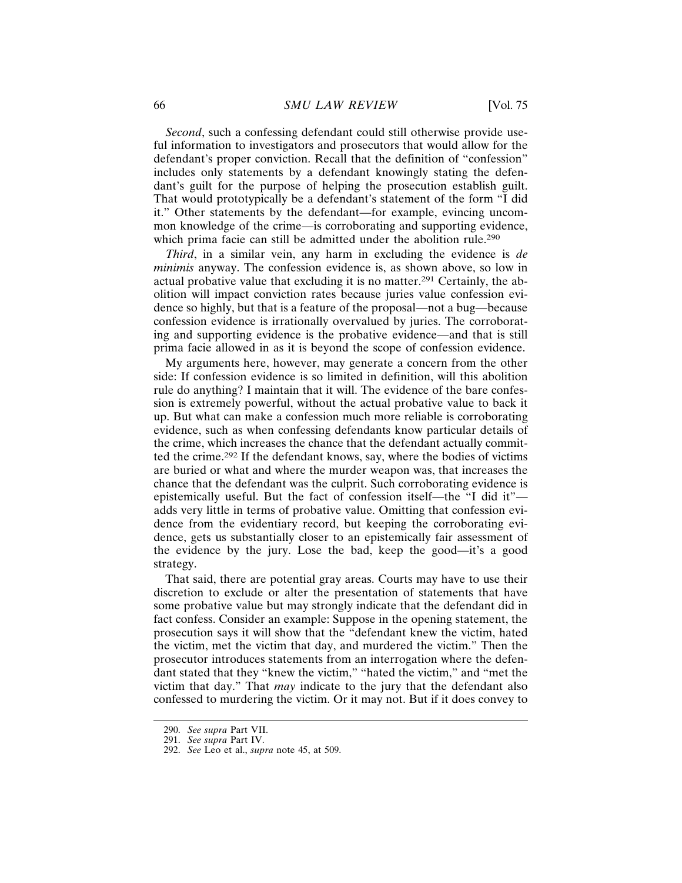*Second*, such a confessing defendant could still otherwise provide useful information to investigators and prosecutors that would allow for the defendant's proper conviction. Recall that the definition of "confession" includes only statements by a defendant knowingly stating the defendant's guilt for the purpose of helping the prosecution establish guilt. That would prototypically be a defendant's statement of the form "I did it." Other statements by the defendant—for example, evincing uncommon knowledge of the crime—is corroborating and supporting evidence, which prima facie can still be admitted under the abolition rule.[290]

*Third*, in a similar vein, any harm in excluding the evidence is *de minimis* anyway. The confession evidence is, as shown above, so low in actual probative value that excluding it is no matter.[291] Certainly, the abolition will impact conviction rates because juries value confession evidence so highly, but that is a feature of the proposal—not a bug—because confession evidence is irrationally overvalued by juries. The corroborating and supporting evidence is the probative evidence—and that is still prima facie allowed in as it is beyond the scope of confession evidence.

My arguments here, however, may generate a concern from the other side: If confession evidence is so limited in definition, will this abolition rule do anything? I maintain that it will. The evidence of the bare confession is extremely powerful, without the actual probative value to back it up. But what can make a confession much more reliable is corroborating evidence, such as when confessing defendants know particular details of the crime, which increases the chance that the defendant actually committed the crime.[292] If the defendant knows, say, where the bodies of victims are buried or what and where the murder weapon was, that increases the chance that the defendant was the culprit. Such corroborating evidence is epistemically useful. But the fact of confession itself—the "I did it"—adds very little in terms of probative value. Omitting that confession evidence from the evidentiary record, but keeping the corroborating evidence, gets us substantially closer to an epistemically fair assessment of the evidence by the jury. Lose the bad, keep the good—it's a good strategy.

That said, there are potential gray areas. Courts may have to use their discretion to exclude or alter the presentation of statements that have some probative value but may strongly indicate that the defendant did in fact confess. Consider an example: Suppose in the opening statement, the prosecution says it will show that the "defendant knew the victim, hated the victim, met the victim that day, and murdered the victim." Then the prosecutor introduces statements from an interrogation where the defendant stated that they "knew the victim," "hated the victim," and "met the victim that day." That *may* indicate to the jury that the defendant also confessed to murdering the victim. Or it may not. But if it does convey to

290. *See supra* Part VII.
291. *See supra* Part IV.
292. *See* Leo et al., *supra* note 45, at 509.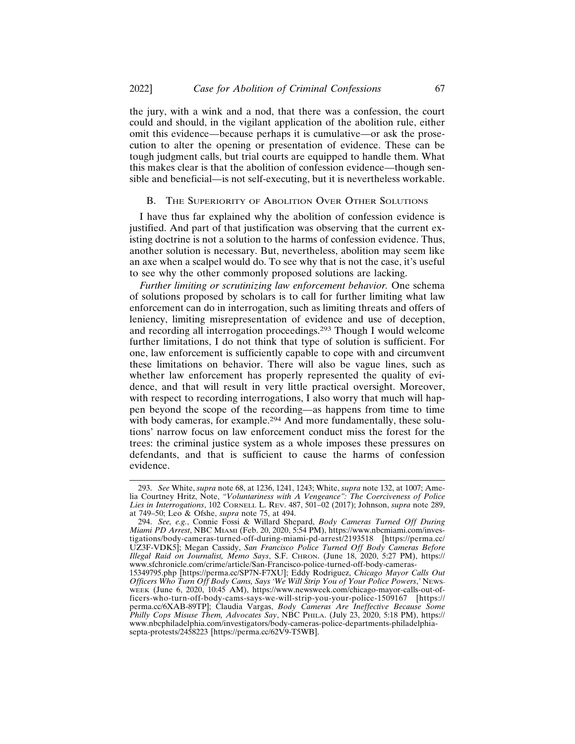the jury, with a wink and a nod, that there was a confession, the court could and should, in the vigilant application of the abolition rule, either omit this evidence—because perhaps it is cumulative—or ask the prosecution to alter the opening or presentation of evidence. These can be tough judgment calls, but trial courts are equipped to handle them. What this makes clear is that the abolition of confession evidence—though sensible and beneficial—is not self-executing, but it is nevertheless workable.

## B. The Superiority of Abolition Over Other Solutions

I have thus far explained why the abolition of confession evidence is justified. And part of that justification was observing that the current existing doctrine is not a solution to the harms of confession evidence. Thus, another solution is necessary. But, nevertheless, abolition may seem like an axe when a scalpel would do. To see why that is not the case, it's useful to see why the other commonly proposed solutions are lacking.

*Further limiting or scrutinizing law enforcement behavior.* One schema of solutions proposed by scholars is to call for further limiting what law enforcement can do in interrogation, such as limiting threats and offers of leniency, limiting misrepresentation of evidence and use of deception, and recording all interrogation proceedings.[293] Though I would welcome further limitations, I do not think that type of solution is sufficient. For one, law enforcement is sufficiently capable to cope with and circumvent these limitations on behavior. There will also be vague lines, such as whether law enforcement has properly represented the quality of evidence, and that will result in very little practical oversight. Moreover, with respect to recording interrogations, I also worry that much will happen beyond the scope of the recording—as happens from time to time with body cameras, for example.[294] And more fundamentally, these solutions' narrow focus on law enforcement conduct miss the forest for the trees: the criminal justice system as a whole imposes these pressures on defendants, and that is sufficient to cause the harms of confession evidence.

---

293. *See* White, *supra* note 68, at 1236, 1241, 1243; White, *supra* note 132, at 1007; Amelia Courtney Hritz, Note, *"Voluntariness with A Vengeance": The Coerciveness of Police Lies in Interrogations*, 102 Cornell L. Rev. 487, 501–02 (2017); Johnson, *supra* note 289, at 749–50; Leo & Ofshe, *supra* note 75, at 494.

294. *See, e.g.*, Connie Fossi & Willard Shepard, *Body Cameras Turned Off During Miami PD Arrest*, NBC Miami (Feb. 20, 2020, 5:54 PM), https://www.nbcmiami.com/investigations/body-cameras-turned-off-during-miami-pd-arrest/2193518 [https://perma.cc/UZ3F-VDK5]; Megan Cassidy, *San Francisco Police Turned Off Body Cameras Before Illegal Raid on Journalist, Memo Says*, S.F. Chron. (June 18, 2020, 5:27 PM), https://www.sfchronicle.com/crime/article/San-Francisco-police-turned-off-body-cameras-15349795.php [https://perma.cc/SP7N-F7XU]; Eddy Rodriguez, *Chicago Mayor Calls Out Officers Who Turn Off Body Cams, Says 'We Will Strip You of Your Police Powers,'* Newsweek (June 6, 2020, 10:45 AM), https://www.newsweek.com/chicago-mayor-calls-out-officers-who-turn-off-body-cams-says-we-will-strip-you-your-police-1509167 [https://perma.cc/6XAB-89TP]; Claudia Vargas, *Body Cameras Are Ineffective Because Some Philly Cops Misuse Them, Advocates Say*, NBC Phila. (July 23, 2020, 5:18 PM), https://www.nbcphiladelphia.com/investigators/body-cameras-police-departments-philadelphia-septa-protests/2458223 [https://perma.cc/62V9-T5WB].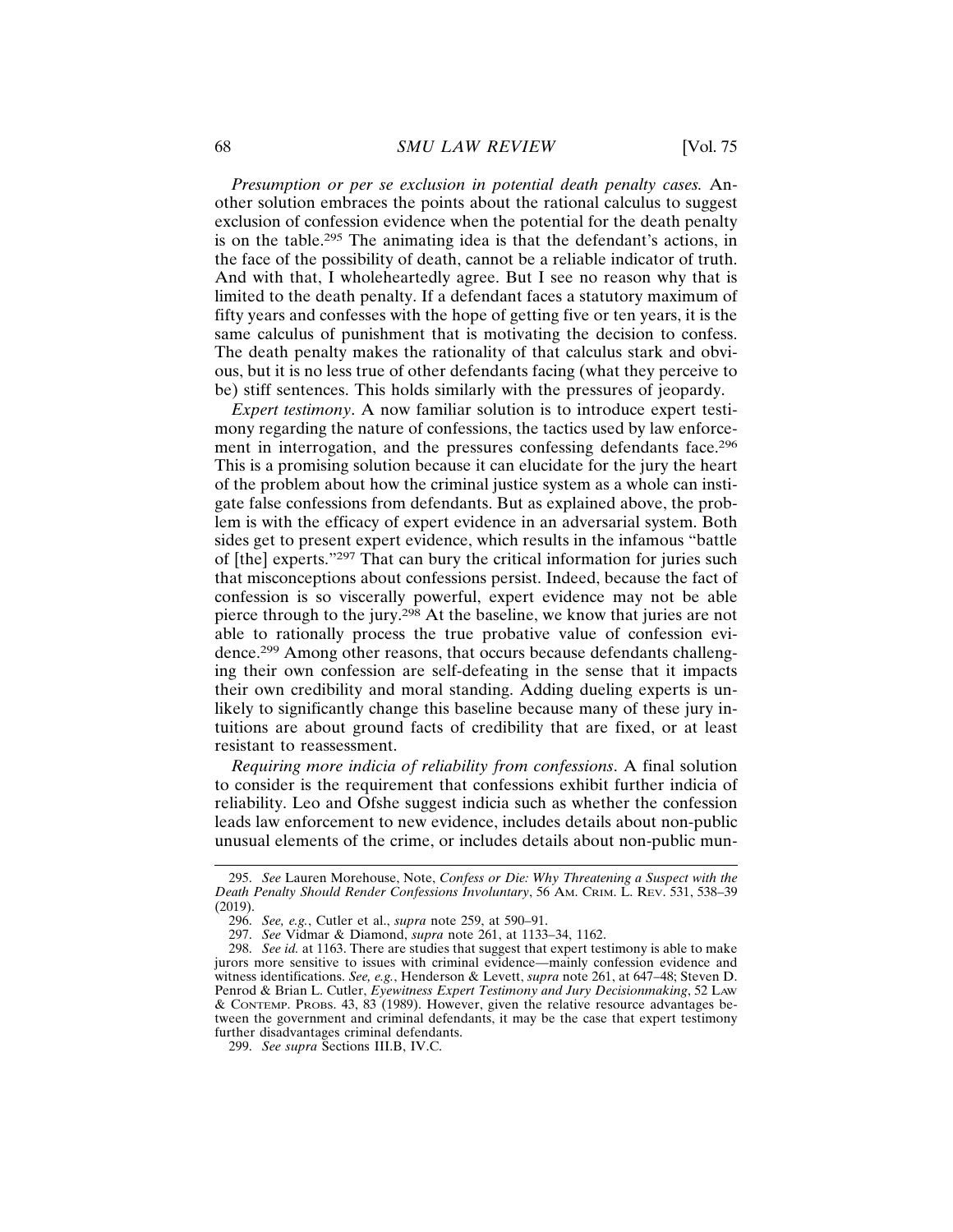*Presumption or per se exclusion in potential death penalty cases.* Another solution embraces the points about the rational calculus to suggest exclusion of confession evidence when the potential for the death penalty is on the table.[295] The animating idea is that the defendant's actions, in the face of the possibility of death, cannot be a reliable indicator of truth. And with that, I wholeheartedly agree. But I see no reason why that is limited to the death penalty. If a defendant faces a statutory maximum of fifty years and confesses with the hope of getting five or ten years, it is the same calculus of punishment that is motivating the decision to confess. The death penalty makes the rationality of that calculus stark and obvious, but it is no less true of other defendants facing (what they perceive to be) stiff sentences. This holds similarly with the pressures of jeopardy.

*Expert testimony*. A now familiar solution is to introduce expert testimony regarding the nature of confessions, the tactics used by law enforcement in interrogation, and the pressures confessing defendants face.[296] This is a promising solution because it can elucidate for the jury the heart of the problem about how the criminal justice system as a whole can instigate false confessions from defendants. But as explained above, the problem is with the efficacy of expert evidence in an adversarial system. Both sides get to present expert evidence, which results in the infamous "battle of [the] experts."[297] That can bury the critical information for juries such that misconceptions about confessions persist. Indeed, because the fact of confession is so viscerally powerful, expert evidence may not be able pierce through to the jury.[298] At the baseline, we know that juries are not able to rationally process the true probative value of confession evidence.[299] Among other reasons, that occurs because defendants challenging their own confession are self-defeating in the sense that it impacts their own credibility and moral standing. Adding dueling experts is unlikely to significantly change this baseline because many of these jury intuitions are about ground facts of credibility that are fixed, or at least resistant to reassessment.

*Requiring more indicia of reliability from confessions*. A final solution to consider is the requirement that confessions exhibit further indicia of reliability. Leo and Ofshe suggest indicia such as whether the confession leads law enforcement to new evidence, includes details about non-public unusual elements of the crime, or includes details about non-public mun-

---

295. *See* Lauren Morehouse, Note, *Confess or Die: Why Threatening a Suspect with the Death Penalty Should Render Confessions Involuntary*, 56 AM. CRIM. L. REV. 531, 538–39 (2019).

296. *See, e.g.*, Cutler et al., *supra* note 259, at 590–91.

297. *See* Vidmar & Diamond, *supra* note 261, at 1133–34, 1162.

298. *See id.* at 1163. There are studies that suggest that expert testimony is able to make jurors more sensitive to issues with criminal evidence—mainly confession evidence and witness identifications. *See, e.g.*, Henderson & Levett, *supra* note 261, at 647–48; Steven D. Penrod & Brian L. Cutler, *Eyewitness Expert Testimony and Jury Decisionmaking*, 52 LAW & CONTEMP. PROBS. 43, 83 (1989). However, given the relative resource advantages between the government and criminal defendants, it may be the case that expert testimony further disadvantages criminal defendants.

299. *See supra* Sections III.B, IV.C.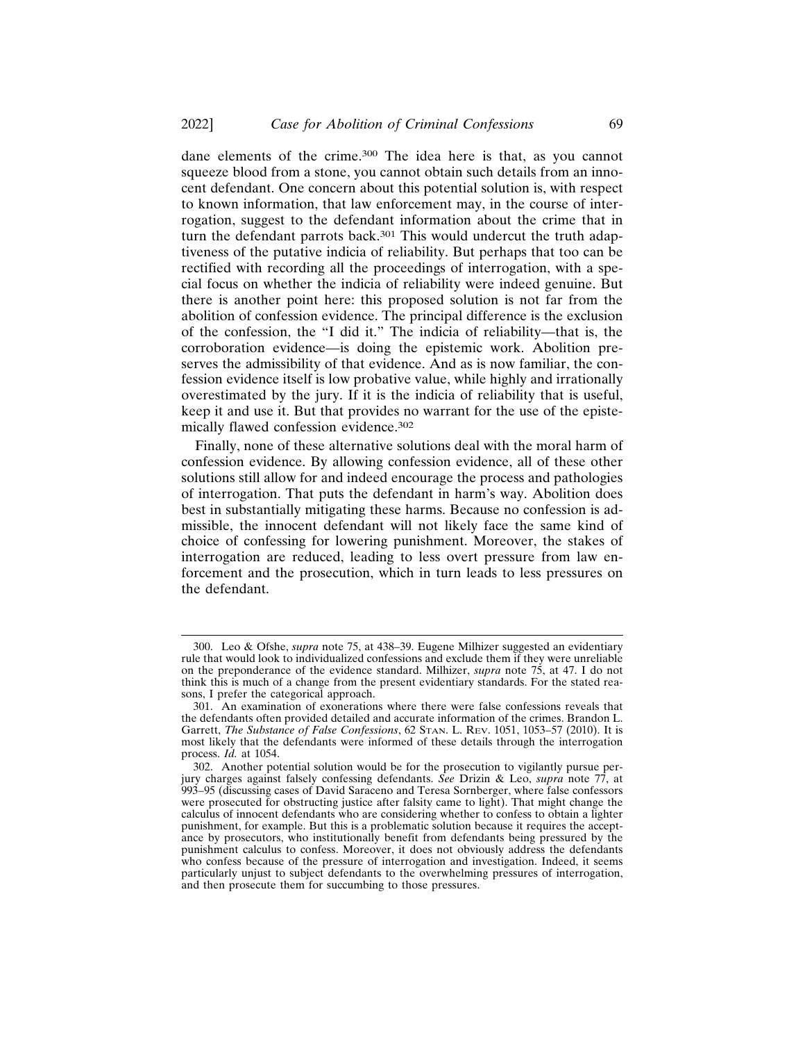dane elements of the crime.[300] The idea here is that, as you cannot squeeze blood from a stone, you cannot obtain such details from an innocent defendant. One concern about this potential solution is, with respect to known information, that law enforcement may, in the course of interrogation, suggest to the defendant information about the crime that in turn the defendant parrots back.[301] This would undercut the truth adaptiveness of the putative indicia of reliability. But perhaps that too can be rectified with recording all the proceedings of interrogation, with a special focus on whether the indicia of reliability were indeed genuine. But there is another point here: this proposed solution is not far from the abolition of confession evidence. The principal difference is the exclusion of the confession, the "I did it." The indicia of reliability—that is, the corroboration evidence—is doing the epistemic work. Abolition preserves the admissibility of that evidence. And as is now familiar, the confession evidence itself is low probative value, while highly and irrationally overestimated by the jury. If it is the indicia of reliability that is useful, keep it and use it. But that provides no warrant for the use of the epistemically flawed confession evidence.[302]

Finally, none of these alternative solutions deal with the moral harm of confession evidence. By allowing confession evidence, all of these other solutions still allow for and indeed encourage the process and pathologies of interrogation. That puts the defendant in harm's way. Abolition does best in substantially mitigating these harms. Because no confession is admissible, the innocent defendant will not likely face the same kind of choice of confessing for lowering punishment. Moreover, the stakes of interrogation are reduced, leading to less overt pressure from law enforcement and the prosecution, which in turn leads to less pressures on the defendant.

---

300. Leo & Ofshe, *supra* note 75, at 438–39. Eugene Milhizer suggested an evidentiary rule that would look to individualized confessions and exclude them if they were unreliable on the preponderance of the evidence standard. Milhizer, *supra* note 75, at 47. I do not think this is much of a change from the present evidentiary standards. For the stated reasons, I prefer the categorical approach.

301. An examination of exonerations where there were false confessions reveals that the defendants often provided detailed and accurate information of the crimes. Brandon L. Garrett, *The Substance of False Confessions*, 62 STAN. L. REV. 1051, 1053–57 (2010). It is most likely that the defendants were informed of these details through the interrogation process. *Id.* at 1054.

302. Another potential solution would be for the prosecution to vigilantly pursue perjury charges against falsely confessing defendants. *See* Drizin & Leo, *supra* note 77, at 993–95 (discussing cases of David Saraceno and Teresa Sornberger, where false confessors were prosecuted for obstructing justice after falsity came to light). That might change the calculus of innocent defendants who are considering whether to confess to obtain a lighter punishment, for example. But this is a problematic solution because it requires the acceptance by prosecutors, who institutionally benefit from defendants being pressured by the punishment calculus to confess. Moreover, it does not obviously address the defendants who confess because of the pressure of interrogation and investigation. Indeed, it seems particularly unjust to subject defendants to the overwhelming pressures of interrogation, and then prosecute them for succumbing to those pressures.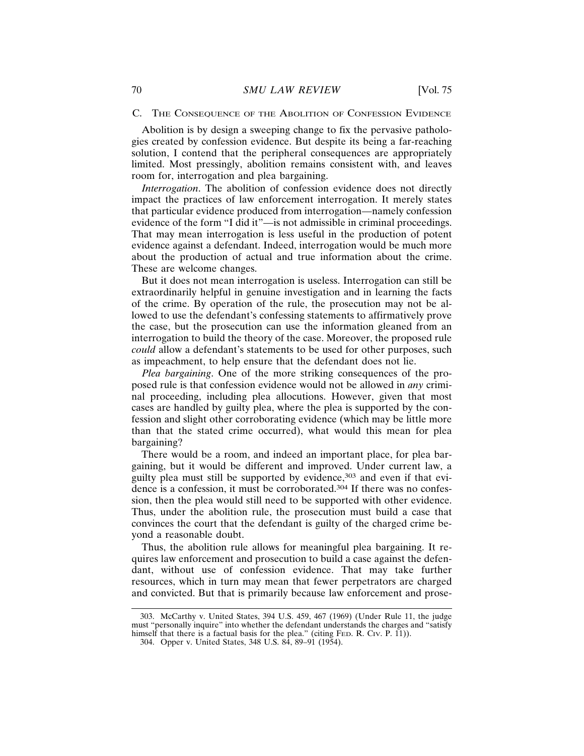### C. The Consequence of the Abolition of Confession Evidence

Abolition is by design a sweeping change to fix the pervasive pathologies created by confession evidence. But despite its being a far-reaching solution, I contend that the peripheral consequences are appropriately limited. Most pressingly, abolition remains consistent with, and leaves room for, interrogation and plea bargaining.

*Interrogation*. The abolition of confession evidence does not directly impact the practices of law enforcement interrogation. It merely states that particular evidence produced from interrogation—namely confession evidence of the form "I did it"—is not admissible in criminal proceedings. That may mean interrogation is less useful in the production of potent evidence against a defendant. Indeed, interrogation would be much more about the production of actual and true information about the crime. These are welcome changes.

But it does not mean interrogation is useless. Interrogation can still be extraordinarily helpful in genuine investigation and in learning the facts of the crime. By operation of the rule, the prosecution may not be allowed to use the defendant's confessing statements to affirmatively prove the case, but the prosecution can use the information gleaned from an interrogation to build the theory of the case. Moreover, the proposed rule *could* allow a defendant's statements to be used for other purposes, such as impeachment, to help ensure that the defendant does not lie.

*Plea bargaining*. One of the more striking consequences of the proposed rule is that confession evidence would not be allowed in *any* criminal proceeding, including plea allocutions. However, given that most cases are handled by guilty plea, where the plea is supported by the confession and slight other corroborating evidence (which may be little more than that the stated crime occurred), what would this mean for plea bargaining?

There would be a room, and indeed an important place, for plea bargaining, but it would be different and improved. Under current law, a guilty plea must still be supported by evidence,[303] and even if that evidence is a confession, it must be corroborated.[304] If there was no confession, then the plea would still need to be supported with other evidence. Thus, under the abolition rule, the prosecution must build a case that convinces the court that the defendant is guilty of the charged crime beyond a reasonable doubt.

Thus, the abolition rule allows for meaningful plea bargaining. It requires law enforcement and prosecution to build a case against the defendant, without use of confession evidence. That may take further resources, which in turn may mean that fewer perpetrators are charged and convicted. But that is primarily because law enforcement and prose-

---

303. McCarthy v. United States, 394 U.S. 459, 467 (1969) (Under Rule 11, the judge must "personally inquire" into whether the defendant understands the charges and "satisfy himself that there is a factual basis for the plea." (citing Fed. R. Civ. P. 11)).

304. Opper v. United States, 348 U.S. 84, 89–91 (1954).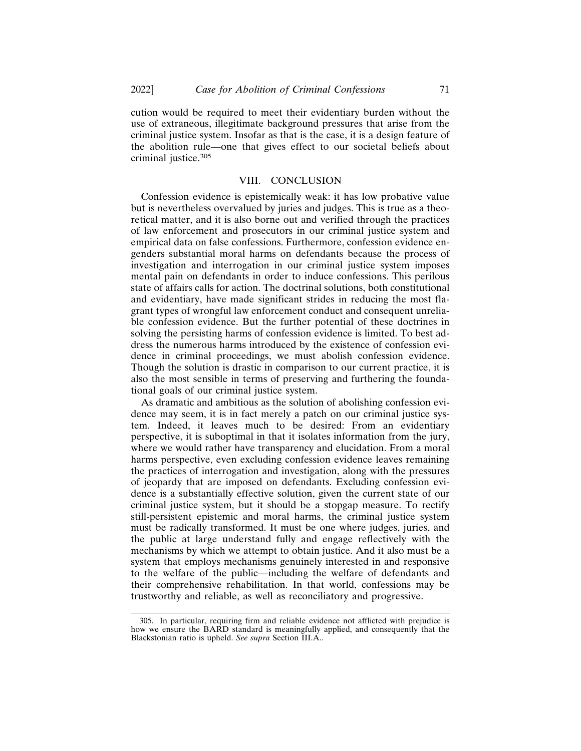cution would be required to meet their evidentiary burden without the use of extraneous, illegitimate background pressures that arise from the criminal justice system. Insofar as that is the case, it is a design feature of the abolition rule—one that gives effect to our societal beliefs about criminal justice.[305]

## VIII. CONCLUSION

Confession evidence is epistemically weak: it has low probative value but is nevertheless overvalued by juries and judges. This is true as a theoretical matter, and it is also borne out and verified through the practices of law enforcement and prosecutors in our criminal justice system and empirical data on false confessions. Furthermore, confession evidence engenders substantial moral harms on defendants because the process of investigation and interrogation in our criminal justice system imposes mental pain on defendants in order to induce confessions. This perilous state of affairs calls for action. The doctrinal solutions, both constitutional and evidentiary, have made significant strides in reducing the most flagrant types of wrongful law enforcement conduct and consequent unreliable confession evidence. But the further potential of these doctrines in solving the persisting harms of confession evidence is limited. To best address the numerous harms introduced by the existence of confession evidence in criminal proceedings, we must abolish confession evidence. Though the solution is drastic in comparison to our current practice, it is also the most sensible in terms of preserving and furthering the foundational goals of our criminal justice system.

As dramatic and ambitious as the solution of abolishing confession evidence may seem, it is in fact merely a patch on our criminal justice system. Indeed, it leaves much to be desired: From an evidentiary perspective, it is suboptimal in that it isolates information from the jury, where we would rather have transparency and elucidation. From a moral harms perspective, even excluding confession evidence leaves remaining the practices of interrogation and investigation, along with the pressures of jeopardy that are imposed on defendants. Excluding confession evidence is a substantially effective solution, given the current state of our criminal justice system, but it should be a stopgap measure. To rectify still-persistent epistemic and moral harms, the criminal justice system must be radically transformed. It must be one where judges, juries, and the public at large understand fully and engage reflectively with the mechanisms by which we attempt to obtain justice. And it also must be a system that employs mechanisms genuinely interested in and responsive to the welfare of the public—including the welfare of defendants and their comprehensive rehabilitation. In that world, confessions may be trustworthy and reliable, as well as reconciliatory and progressive.

---

305. In particular, requiring firm and reliable evidence not afflicted with prejudice is how we ensure the BARD standard is meaningfully applied, and consequently that the Blackstonian ratio is upheld. *See supra* Section III.A..